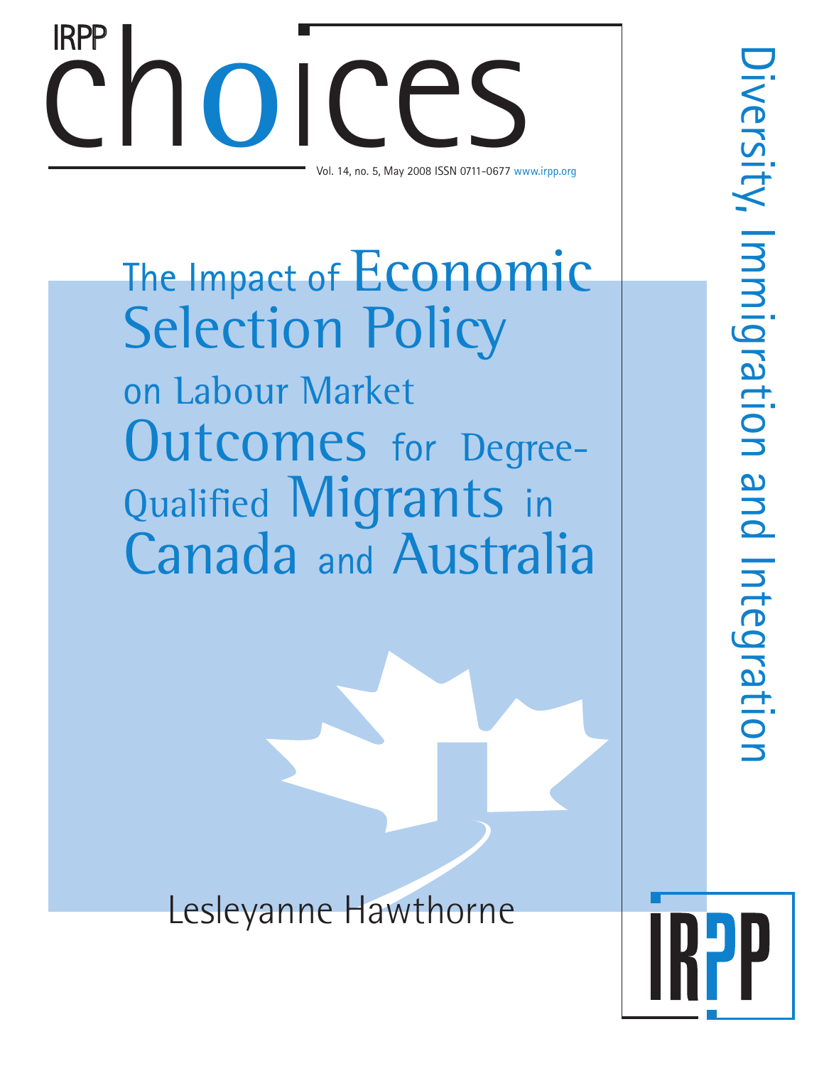IRPP choices

Vol. 14, no. 5, May 2008 ISSN 0711-0677 www.irpp.org

# The Impact of Economic Selection Policy on Labour Market Outcomes for Degree-Qualified Migrants in Canada and Australia

Lesleyanne Hawthorne

Diversity, Immigration and Integration

IRPP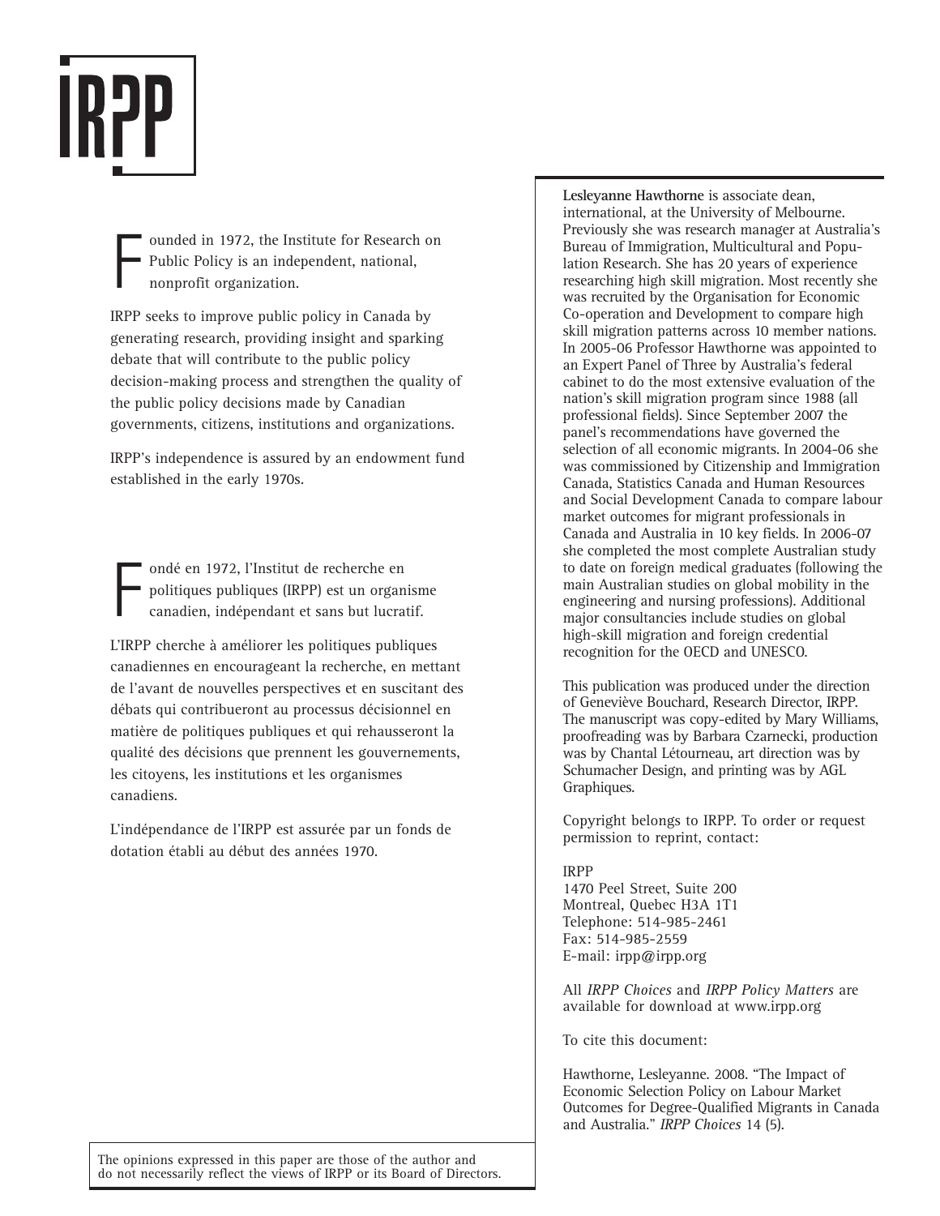IRPP

Founded in 1972, the Institute for Research on Public Policy is an independent, national, nonprofit organization.

IRPP seeks to improve public policy in Canada by generating research, providing insight and sparking debate that will contribute to the public policy decision-making process and strengthen the quality of the public policy decisions made by Canadian governments, citizens, institutions and organizations.

IRPP's independence is assured by an endowment fund established in the early 1970s.

Fondé en 1972, l'Institut de recherche en politiques publiques (IRPP) est un organisme canadien, indépendant et sans but lucratif.

L'IRPP cherche à améliorer les politiques publiques canadiennes en encourageant la recherche, en mettant de l'avant de nouvelles perspectives et en suscitant des débats qui contribueront au processus décisionnel en matière de politiques publiques et qui rehausseront la qualité des décisions que prennent les gouvernements, les citoyens, les institutions et les organismes canadiens.

L'indépendance de l'IRPP est assurée par un fonds de dotation établi au début des années 1970.

The opinions expressed in this paper are those of the author and do not necessarily reflect the views of IRPP or its Board of Directors.

**Lesleyanne Hawthorne** is associate dean, international, at the University of Melbourne. Previously she was research manager at Australia's Bureau of Immigration, Multicultural and Population Research. She has 20 years of experience researching high skill migration. Most recently she was recruited by the Organisation for Economic Co-operation and Development to compare high skill migration patterns across 10 member nations. In 2005-06 Professor Hawthorne was appointed to an Expert Panel of Three by Australia's federal cabinet to do the most extensive evaluation of the nation's skill migration program since 1988 (all professional fields). Since September 2007 the panel's recommendations have governed the selection of all economic migrants. In 2004-06 she was commissioned by Citizenship and Immigration Canada, Statistics Canada and Human Resources and Social Development Canada to compare labour market outcomes for migrant professionals in Canada and Australia in 10 key fields. In 2006-07 she completed the most complete Australian study to date on foreign medical graduates (following the main Australian studies on global mobility in the engineering and nursing professions). Additional major consultancies include studies on global high-skill migration and foreign credential recognition for the OECD and UNESCO.

This publication was produced under the direction of Geneviève Bouchard, Research Director, IRPP. The manuscript was copy-edited by Mary Williams, proofreading was by Barbara Czarnecki, production was by Chantal Létourneau, art direction was by Schumacher Design, and printing was by AGL Graphiques.

Copyright belongs to IRPP. To order or request permission to reprint, contact:

IRPP
1470 Peel Street, Suite 200
Montreal, Quebec H3A 1T1
Telephone: 514-985-2461
Fax: 514-985-2559
E-mail: irpp@irpp.org

All *IRPP Choices* and *IRPP Policy Matters* are available for download at www.irpp.org

To cite this document:

Hawthorne, Lesleyanne. 2008. "The Impact of Economic Selection Policy on Labour Market Outcomes for Degree-Qualified Migrants in Canada and Australia." *IRPP Choices* 14 (5).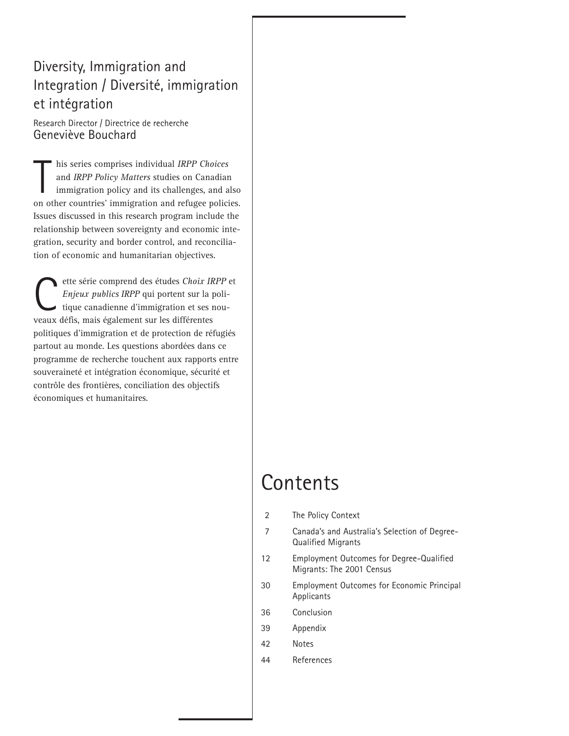## Diversity, Immigration and Integration / Diversité, immigration et intégration

Research Director / Directrice de recherche
Geneviève Bouchard

This series comprises individual *IRPP Choices* and *IRPP Policy Matters* studies on Canadian immigration policy and its challenges, and also on other countries' immigration and refugee policies. Issues discussed in this research program include the relationship between sovereignty and economic integration, security and border control, and reconciliation of economic and humanitarian objectives.

Cette série comprend des études *Choix IRPP* et *Enjeux publics IRPP* qui portent sur la politique canadienne d'immigration et ses nouveaux défis, mais également sur les différentes politiques d'immigration et de protection de réfugiés partout au monde. Les questions abordées dans ce programme de recherche touchent aux rapports entre souveraineté et intégration économique, sécurité et contrôle des frontières, conciliation des objectifs économiques et humanitaires.

# Contents

| | |
|---|---|
| 2 | The Policy Context |
| 7 | Canada's and Australia's Selection of Degree-Qualified Migrants |
| 12 | Employment Outcomes for Degree-Qualified Migrants: The 2001 Census |
| 30 | Employment Outcomes for Economic Principal Applicants |
| 36 | Conclusion |
| 39 | Appendix |
| 42 | Notes |
| 44 | References |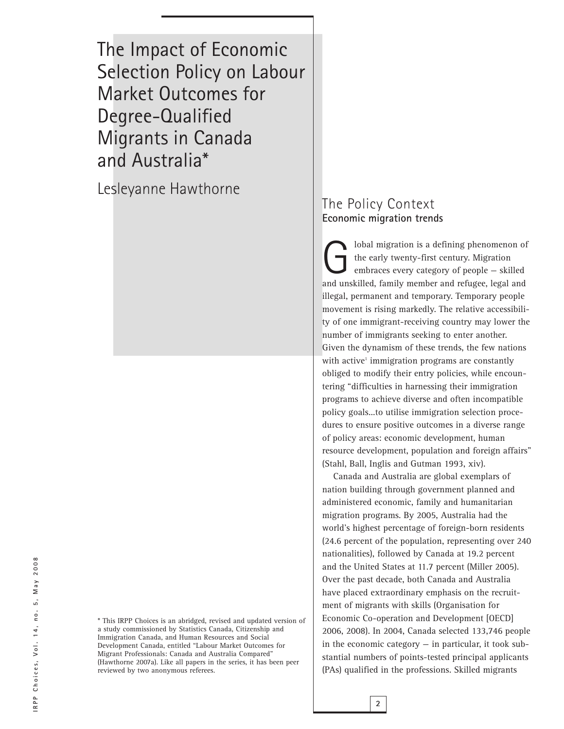# The Impact of Economic Selection Policy on Labour Market Outcomes for Degree-Qualified Migrants in Canada and Australia*

Lesleyanne Hawthorne

## The Policy Context

### Economic migration trends

Global migration is a defining phenomenon of the early twenty-first century. Migration embraces every category of people — skilled and unskilled, family member and refugee, legal and illegal, permanent and temporary. Temporary people movement is rising markedly. The relative accessibility of one immigrant-receiving country may lower the number of immigrants seeking to enter another. Given the dynamism of these trends, the few nations with active[1] immigration programs are constantly obliged to modify their entry policies, while encountering "difficulties in harnessing their immigration programs to achieve diverse and often incompatible policy goals...to utilise immigration selection procedures to ensure positive outcomes in a diverse range of policy areas: economic development, human resource development, population and foreign affairs" (Stahl, Ball, Inglis and Gutman 1993, xiv).

Canada and Australia are global exemplars of nation building through government planned and administered economic, family and humanitarian migration programs. By 2005, Australia had the world's highest percentage of foreign-born residents (24.6 percent of the population, representing over 240 nationalities), followed by Canada at 19.2 percent and the United States at 11.7 percent (Miller 2005). Over the past decade, both Canada and Australia have placed extraordinary emphasis on the recruitment of migrants with skills (Organisation for Economic Co-operation and Development [OECD] 2006, 2008). In 2004, Canada selected 133,746 people in the economic category — in particular, it took substantial numbers of points-tested principal applicants (PAs) qualified in the professions. Skilled migrants

\* This IRPP Choices is an abridged, revised and updated version of a study commissioned by Statistics Canada, Citizenship and Immigration Canada, and Human Resources and Social Development Canada, entitled "Labour Market Outcomes for Migrant Professionals: Canada and Australia Compared" (Hawthorne 2007a). Like all papers in the series, it has been peer reviewed by two anonymous referees.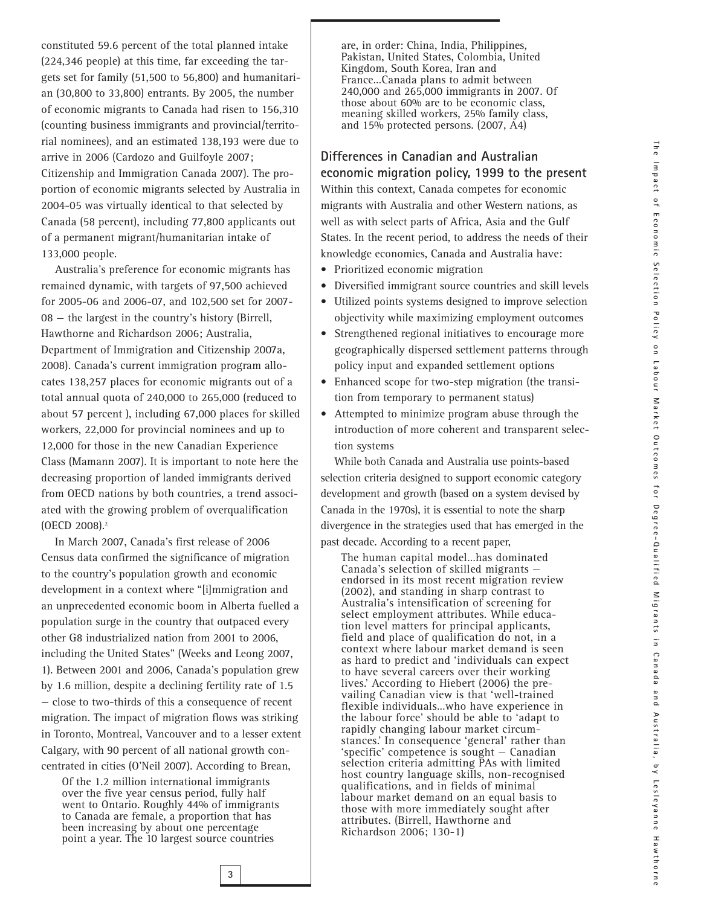constituted 59.6 percent of the total planned intake (224,346 people) at this time, far exceeding the targets set for family (51,500 to 56,800) and humanitarian (30,800 to 33,800) entrants. By 2005, the number of economic migrants to Canada had risen to 156,310 (counting business immigrants and provincial/territorial nominees), and an estimated 138,193 were due to arrive in 2006 (Cardozo and Guilfoyle 2007; Citizenship and Immigration Canada 2007). The proportion of economic migrants selected by Australia in 2004-05 was virtually identical to that selected by Canada (58 percent), including 77,800 applicants out of a permanent migrant/humanitarian intake of 133,000 people.

Australia's preference for economic migrants has remained dynamic, with targets of 97,500 achieved for 2005-06 and 2006-07, and 102,500 set for 2007-08 — the largest in the country's history (Birrell, Hawthorne and Richardson 2006; Australia, Department of Immigration and Citizenship 2007a, 2008). Canada's current immigration program allocates 138,257 places for economic migrants out of a total annual quota of 240,000 to 265,000 (reduced to about 57 percent ), including 67,000 places for skilled workers, 22,000 for provincial nominees and up to 12,000 for those in the new Canadian Experience Class (Mamann 2007). It is important to note here the decreasing proportion of landed immigrants derived from OECD nations by both countries, a trend associated with the growing problem of overqualification (OECD 2008).[2]

In March 2007, Canada's first release of 2006 Census data confirmed the significance of migration to the country's population growth and economic development in a context where "[i]mmigration and an unprecedented economic boom in Alberta fuelled a population surge in the country that outpaced every other G8 industrialized nation from 2001 to 2006, including the United States" (Weeks and Leong 2007, 1). Between 2001 and 2006, Canada's population grew by 1.6 million, despite a declining fertility rate of 1.5 — close to two-thirds of this a consequence of recent migration. The impact of migration flows was striking in Toronto, Montreal, Vancouver and to a lesser extent Calgary, with 90 percent of all national growth concentrated in cities (O'Neil 2007). According to Brean,

> Of the 1.2 million international immigrants over the five year census period, fully half went to Ontario. Roughly 44% of immigrants to Canada are female, a proportion that has been increasing by about one percentage point a year. The 10 largest source countries are, in order: China, India, Philippines, Pakistan, United States, Colombia, United Kingdom, South Korea, Iran and France...Canada plans to admit between 240,000 and 265,000 immigrants in 2007. Of those about 60% are to be economic class, meaning skilled workers, 25% family class, and 15% protected persons. (2007, A4)

## Differences in Canadian and Australian economic migration policy, 1999 to the present

Within this context, Canada competes for economic migrants with Australia and other Western nations, as well as with select parts of Africa, Asia and the Gulf States. In the recent period, to address the needs of their knowledge economies, Canada and Australia have:

- Prioritized economic migration
- Diversified immigrant source countries and skill levels
- Utilized points systems designed to improve selection objectivity while maximizing employment outcomes
- Strengthened regional initiatives to encourage more geographically dispersed settlement patterns through policy input and expanded settlement options
- Enhanced scope for two-step migration (the transition from temporary to permanent status)
- Attempted to minimize program abuse through the introduction of more coherent and transparent selection systems

While both Canada and Australia use points-based selection criteria designed to support economic category development and growth (based on a system devised by Canada in the 1970s), it is essential to note the sharp divergence in the strategies used that has emerged in the past decade. According to a recent paper,

> The human capital model...has dominated Canada's selection of skilled migrants — endorsed in its most recent migration review (2002), and standing in sharp contrast to Australia's intensification of screening for select employment attributes. While education level matters for principal applicants, field and place of qualification do not, in a context where labour market demand is seen as hard to predict and 'individuals can expect to have several careers over their working lives.' According to Hiebert (2006) the prevailing Canadian view is that 'well-trained flexible individuals...who have experience in the labour force' should be able to 'adapt to rapidly changing labour market circumstances.' In consequence 'general' rather than 'specific' competence is sought — Canadian selection criteria admitting PAs with limited host country language skills, non-recognised qualifications, and in fields of minimal labour market demand on an equal basis to those with more immediately sought after attributes. (Birrell, Hawthorne and Richardson 2006; 130-1)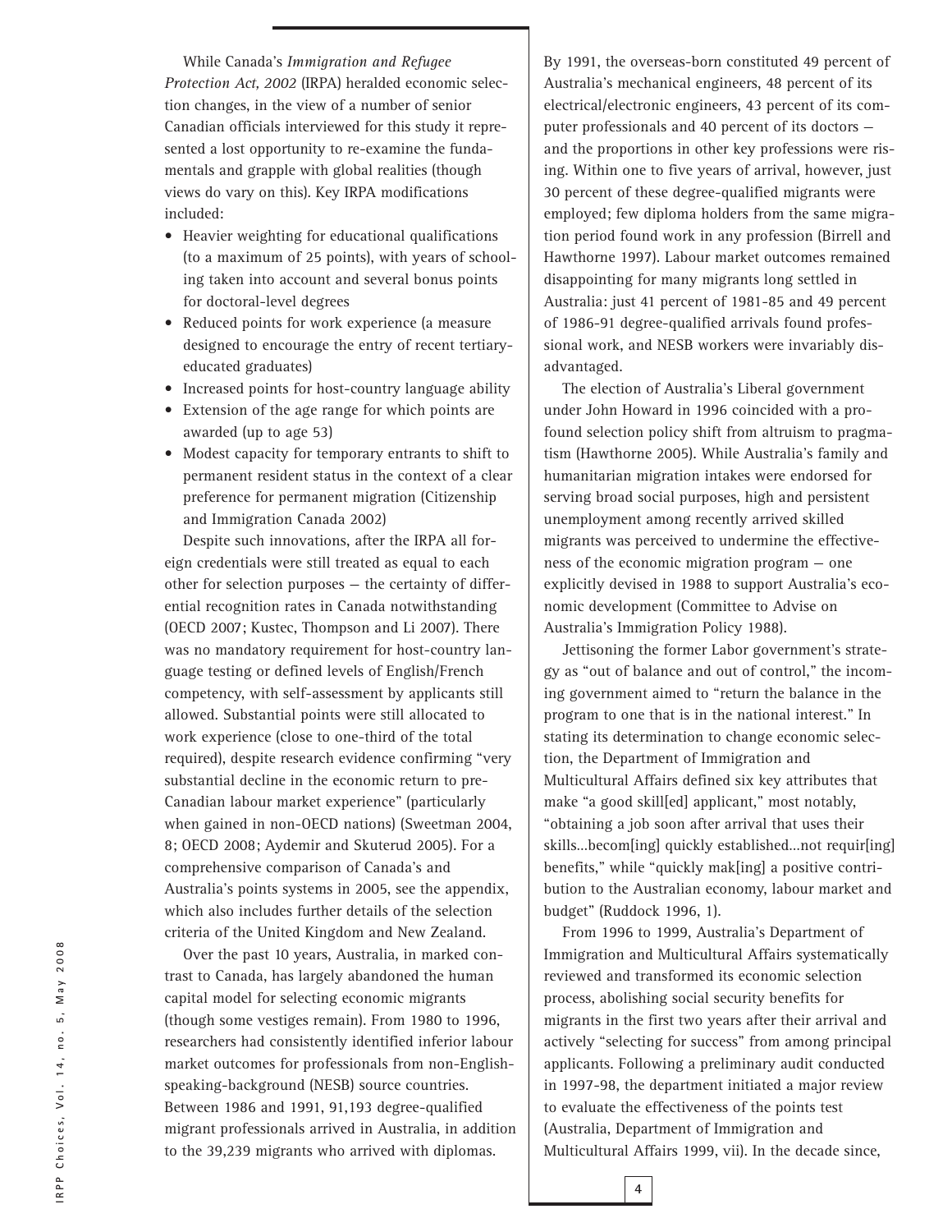While Canada's *Immigration and Refugee Protection Act, 2002* (IRPA) heralded economic selection changes, in the view of a number of senior Canadian officials interviewed for this study it represented a lost opportunity to re-examine the fundamentals and grapple with global realities (though views do vary on this). Key IRPA modifications included:

- Heavier weighting for educational qualifications (to a maximum of 25 points), with years of schooling taken into account and several bonus points for doctoral-level degrees
- Reduced points for work experience (a measure designed to encourage the entry of recent tertiary-educated graduates)
- Increased points for host-country language ability
- Extension of the age range for which points are awarded (up to age 53)
- Modest capacity for temporary entrants to shift to permanent resident status in the context of a clear preference for permanent migration (Citizenship and Immigration Canada 2002)

Despite such innovations, after the IRPA all foreign credentials were still treated as equal to each other for selection purposes — the certainty of differential recognition rates in Canada notwithstanding (OECD 2007; Kustec, Thompson and Li 2007). There was no mandatory requirement for host-country language testing or defined levels of English/French competency, with self-assessment by applicants still allowed. Substantial points were still allocated to work experience (close to one-third of the total required), despite research evidence confirming "very substantial decline in the economic return to pre-Canadian labour market experience" (particularly when gained in non-OECD nations) (Sweetman 2004, 8; OECD 2008; Aydemir and Skuterud 2005). For a comprehensive comparison of Canada's and Australia's points systems in 2005, see the appendix, which also includes further details of the selection criteria of the United Kingdom and New Zealand.

Over the past 10 years, Australia, in marked contrast to Canada, has largely abandoned the human capital model for selecting economic migrants (though some vestiges remain). From 1980 to 1996, researchers had consistently identified inferior labour market outcomes for professionals from non-English-speaking-background (NESB) source countries. Between 1986 and 1991, 91,193 degree-qualified migrant professionals arrived in Australia, in addition to the 39,239 migrants who arrived with diplomas. By 1991, the overseas-born constituted 49 percent of Australia's mechanical engineers, 48 percent of its electrical/electronic engineers, 43 percent of its computer professionals and 40 percent of its doctors — and the proportions in other key professions were rising. Within one to five years of arrival, however, just 30 percent of these degree-qualified migrants were employed; few diploma holders from the same migration period found work in any profession (Birrell and Hawthorne 1997). Labour market outcomes remained disappointing for many migrants long settled in Australia: just 41 percent of 1981-85 and 49 percent of 1986-91 degree-qualified arrivals found professional work, and NESB workers were invariably disadvantaged.

The election of Australia's Liberal government under John Howard in 1996 coincided with a profound selection policy shift from altruism to pragmatism (Hawthorne 2005). While Australia's family and humanitarian migration intakes were endorsed for serving broad social purposes, high and persistent unemployment among recently arrived skilled migrants was perceived to undermine the effectiveness of the economic migration program — one explicitly devised in 1988 to support Australia's economic development (Committee to Advise on Australia's Immigration Policy 1988).

Jettisoning the former Labor government's strategy as "out of balance and out of control," the incoming government aimed to "return the balance in the program to one that is in the national interest." In stating its determination to change economic selection, the Department of Immigration and Multicultural Affairs defined six key attributes that make "a good skill[ed] applicant," most notably, "obtaining a job soon after arrival that uses their skills...becom[ing] quickly established...not requir[ing] benefits," while "quickly mak[ing] a positive contribution to the Australian economy, labour market and budget" (Ruddock 1996, 1).

From 1996 to 1999, Australia's Department of Immigration and Multicultural Affairs systematically reviewed and transformed its economic selection process, abolishing social security benefits for migrants in the first two years after their arrival and actively "selecting for success" from among principal applicants. Following a preliminary audit conducted in 1997-98, the department initiated a major review to evaluate the effectiveness of the points test (Australia, Department of Immigration and Multicultural Affairs 1999, vii). In the decade since,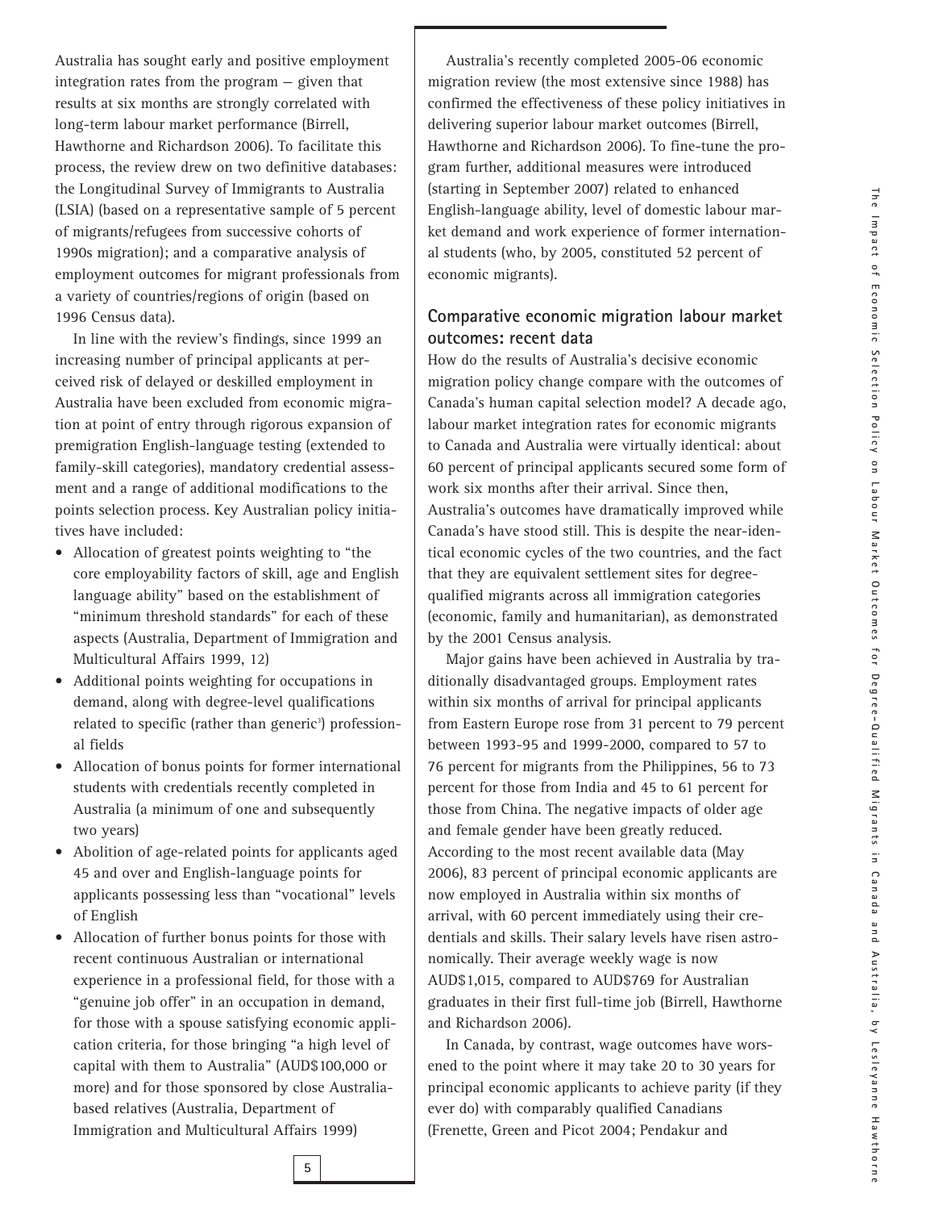Australia has sought early and positive employment integration rates from the program — given that results at six months are strongly correlated with long-term labour market performance (Birrell, Hawthorne and Richardson 2006). To facilitate this process, the review drew on two definitive databases: the Longitudinal Survey of Immigrants to Australia (LSIA) (based on a representative sample of 5 percent of migrants/refugees from successive cohorts of 1990s migration); and a comparative analysis of employment outcomes for migrant professionals from a variety of countries/regions of origin (based on 1996 Census data).

In line with the review's findings, since 1999 an increasing number of principal applicants at perceived risk of delayed or deskilled employment in Australia have been excluded from economic migration at point of entry through rigorous expansion of premigration English-language testing (extended to family-skill categories), mandatory credential assessment and a range of additional modifications to the points selection process. Key Australian policy initiatives have included:

- Allocation of greatest points weighting to "the core employability factors of skill, age and English language ability" based on the establishment of "minimum threshold standards" for each of these aspects (Australia, Department of Immigration and Multicultural Affairs 1999, 12)
- Additional points weighting for occupations in demand, along with degree-level qualifications related to specific (rather than generic[3]) professional fields
- Allocation of bonus points for former international students with credentials recently completed in Australia (a minimum of one and subsequently two years)
- Abolition of age-related points for applicants aged 45 and over and English-language points for applicants possessing less than "vocational" levels of English
- Allocation of further bonus points for those with recent continuous Australian or international experience in a professional field, for those with a "genuine job offer" in an occupation in demand, for those with a spouse satisfying economic application criteria, for those bringing "a high level of capital with them to Australia" (AUD$100,000 or more) and for those sponsored by close Australia-based relatives (Australia, Department of Immigration and Multicultural Affairs 1999)

Australia's recently completed 2005-06 economic migration review (the most extensive since 1988) has confirmed the effectiveness of these policy initiatives in delivering superior labour market outcomes (Birrell, Hawthorne and Richardson 2006). To fine-tune the program further, additional measures were introduced (starting in September 2007) related to enhanced English-language ability, level of domestic labour market demand and work experience of former international students (who, by 2005, constituted 52 percent of economic migrants).

## Comparative economic migration labour market outcomes: recent data

How do the results of Australia's decisive economic migration policy change compare with the outcomes of Canada's human capital selection model? A decade ago, labour market integration rates for economic migrants to Canada and Australia were virtually identical: about 60 percent of principal applicants secured some form of work six months after their arrival. Since then, Australia's outcomes have dramatically improved while Canada's have stood still. This is despite the near-identical economic cycles of the two countries, and the fact that they are equivalent settlement sites for degree-qualified migrants across all immigration categories (economic, family and humanitarian), as demonstrated by the 2001 Census analysis.

Major gains have been achieved in Australia by traditionally disadvantaged groups. Employment rates within six months of arrival for principal applicants from Eastern Europe rose from 31 percent to 79 percent between 1993-95 and 1999-2000, compared to 57 to 76 percent for migrants from the Philippines, 56 to 73 percent for those from India and 45 to 61 percent for those from China. The negative impacts of older age and female gender have been greatly reduced. According to the most recent available data (May 2006), 83 percent of principal economic applicants are now employed in Australia within six months of arrival, with 60 percent immediately using their credentials and skills. Their salary levels have risen astronomically. Their average weekly wage is now AUD$1,015, compared to AUD$769 for Australian graduates in their first full-time job (Birrell, Hawthorne and Richardson 2006).

In Canada, by contrast, wage outcomes have worsened to the point where it may take 20 to 30 years for principal economic applicants to achieve parity (if they ever do) with comparably qualified Canadians (Frenette, Green and Picot 2004; Pendakur and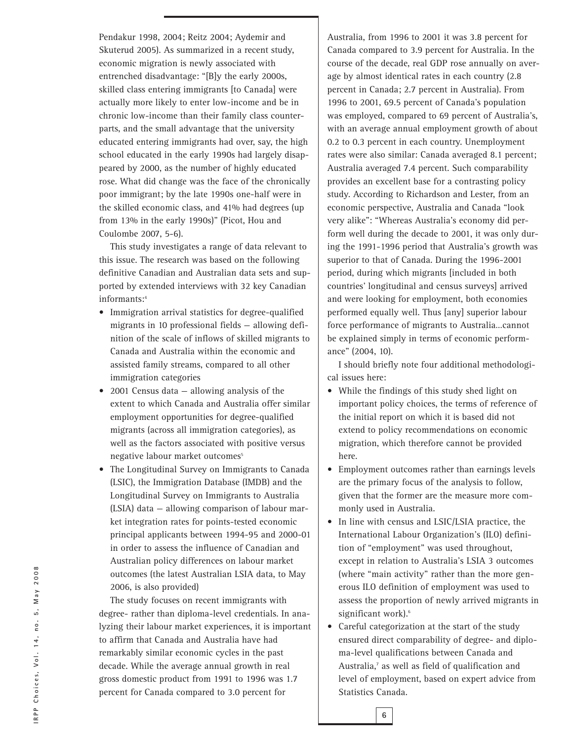Pendakur 1998, 2004; Reitz 2004; Aydemir and Skuterud 2005). As summarized in a recent study, economic migration is newly associated with entrenched disadvantage: "[B]y the early 2000s, skilled class entering immigrants [to Canada] were actually more likely to enter low-income and be in chronic low-income than their family class counterparts, and the small advantage that the university educated entering immigrants had over, say, the high school educated in the early 1990s had largely disappeared by 2000, as the number of highly educated rose. What did change was the face of the chronically poor immigrant; by the late 1990s one-half were in the skilled economic class, and 41% had degrees (up from 13% in the early 1990s)" (Picot, Hou and Coulombe 2007, 5-6).

This study investigates a range of data relevant to this issue. The research was based on the following definitive Canadian and Australian data sets and supported by extended interviews with 32 key Canadian informants:[4]

- Immigration arrival statistics for degree-qualified migrants in 10 professional fields — allowing definition of the scale of inflows of skilled migrants to Canada and Australia within the economic and assisted family streams, compared to all other immigration categories
- 2001 Census data — allowing analysis of the extent to which Canada and Australia offer similar employment opportunities for degree-qualified migrants (across all immigration categories), as well as the factors associated with positive versus negative labour market outcomes[5]
- The Longitudinal Survey on Immigrants to Canada (LSIC), the Immigration Database (IMDB) and the Longitudinal Survey on Immigrants to Australia (LSIA) data — allowing comparison of labour market integration rates for points-tested economic principal applicants between 1994-95 and 2000-01 in order to assess the influence of Canadian and Australian policy differences on labour market outcomes (the latest Australian LSIA data, to May 2006, is also provided)

The study focuses on recent immigrants with degree- rather than diploma-level credentials. In analyzing their labour market experiences, it is important to affirm that Canada and Australia have had remarkably similar economic cycles in the past decade. While the average annual growth in real gross domestic product from 1991 to 1996 was 1.7 percent for Canada compared to 3.0 percent for Australia, from 1996 to 2001 it was 3.8 percent for Canada compared to 3.9 percent for Australia. In the course of the decade, real GDP rose annually on average by almost identical rates in each country (2.8 percent in Canada; 2.7 percent in Australia). From 1996 to 2001, 69.5 percent of Canada's population was employed, compared to 69 percent of Australia's, with an average annual employment growth of about 0.2 to 0.3 percent in each country. Unemployment rates were also similar: Canada averaged 8.1 percent; Australia averaged 7.4 percent. Such comparability provides an excellent base for a contrasting policy study. According to Richardson and Lester, from an economic perspective, Australia and Canada "look very alike": "Whereas Australia's economy did perform well during the decade to 2001, it was only during the 1991-1996 period that Australia's growth was superior to that of Canada. During the 1996-2001 period, during which migrants [included in both countries' longitudinal and census surveys] arrived and were looking for employment, both economies performed equally well. Thus [any] superior labour force performance of migrants to Australia...cannot be explained simply in terms of economic performance" (2004, 10).

I should briefly note four additional methodological issues here:

- While the findings of this study shed light on important policy choices, the terms of reference of the initial report on which it is based did not extend to policy recommendations on economic migration, which therefore cannot be provided here.
- Employment outcomes rather than earnings levels are the primary focus of the analysis to follow, given that the former are the measure more commonly used in Australia.
- In line with census and LSIC/LSIA practice, the International Labour Organization's (ILO) definition of "employment" was used throughout, except in relation to Australia's LSIA 3 outcomes (where "main activity" rather than the more generous ILO definition of employment was used to assess the proportion of newly arrived migrants in significant work).[6]
- Careful categorization at the start of the study ensured direct comparability of degree- and diploma-level qualifications between Canada and Australia,[7] as well as field of qualification and level of employment, based on expert advice from Statistics Canada.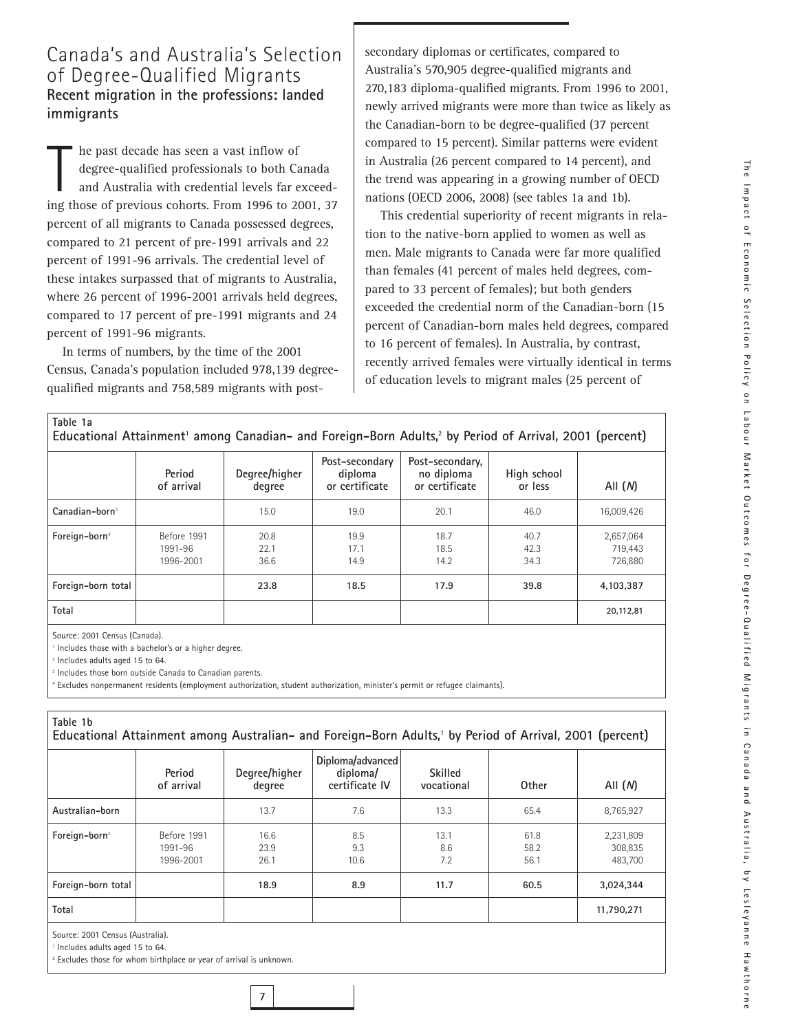## Canada's and Australia's Selection of Degree-Qualified Migrants

### Recent migration in the professions: landed immigrants

The past decade has seen a vast inflow of degree-qualified professionals to both Canada and Australia with credential levels far exceeding those of previous cohorts. From 1996 to 2001, 37 percent of all migrants to Canada possessed degrees, compared to 21 percent of pre-1991 arrivals and 22 percent of 1991-96 arrivals. The credential level of these intakes surpassed that of migrants to Australia, where 26 percent of 1996-2001 arrivals held degrees, compared to 17 percent of pre-1991 migrants and 24 percent of 1991-96 migrants.

In terms of numbers, by the time of the 2001 Census, Canada's population included 978,139 degree-qualified migrants and 758,589 migrants with post-secondary diplomas or certificates, compared to Australia's 570,905 degree-qualified migrants and 270,183 diploma-qualified migrants. From 1996 to 2001, newly arrived migrants were more than twice as likely as the Canadian-born to be degree-qualified (37 percent compared to 15 percent). Similar patterns were evident in Australia (26 percent compared to 14 percent), and the trend was appearing in a growing number of OECD nations (OECD 2006, 2008) (see tables 1a and 1b).

This credential superiority of recent migrants in relation to the native-born applied to women as well as men. Male migrants to Canada were far more qualified than females (41 percent of males held degrees, compared to 33 percent of females); but both genders exceeded the credential norm of the Canadian-born (15 percent of Canadian-born males held degrees, compared to 16 percent of females). In Australia, by contrast, recently arrived females were virtually identical in terms of education levels to migrant males (25 percent of

**Table 1a**
**Educational Attainment[1] among Canadian- and Foreign-Born Adults,[2] by Period of Arrival, 2001 (percent)**

| | Period of arrival | Degree/higher degree | Post-secondary diploma or certificate | Post-secondary, no diploma or certificate | High school or less | All (*N*) |
|---|---|---|---|---|---|---|
| **Canadian-born**[3] | | 15.0 | 19.0 | 20.1 | 46.0 | 16,009,426 |
| **Foreign-born**[4] | Before 1991 | 20.8 | 19.9 | 18.7 | 40.7 | 2,657,064 |
| | 1991-96 | 22.1 | 17.1 | 18.5 | 42.3 | 719,443 |
| | 1996-2001 | 36.6 | 14.9 | 14.2 | 34.3 | 726,880 |
| **Foreign-born total** | | **23.8** | **18.5** | **17.9** | **39.8** | **4,103,387** |
| **Total** | | | | | | **20,112,81** |

Source: 2001 Census (Canada).
[1] Includes those with a bachelor's or a higher degree.
[2] Includes adults aged 15 to 64.
[3] Includes those born outside Canada to Canadian parents.
[4] Excludes nonpermanent residents (employment authorization, student authorization, minister's permit or refugee claimants).

**Table 1b**
**Educational Attainment among Australian- and Foreign-Born Adults,[1] by Period of Arrival, 2001 (percent)**

| | Period of arrival | Degree/higher degree | Diploma/advanced diploma/ certificate IV | Skilled vocational | Other | All (*N*) |
|---|---|---|---|---|---|---|
| **Australian-born** | | 13.7 | 7.6 | 13.3 | 65.4 | 8,765,927 |
| **Foreign-born**[2] | Before 1991 | 16.6 | 8.5 | 13.1 | 61.8 | 2,231,809 |
| | 1991-96 | 23.9 | 9.3 | 8.6 | 58.2 | 308,835 |
| | 1996-2001 | 26.1 | 10.6 | 7.2 | 56.1 | 483,700 |
| **Foreign-born total** | | **18.9** | **8.9** | **11.7** | **60.5** | **3,024,344** |
| **Total** | | | | | | **11,790,271** |

Source: 2001 Census (Australia).
[1] Includes adults aged 15 to 64.
[2] Excludes those for whom birthplace or year of arrival is unknown.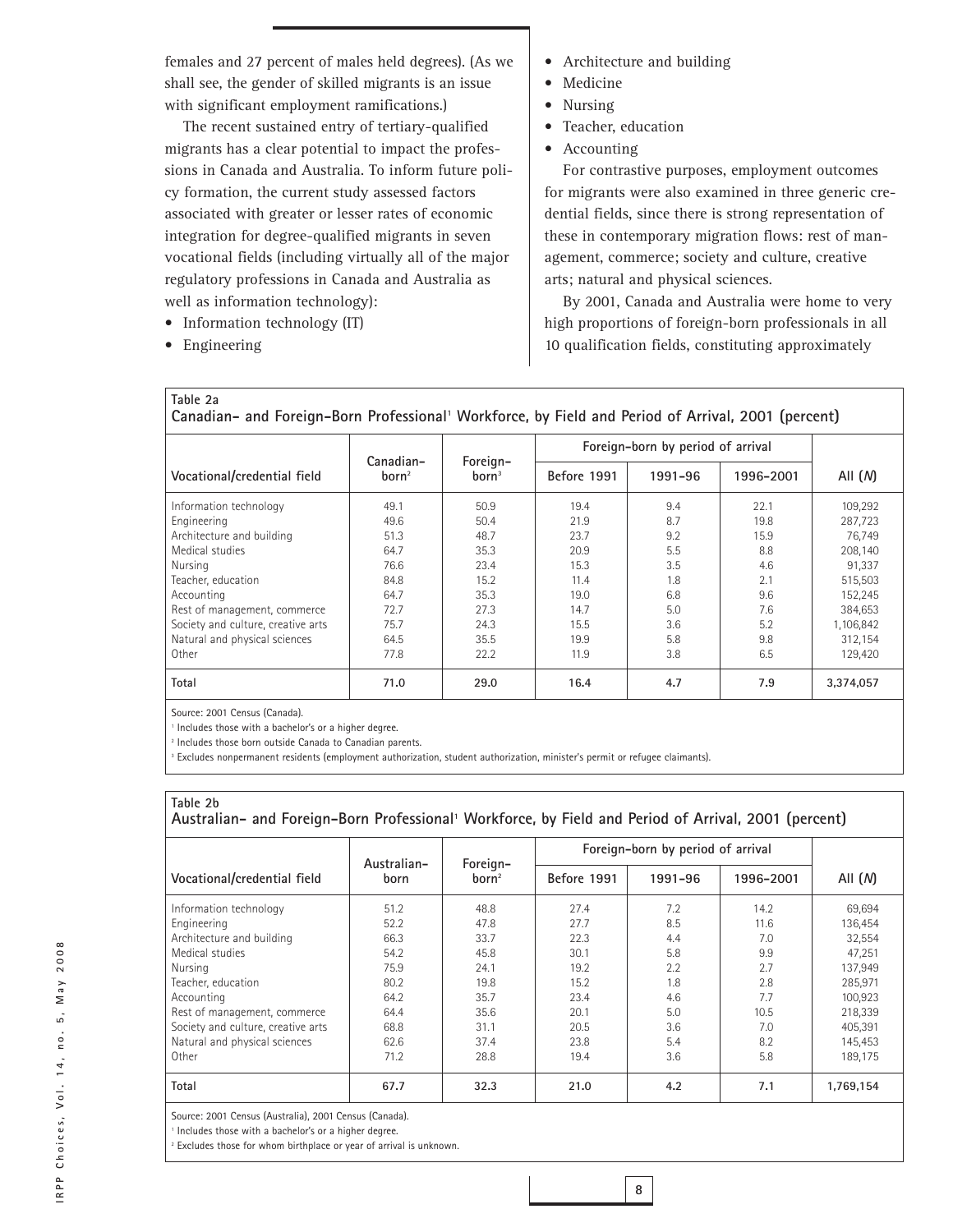females and 27 percent of males held degrees). (As we shall see, the gender of skilled migrants is an issue with significant employment ramifications.)

The recent sustained entry of tertiary-qualified migrants has a clear potential to impact the professions in Canada and Australia. To inform future policy formation, the current study assessed factors associated with greater or lesser rates of economic integration for degree-qualified migrants in seven vocational fields (including virtually all of the major regulatory professions in Canada and Australia as well as information technology):

- Information technology (IT)
- Engineering
- Architecture and building
- Medicine
- Nursing
- Teacher, education
- Accounting

For contrastive purposes, employment outcomes for migrants were also examined in three generic credential fields, since there is strong representation of these in contemporary migration flows: rest of management, commerce; society and culture, creative arts; natural and physical sciences.

By 2001, Canada and Australia were home to very high proportions of foreign-born professionals in all 10 qualification fields, constituting approximately

**Table 2a**
**Canadian- and Foreign-Born Professional[1] Workforce, by Field and Period of Arrival, 2001 (percent)**

| Vocational/credential field | Canadian-born[2] | Foreign-born[3] | Foreign-born by period of arrival | | | All (*N*) |
|---|---|---|---|---|---|---|
| | | | Before 1991 | 1991-96 | 1996-2001 | |
| Information technology | 49.1 | 50.9 | 19.4 | 9.4 | 22.1 | 109,292 |
| Engineering | 49.6 | 50.4 | 21.9 | 8.7 | 19.8 | 287,723 |
| Architecture and building | 51.3 | 48.7 | 23.7 | 9.2 | 15.9 | 76,749 |
| Medical studies | 64.7 | 35.3 | 20.9 | 5.5 | 8.8 | 208,140 |
| Nursing | 76.6 | 23.4 | 15.3 | 3.5 | 4.6 | 91,337 |
| Teacher, education | 84.8 | 15.2 | 11.4 | 1.8 | 2.1 | 515,503 |
| Accounting | 64.7 | 35.3 | 19.0 | 6.8 | 9.6 | 152,245 |
| Rest of management, commerce | 72.7 | 27.3 | 14.7 | 5.0 | 7.6 | 384,653 |
| Society and culture, creative arts | 75.7 | 24.3 | 15.5 | 3.6 | 5.2 | 1,106,842 |
| Natural and physical sciences | 64.5 | 35.5 | 19.9 | 5.8 | 9.8 | 312,154 |
| Other | 77.8 | 22.2 | 11.9 | 3.8 | 6.5 | 129,420 |
| **Total** | **71.0** | **29.0** | **16.4** | **4.7** | **7.9** | **3,374,057** |

Source: 2001 Census (Canada).
[1] Includes those with a bachelor's or a higher degree.
[2] Includes those born outside Canada to Canadian parents.
[3] Excludes nonpermanent residents (employment authorization, student authorization, minister's permit or refugee claimants).

**Table 2b**
**Australian- and Foreign-Born Professional[1] Workforce, by Field and Period of Arrival, 2001 (percent)**

| Vocational/credential field | Australian-born | Foreign-born[2] | Foreign-born by period of arrival | | | All (*N*) |
|---|---|---|---|---|---|---|
| | | | Before 1991 | 1991-96 | 1996-2001 | |
| Information technology | 51.2 | 48.8 | 27.4 | 7.2 | 14.2 | 69,694 |
| Engineering | 52.2 | 47.8 | 27.7 | 8.5 | 11.6 | 136,454 |
| Architecture and building | 66.3 | 33.7 | 22.3 | 4.4 | 7.0 | 32,554 |
| Medical studies | 54.2 | 45.8 | 30.1 | 5.8 | 9.9 | 47,251 |
| Nursing | 75.9 | 24.1 | 19.2 | 2.2 | 2.7 | 137,949 |
| Teacher, education | 80.2 | 19.8 | 15.2 | 1.8 | 2.8 | 285,971 |
| Accounting | 64.2 | 35.7 | 23.4 | 4.6 | 7.7 | 100,923 |
| Rest of management, commerce | 64.4 | 35.6 | 20.1 | 5.0 | 10.5 | 218,339 |
| Society and culture, creative arts | 68.8 | 31.1 | 20.5 | 3.6 | 7.0 | 405,391 |
| Natural and physical sciences | 62.6 | 37.4 | 23.8 | 5.4 | 8.2 | 145,453 |
| Other | 71.2 | 28.8 | 19.4 | 3.6 | 5.8 | 189,175 |
| **Total** | **67.7** | **32.3** | **21.0** | **4.2** | **7.1** | **1,769,154** |

Source: 2001 Census (Australia), 2001 Census (Canada).
[1] Includes those with a bachelor's or a higher degree.
[2] Excludes those for whom birthplace or year of arrival is unknown.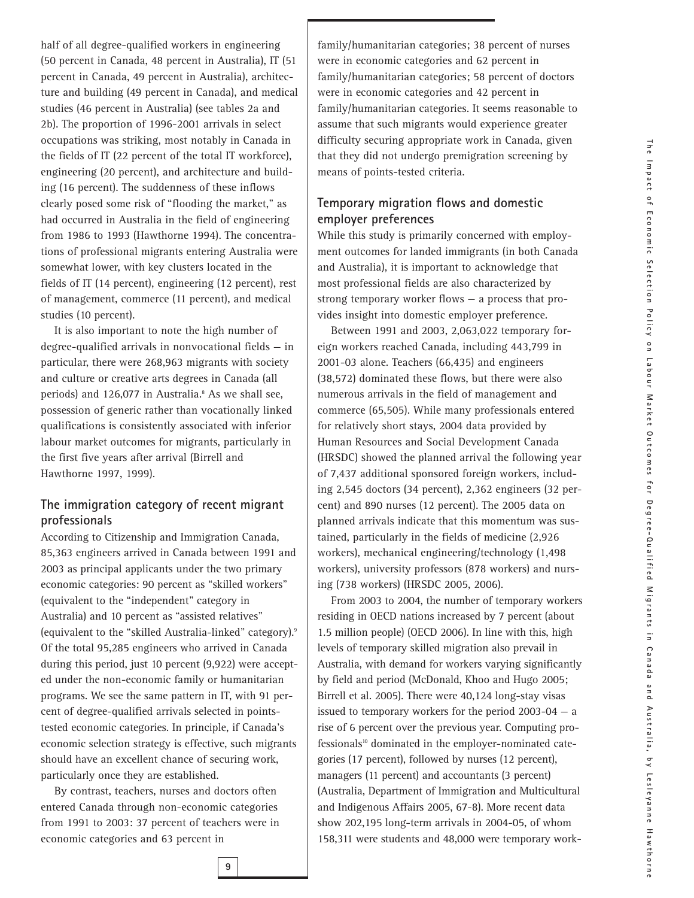half of all degree-qualified workers in engineering (50 percent in Canada, 48 percent in Australia), IT (51 percent in Canada, 49 percent in Australia), architecture and building (49 percent in Canada), and medical studies (46 percent in Australia) (see tables 2a and 2b). The proportion of 1996-2001 arrivals in select occupations was striking, most notably in Canada in the fields of IT (22 percent of the total IT workforce), engineering (20 percent), and architecture and building (16 percent). The suddenness of these inflows clearly posed some risk of "flooding the market," as had occurred in Australia in the field of engineering from 1986 to 1993 (Hawthorne 1994). The concentrations of professional migrants entering Australia were somewhat lower, with key clusters located in the fields of IT (14 percent), engineering (12 percent), rest of management, commerce (11 percent), and medical studies (10 percent).

It is also important to note the high number of degree-qualified arrivals in nonvocational fields — in particular, there were 268,963 migrants with society and culture or creative arts degrees in Canada (all periods) and 126,077 in Australia.[8] As we shall see, possession of generic rather than vocationally linked qualifications is consistently associated with inferior labour market outcomes for migrants, particularly in the first five years after arrival (Birrell and Hawthorne 1997, 1999).

## The immigration category of recent migrant professionals

According to Citizenship and Immigration Canada, 85,363 engineers arrived in Canada between 1991 and 2003 as principal applicants under the two primary economic categories: 90 percent as "skilled workers" (equivalent to the "independent" category in Australia) and 10 percent as "assisted relatives" (equivalent to the "skilled Australia-linked" category).[9] Of the total 95,285 engineers who arrived in Canada during this period, just 10 percent (9,922) were accepted under the non-economic family or humanitarian programs. We see the same pattern in IT, with 91 percent of degree-qualified arrivals selected in points-tested economic categories. In principle, if Canada's economic selection strategy is effective, such migrants should have an excellent chance of securing work, particularly once they are established.

By contrast, teachers, nurses and doctors often entered Canada through non-economic categories from 1991 to 2003: 37 percent of teachers were in economic categories and 63 percent in family/humanitarian categories; 38 percent of nurses were in economic categories and 62 percent in family/humanitarian categories; 58 percent of doctors were in economic categories and 42 percent in family/humanitarian categories. It seems reasonable to assume that such migrants would experience greater difficulty securing appropriate work in Canada, given that they did not undergo premigration screening by means of points-tested criteria.

## Temporary migration flows and domestic employer preferences

While this study is primarily concerned with employment outcomes for landed immigrants (in both Canada and Australia), it is important to acknowledge that most professional fields are also characterized by strong temporary worker flows — a process that provides insight into domestic employer preference.

Between 1991 and 2003, 2,063,022 temporary foreign workers reached Canada, including 443,799 in 2001-03 alone. Teachers (66,435) and engineers (38,572) dominated these flows, but there were also numerous arrivals in the field of management and commerce (65,505). While many professionals entered for relatively short stays, 2004 data provided by Human Resources and Social Development Canada (HRSDC) showed the planned arrival the following year of 7,437 additional sponsored foreign workers, including 2,545 doctors (34 percent), 2,362 engineers (32 percent) and 890 nurses (12 percent). The 2005 data on planned arrivals indicate that this momentum was sustained, particularly in the fields of medicine (2,926 workers), mechanical engineering/technology (1,498 workers), university professors (878 workers) and nursing (738 workers) (HRSDC 2005, 2006).

From 2003 to 2004, the number of temporary workers residing in OECD nations increased by 7 percent (about 1.5 million people) (OECD 2006). In line with this, high levels of temporary skilled migration also prevail in Australia, with demand for workers varying significantly by field and period (McDonald, Khoo and Hugo 2005; Birrell et al. 2005). There were 40,124 long-stay visas issued to temporary workers for the period 2003-04 — a rise of 6 percent over the previous year. Computing professionals[10] dominated in the employer-nominated categories (17 percent), followed by nurses (12 percent), managers (11 percent) and accountants (3 percent) (Australia, Department of Immigration and Multicultural and Indigenous Affairs 2005, 67-8). More recent data show 202,195 long-term arrivals in 2004-05, of whom 158,311 were students and 48,000 were temporary work-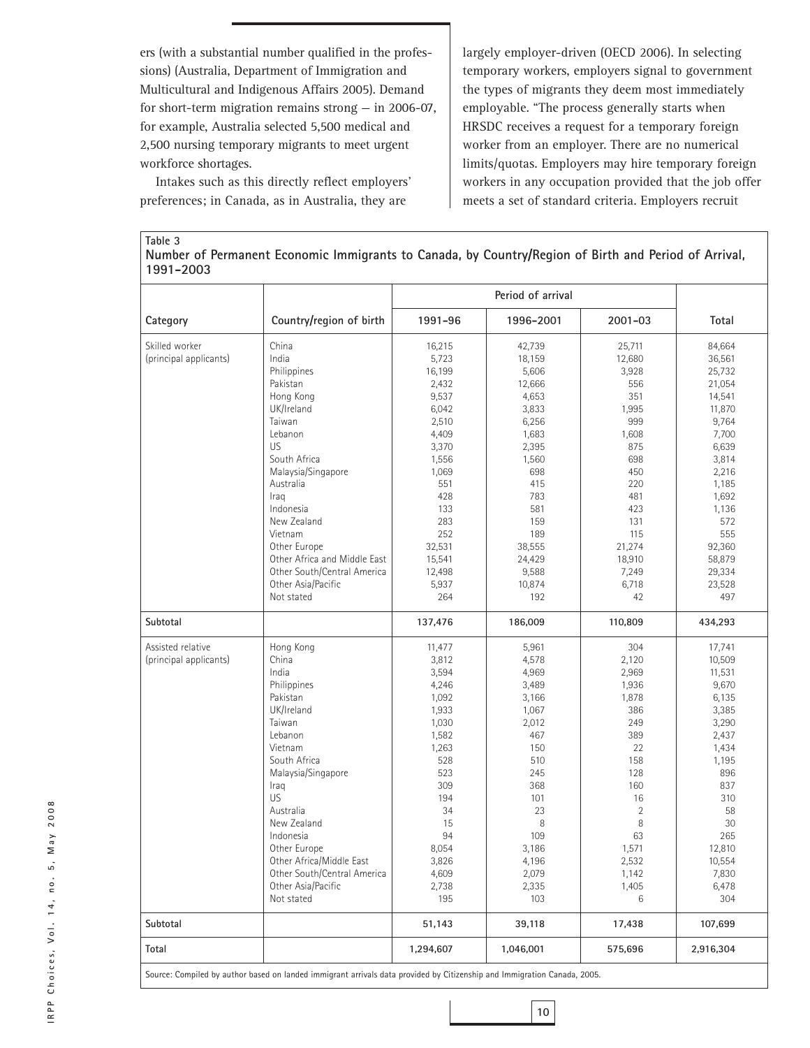ers (with a substantial number qualified in the professions) (Australia, Department of Immigration and Multicultural and Indigenous Affairs 2005). Demand for short-term migration remains strong — in 2006-07, for example, Australia selected 5,500 medical and 2,500 nursing temporary migrants to meet urgent workforce shortages.

Intakes such as this directly reflect employers' preferences; in Canada, as in Australia, they are largely employer-driven (OECD 2006). In selecting temporary workers, employers signal to government the types of migrants they deem most immediately employable. "The process generally starts when HRSDC receives a request for a temporary foreign worker from an employer. There are no numerical limits/quotas. Employers may hire temporary foreign workers in any occupation provided that the job offer meets a set of standard criteria. Employers recruit

**Table 3**
**Number of Permanent Economic Immigrants to Canada, by Country/Region of Birth and Period of Arrival, 1991–2003**

| | | Period of arrival | | | |
|---|---|---|---|---|---|
| **Category** | **Country/region of birth** | **1991–96** | **1996–2001** | **2001–03** | **Total** |
| Skilled worker (principal applicants) | China | 16,215 | 42,739 | 25,711 | 84,664 |
| | India | 5,723 | 18,159 | 12,680 | 36,561 |
| | Philippines | 16,199 | 5,606 | 3,928 | 25,732 |
| | Pakistan | 2,432 | 12,666 | 556 | 21,054 |
| | Hong Kong | 9,537 | 4,653 | 351 | 14,541 |
| | UK/Ireland | 6,042 | 3,833 | 1,995 | 11,870 |
| | Taiwan | 2,510 | 6,256 | 999 | 9,764 |
| | Lebanon | 4,409 | 1,683 | 1,608 | 7,700 |
| | US | 3,370 | 2,395 | 875 | 6,639 |
| | South Africa | 1,556 | 1,560 | 698 | 3,814 |
| | Malaysia/Singapore | 1,069 | 698 | 450 | 2,216 |
| | Australia | 551 | 415 | 220 | 1,185 |
| | Iraq | 428 | 783 | 481 | 1,692 |
| | Indonesia | 133 | 581 | 423 | 1,136 |
| | New Zealand | 283 | 159 | 131 | 572 |
| | Vietnam | 252 | 189 | 115 | 555 |
| | Other Europe | 32,531 | 38,555 | 21,274 | 92,360 |
| | Other Africa and Middle East | 15,541 | 24,429 | 18,910 | 58,879 |
| | Other South/Central America | 12,498 | 9,588 | 7,249 | 29,334 |
| | Other Asia/Pacific | 5,937 | 10,874 | 6,718 | 23,528 |
| | Not stated | 264 | 192 | 42 | 497 |
| **Subtotal** | | **137,476** | **186,009** | **110,809** | **434,293** |
| Assisted relative (principal applicants) | Hong Kong | 11,477 | 5,961 | 304 | 17,741 |
| | China | 3,812 | 4,578 | 2,120 | 10,509 |
| | India | 3,594 | 4,969 | 2,969 | 11,531 |
| | Philippines | 4,246 | 3,489 | 1,936 | 9,670 |
| | Pakistan | 1,092 | 3,166 | 1,878 | 6,135 |
| | UK/Ireland | 1,933 | 1,067 | 386 | 3,385 |
| | Taiwan | 1,030 | 2,012 | 249 | 3,290 |
| | Lebanon | 1,582 | 467 | 389 | 2,437 |
| | Vietnam | 1,263 | 150 | 22 | 1,434 |
| | South Africa | 528 | 510 | 158 | 1,195 |
| | Malaysia/Singapore | 523 | 245 | 128 | 896 |
| | Iraq | 309 | 368 | 160 | 837 |
| | US | 194 | 101 | 16 | 310 |
| | Australia | 34 | 23 | 2 | 58 |
| | New Zealand | 15 | 8 | 8 | 30 |
| | Indonesia | 94 | 109 | 63 | 265 |
| | Other Europe | 8,054 | 3,186 | 1,571 | 12,810 |
| | Other Africa/Middle East | 3,826 | 4,196 | 2,532 | 10,554 |
| | Other South/Central America | 4,609 | 2,079 | 1,142 | 7,830 |
| | Other Asia/Pacific | 2,738 | 2,335 | 1,405 | 6,478 |
| | Not stated | 195 | 103 | 6 | 304 |
| **Subtotal** | | **51,143** | **39,118** | **17,438** | **107,699** |
| **Total** | | **1,294,607** | **1,046,001** | **575,696** | **2,916,304** |

Source: Compiled by author based on landed immigrant arrivals data provided by Citizenship and Immigration Canada, 2005.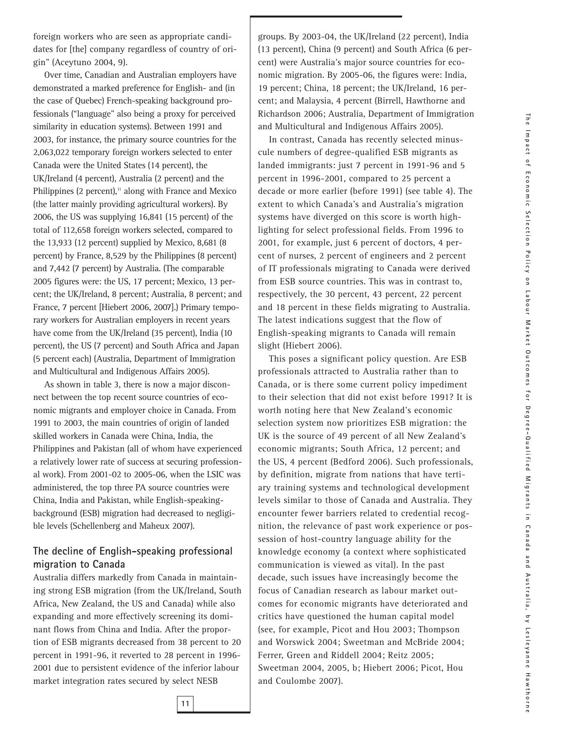foreign workers who are seen as appropriate candidates for [the] company regardless of country of origin" (Aceytuno 2004, 9).

Over time, Canadian and Australian employers have demonstrated a marked preference for English- and (in the case of Quebec) French-speaking background professionals ("language" also being a proxy for perceived similarity in education systems). Between 1991 and 2003, for instance, the primary source countries for the 2,063,022 temporary foreign workers selected to enter Canada were the United States (14 percent), the UK/Ireland (4 percent), Australia (2 percent) and the Philippines (2 percent),[11] along with France and Mexico (the latter mainly providing agricultural workers). By 2006, the US was supplying 16,841 (15 percent) of the total of 112,658 foreign workers selected, compared to the 13,933 (12 percent) supplied by Mexico, 8,681 (8 percent) by France, 8,529 by the Philippines (8 percent) and 7,442 (7 percent) by Australia. (The comparable 2005 figures were: the US, 17 percent; Mexico, 13 percent; the UK/Ireland, 8 percent; Australia, 8 percent; and France, 7 percent [Hiebert 2006, 2007].) Primary temporary workers for Australian employers in recent years have come from the UK/Ireland (35 percent), India (10 percent), the US (7 percent) and South Africa and Japan (5 percent each) (Australia, Department of Immigration and Multicultural and Indigenous Affairs 2005).

As shown in table 3, there is now a major disconnect between the top recent source countries of economic migrants and employer choice in Canada. From 1991 to 2003, the main countries of origin of landed skilled workers in Canada were China, India, the Philippines and Pakistan (all of whom have experienced a relatively lower rate of success at securing professional work). From 2001-02 to 2005-06, when the LSIC was administered, the top three PA source countries were China, India and Pakistan, while English-speaking-background (ESB) migration had decreased to negligible levels (Schellenberg and Maheux 2007).

## The decline of English-speaking professional migration to Canada

Australia differs markedly from Canada in maintaining strong ESB migration (from the UK/Ireland, South Africa, New Zealand, the US and Canada) while also expanding and more effectively screening its dominant flows from China and India. After the proportion of ESB migrants decreased from 38 percent to 20 percent in 1991-96, it reverted to 28 percent in 1996-2001 due to persistent evidence of the inferior labour market integration rates secured by select NESB groups. By 2003-04, the UK/Ireland (22 percent), India (13 percent), China (9 percent) and South Africa (6 percent) were Australia's major source countries for economic migration. By 2005-06, the figures were: India, 19 percent; China, 18 percent; the UK/Ireland, 16 percent; and Malaysia, 4 percent (Birrell, Hawthorne and Richardson 2006; Australia, Department of Immigration and Multicultural and Indigenous Affairs 2005).

In contrast, Canada has recently selected minuscule numbers of degree-qualified ESB migrants as landed immigrants: just 7 percent in 1991-96 and 5 percent in 1996-2001, compared to 25 percent a decade or more earlier (before 1991) (see table 4). The extent to which Canada's and Australia's migration systems have diverged on this score is worth highlighting for select professional fields. From 1996 to 2001, for example, just 6 percent of doctors, 4 percent of nurses, 2 percent of engineers and 2 percent of IT professionals migrating to Canada were derived from ESB source countries. This was in contrast to, respectively, the 30 percent, 43 percent, 22 percent and 18 percent in these fields migrating to Australia. The latest indications suggest that the flow of English-speaking migrants to Canada will remain slight (Hiebert 2006).

This poses a significant policy question. Are ESB professionals attracted to Australia rather than to Canada, or is there some current policy impediment to their selection that did not exist before 1991? It is worth noting here that New Zealand's economic selection system now prioritizes ESB migration: the UK is the source of 49 percent of all New Zealand's economic migrants; South Africa, 12 percent; and the US, 4 percent (Bedford 2006). Such professionals, by definition, migrate from nations that have tertiary training systems and technological development levels similar to those of Canada and Australia. They encounter fewer barriers related to credential recognition, the relevance of past work experience or possession of host-country language ability for the knowledge economy (a context where sophisticated communication is viewed as vital). In the past decade, such issues have increasingly become the focus of Canadian research as labour market outcomes for economic migrants have deteriorated and critics have questioned the human capital model (see, for example, Picot and Hou 2003; Thompson and Worswick 2004; Sweetman and McBride 2004; Ferrer, Green and Riddell 2004; Reitz 2005; Sweetman 2004, 2005, b; Hiebert 2006; Picot, Hou and Coulombe 2007).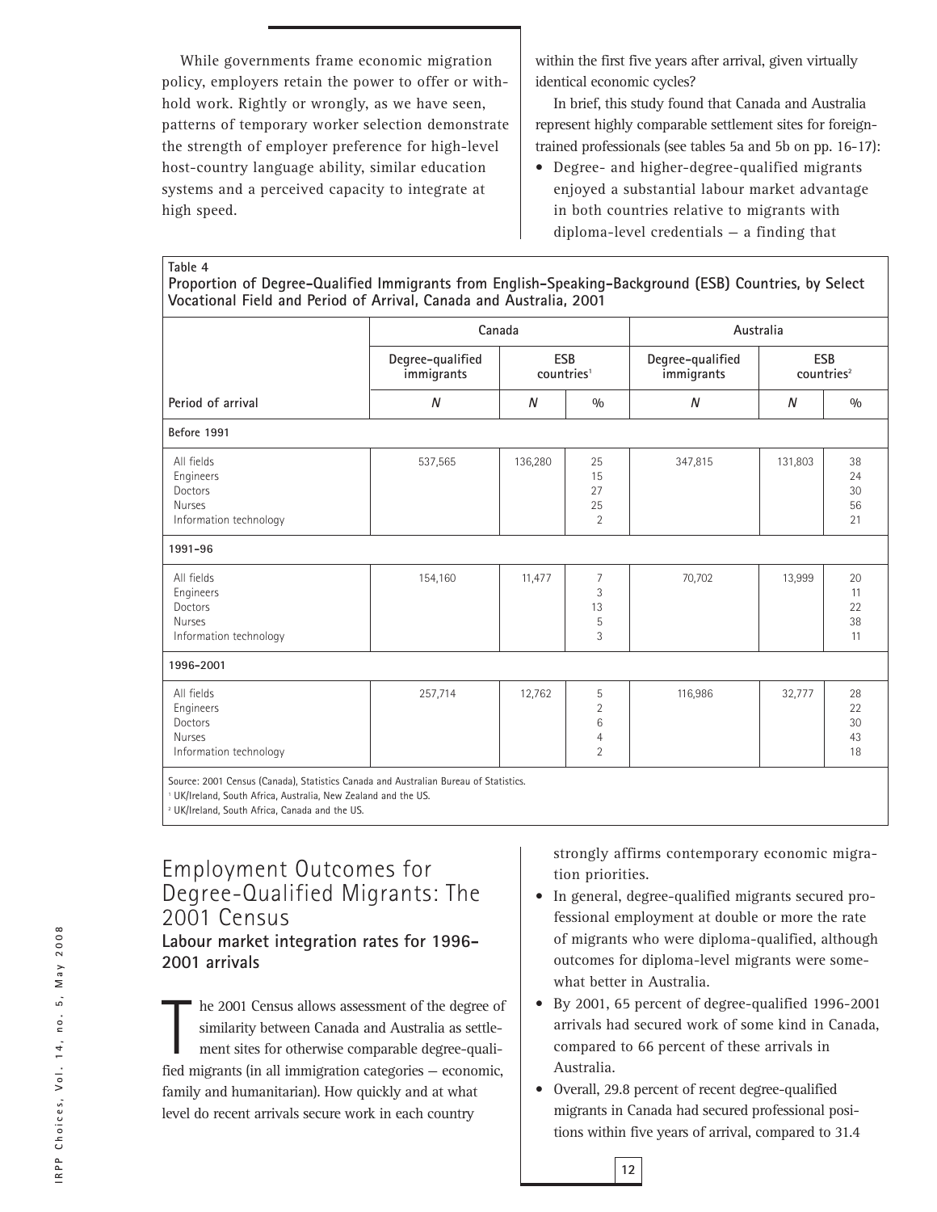While governments frame economic migration policy, employers retain the power to offer or withhold work. Rightly or wrongly, as we have seen, patterns of temporary worker selection demonstrate the strength of employer preference for high-level host-country language ability, similar education systems and a perceived capacity to integrate at high speed.

**Table 4**
**Proportion of Degree-Qualified Immigrants from English-Speaking-Background (ESB) Countries, by Select Vocational Field and Period of Arrival, Canada and Australia, 2001**

| | Canada | | | Australia | | |
|---|---|---|---|---|---|---|
| | Degree-qualified immigrants | ESB countries[1] | | Degree-qualified immigrants | ESB countries[2] | |
| **Period of arrival** | *N* | *N* | % | *N* | *N* | % |
| **Before 1991** | | | | | | |
| All fields | 537,565 | 136,280 | 25 | 347,815 | 131,803 | 38 |
| Engineers | | | 15 | | | 24 |
| Doctors | | | 27 | | | 30 |
| Nurses | | | 25 | | | 56 |
| Information technology | | | 2 | | | 21 |
| **1991-96** | | | | | | |
| All fields | 154,160 | 11,477 | 7 | 70,702 | 13,999 | 20 |
| Engineers | | | 3 | | | 11 |
| Doctors | | | 13 | | | 22 |
| Nurses | | | 5 | | | 38 |
| Information technology | | | 3 | | | 11 |
| **1996-2001** | | | | | | |
| All fields | 257,714 | 12,762 | 5 | 116,986 | 32,777 | 28 |
| Engineers | | | 2 | | | 22 |
| Doctors | | | 6 | | | 30 |
| Nurses | | | 4 | | | 43 |
| Information technology | | | 2 | | | 18 |

Source: 2001 Census (Canada), Statistics Canada and Australian Bureau of Statistics.
[1] UK/Ireland, South Africa, Australia, New Zealand and the US.
[2] UK/Ireland, South Africa, Canada and the US.

## Employment Outcomes for Degree-Qualified Migrants: The 2001 Census

### Labour market integration rates for 1996-2001 arrivals

The 2001 Census allows assessment of the degree of similarity between Canada and Australia as settlement sites for otherwise comparable degree-qualified migrants (in all immigration categories — economic, family and humanitarian). How quickly and at what level do recent arrivals secure work in each country within the first five years after arrival, given virtually identical economic cycles?

In brief, this study found that Canada and Australia represent highly comparable settlement sites for foreign-trained professionals (see tables 5a and 5b on pp. 16-17):

- Degree- and higher-degree-qualified migrants enjoyed a substantial labour market advantage in both countries relative to migrants with diploma-level credentials — a finding that strongly affirms contemporary economic migration priorities.
- In general, degree-qualified migrants secured professional employment at double or more the rate of migrants who were diploma-qualified, although outcomes for diploma-level migrants were somewhat better in Australia.
- By 2001, 65 percent of degree-qualified 1996-2001 arrivals had secured work of some kind in Canada, compared to 66 percent of these arrivals in Australia.
- Overall, 29.8 percent of recent degree-qualified migrants in Canada had secured professional positions within five years of arrival, compared to 31.4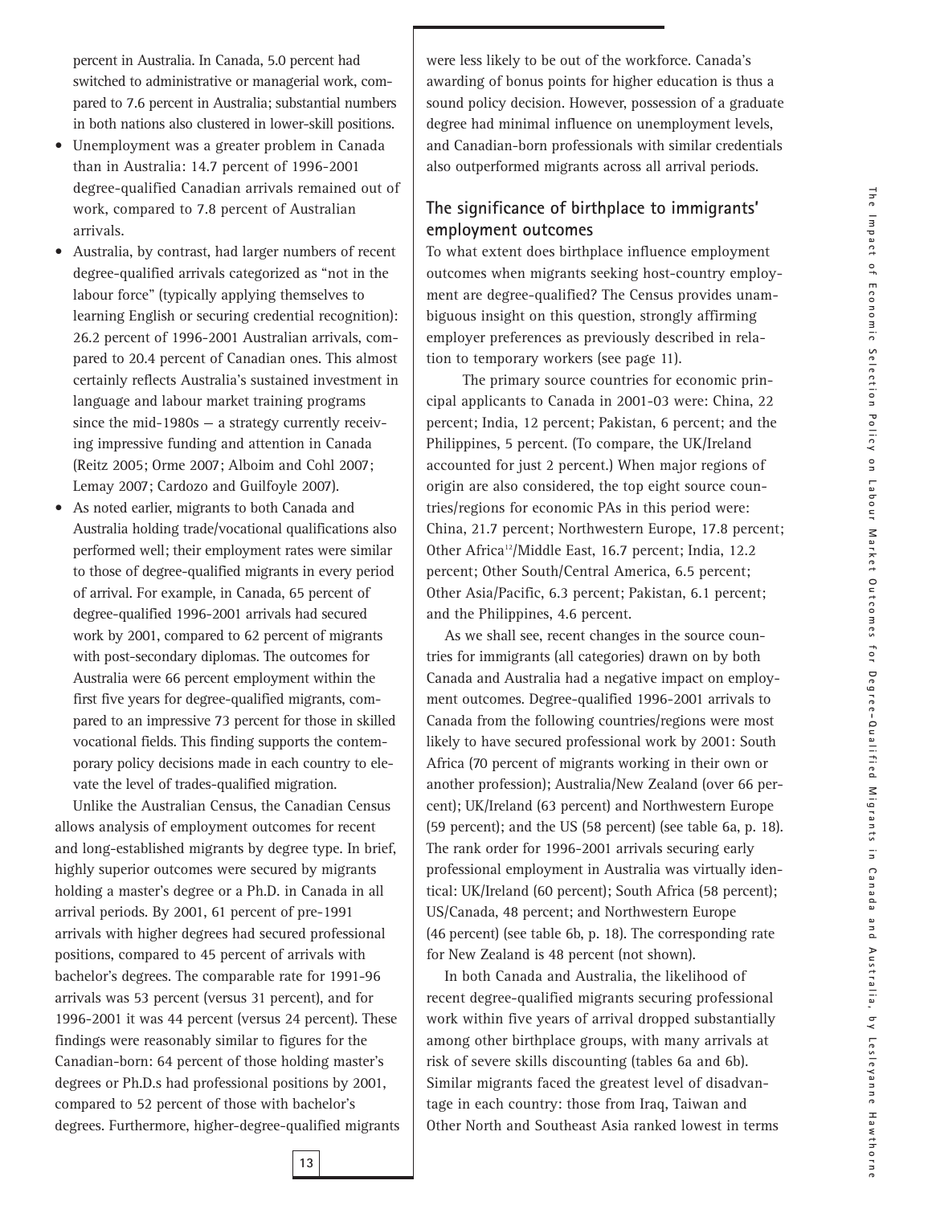percent in Australia. In Canada, 5.0 percent had switched to administrative or managerial work, compared to 7.6 percent in Australia; substantial numbers in both nations also clustered in lower-skill positions.

- Unemployment was a greater problem in Canada than in Australia: 14.7 percent of 1996-2001 degree-qualified Canadian arrivals remained out of work, compared to 7.8 percent of Australian arrivals.
- Australia, by contrast, had larger numbers of recent degree-qualified arrivals categorized as "not in the labour force" (typically applying themselves to learning English or securing credential recognition): 26.2 percent of 1996-2001 Australian arrivals, compared to 20.4 percent of Canadian ones. This almost certainly reflects Australia's sustained investment in language and labour market training programs since the mid-1980s — a strategy currently receiving impressive funding and attention in Canada (Reitz 2005; Orme 2007; Alboim and Cohl 2007; Lemay 2007; Cardozo and Guilfoyle 2007).
- As noted earlier, migrants to both Canada and Australia holding trade/vocational qualifications also performed well; their employment rates were similar to those of degree-qualified migrants in every period of arrival. For example, in Canada, 65 percent of degree-qualified 1996-2001 arrivals had secured work by 2001, compared to 62 percent of migrants with post-secondary diplomas. The outcomes for Australia were 66 percent employment within the first five years for degree-qualified migrants, compared to an impressive 73 percent for those in skilled vocational fields. This finding supports the contemporary policy decisions made in each country to elevate the level of trades-qualified migration.

Unlike the Australian Census, the Canadian Census allows analysis of employment outcomes for recent and long-established migrants by degree type. In brief, highly superior outcomes were secured by migrants holding a master's degree or a Ph.D. in Canada in all arrival periods. By 2001, 61 percent of pre-1991 arrivals with higher degrees had secured professional positions, compared to 45 percent of arrivals with bachelor's degrees. The comparable rate for 1991-96 arrivals was 53 percent (versus 31 percent), and for 1996-2001 it was 44 percent (versus 24 percent). These findings were reasonably similar to figures for the Canadian-born: 64 percent of those holding master's degrees or Ph.D.s had professional positions by 2001, compared to 52 percent of those with bachelor's degrees. Furthermore, higher-degree-qualified migrants were less likely to be out of the workforce. Canada's awarding of bonus points for higher education is thus a sound policy decision. However, possession of a graduate degree had minimal influence on unemployment levels, and Canadian-born professionals with similar credentials also outperformed migrants across all arrival periods.

## The significance of birthplace to immigrants' employment outcomes

To what extent does birthplace influence employment outcomes when migrants seeking host-country employment are degree-qualified? The Census provides unambiguous insight on this question, strongly affirming employer preferences as previously described in relation to temporary workers (see page 11).

The primary source countries for economic principal applicants to Canada in 2001-03 were: China, 22 percent; India, 12 percent; Pakistan, 6 percent; and the Philippines, 5 percent. (To compare, the UK/Ireland accounted for just 2 percent.) When major regions of origin are also considered, the top eight source countries/regions for economic PAs in this period were: China, 21.7 percent; Northwestern Europe, 17.8 percent; Other Africa[12]/Middle East, 16.7 percent; India, 12.2 percent; Other South/Central America, 6.5 percent; Other Asia/Pacific, 6.3 percent; Pakistan, 6.1 percent; and the Philippines, 4.6 percent.

As we shall see, recent changes in the source countries for immigrants (all categories) drawn on by both Canada and Australia had a negative impact on employment outcomes. Degree-qualified 1996-2001 arrivals to Canada from the following countries/regions were most likely to have secured professional work by 2001: South Africa (70 percent of migrants working in their own or another profession); Australia/New Zealand (over 66 percent); UK/Ireland (63 percent) and Northwestern Europe (59 percent); and the US (58 percent) (see table 6a, p. 18). The rank order for 1996-2001 arrivals securing early professional employment in Australia was virtually identical: UK/Ireland (60 percent); South Africa (58 percent); US/Canada, 48 percent; and Northwestern Europe (46 percent) (see table 6b, p. 18). The corresponding rate for New Zealand is 48 percent (not shown).

In both Canada and Australia, the likelihood of recent degree-qualified migrants securing professional work within five years of arrival dropped substantially among other birthplace groups, with many arrivals at risk of severe skills discounting (tables 6a and 6b). Similar migrants faced the greatest level of disadvantage in each country: those from Iraq, Taiwan and Other North and Southeast Asia ranked lowest in terms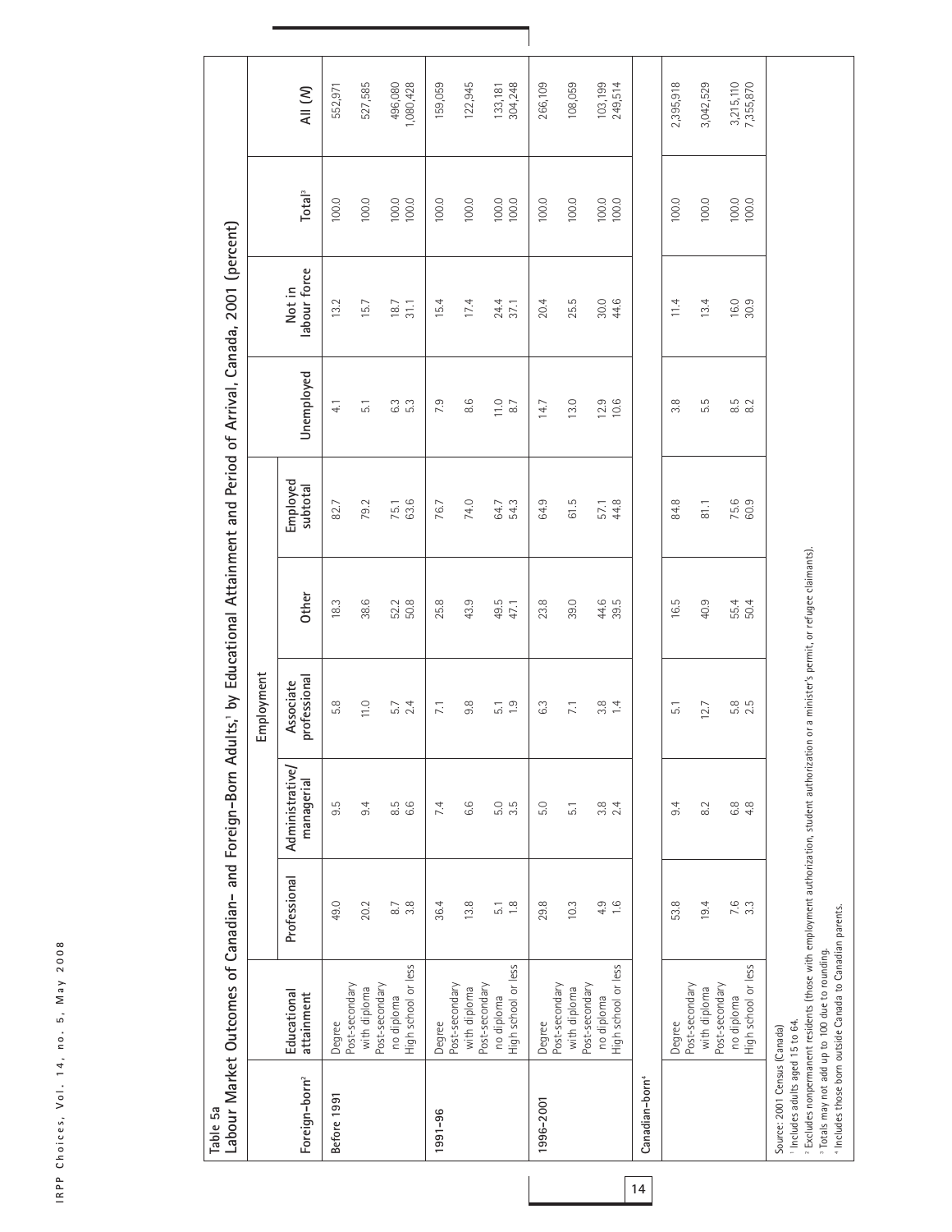Table 5a
Labour Market Outcomes of Canadian- and Foreign-Born Adults,[1] by Educational Attainment and Period of Arrival, Canada, 2001 (percent)

| Foreign-born[2] | Educational attainment | Employment | | | | | Unemployed | Not in labour force | Total[3] | All (N) |
|---|---|---|---|---|---|---|---|---|---|---|
| | | Professional | Administrative/ managerial | Associate professional | Other | Employed subtotal | | | | |
| Before 1991 | Degree | 49.0 | 9.5 | 5.8 | 18.3 | 82.7 | 4.1 | 13.2 | 100.0 | 552,971 |
| | Post-secondary with diploma | 20.2 | 9.4 | 11.0 | 38.6 | 79.2 | 5.1 | 15.7 | 100.0 | 527,585 |
| | Post-secondary no diploma | 8.7 | 8.5 | 5.7 | 52.2 | 75.1 | 6.3 | 18.7 | 100.0 | 496,080 |
| | High school or less | 3.8 | 6.6 | 2.4 | 50.8 | 63.6 | 5.3 | 31.1 | 100.0 | 1,080,428 |
| 1991–96 | Degree | 36.4 | 7.4 | 7.1 | 25.8 | 76.7 | 7.9 | 15.4 | 100.0 | 159,059 |
| | Post-secondary with diploma | 13.8 | 6.6 | 9.8 | 43.9 | 74.0 | 8.6 | 17.4 | 100.0 | 122,945 |
| | Post-secondary no diploma | 5.1 | 5.0 | 5.1 | 49.5 | 64.7 | 11.0 | 24.4 | 100.0 | 133,181 |
| | High school or less | 1.8 | 3.5 | 1.9 | 47.1 | 54.3 | 8.7 | 37.1 | 100.0 | 304,248 |
| 1996–2001 | Degree | 29.8 | 5.0 | 6.3 | 23.8 | 64.9 | 14.7 | 20.4 | 100.0 | 266,109 |
| | Post-secondary with diploma | 10.3 | 5.1 | 7.1 | 39.0 | 61.5 | 13.0 | 25.5 | 100.0 | 108,059 |
| | Post-secondary no diploma | 4.9 | 3.8 | 3.8 | 44.6 | 57.1 | 12.9 | 30.0 | 100.0 | 103,199 |
| | High school or less | 1.6 | 2.4 | 1.4 | 39.5 | 44.8 | 10.6 | 44.6 | 100.0 | 249,514 |
| Canadian-born[4] | | | | | | | | | | |
| | Degree | 53.8 | 9.4 | 5.1 | 16.5 | 84.8 | 3.8 | 11.4 | 100.0 | 2,395,918 |
| | Post-secondary with diploma | 19.4 | 8.2 | 12.7 | 40.9 | 81.1 | 5.5 | 13.4 | 100.0 | 3,042,529 |
| | Post-secondary no diploma | 7.6 | 6.8 | 5.8 | 55.4 | 75.6 | 8.5 | 16.0 | 100.0 | 3,215,110 |
| | High school or less | 3.3 | 4.8 | 2.5 | 50.4 | 60.9 | 8.2 | 30.9 | 100.0 | 7,355,870 |

Source: 2001 Census (Canada)
[1] Includes adults aged 15 to 64.
[2] Excludes nonpermanent residents (those with employment authorization, student authorization or a minister's permit, or refugee claimants).
[3] Totals may not add up to 100 due to rounding.
[4] Includes those born outside Canada to Canadian parents.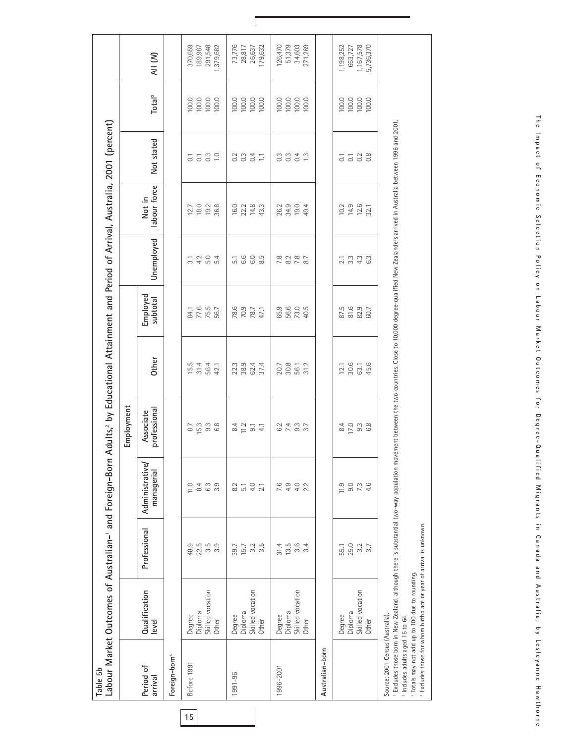Table 5b

**Labour Market Outcomes of Australian-[1] and Foreign-Born Adults,[2] by Educational Attainment and Period of Arrival, Australia, 2001 (percent)**

| Period of arrival | Qualification level | Employment | | | | | Unemployed | Not in labour force | Not stated | Total[3] | All (N) |
|---|---|---|---|---|---|---|---|---|---|---|---|
| | | Professional | Administrative/ managerial | Associate professional | Other | Employed subtotal | | | | | |
| **Foreign-born[4]** | | | | | | | | | | | |
| Before 1991 | Degree | 48.9 | 11.0 | 8.7 | 15.5 | 84.1 | 3.1 | 12.7 | 0.1 | 100.0 | 370,659 |
| | Diploma | 22.5 | 8.4 | 15.3 | 31.4 | 77.6 | 4.2 | 18.0 | 0.1 | 100.0 | 189,987 |
| | Skilled vocation | 3.5 | 6.3 | 9.3 | 56.4 | 75.5 | 5.0 | 19.2 | 0.3 | 100.0 | 291,548 |
| | Other | 3.9 | 3.9 | 6.8 | 42.1 | 56.7 | 5.4 | 36.8 | 1.0 | 100.0 | 1,379,682 |
| 1991-96 | Degree | 39.7 | 8.2 | 8.4 | 22.3 | 78.6 | 5.1 | 16.0 | 0.2 | 100.0 | 73,776 |
| | Diploma | 15.7 | 5.1 | 11.2 | 38.9 | 70.9 | 6.6 | 22.2 | 0.3 | 100.0 | 28,817 |
| | Skilled vocation | 3.2 | 4.0 | 9.1 | 62.4 | 78.7 | 6.0 | 14.8 | 0.4 | 100.0 | 26,637 |
| | Other | 3.5 | 2.1 | 4.1 | 37.4 | 47.1 | 8.5 | 43.3 | 1.1 | 100.0 | 179,632 |
| 1996-2001 | Degree | 31.4 | 7.6 | 6.2 | 20.7 | 65.9 | 7.8 | 26.2 | 0.3 | 100.0 | 126,470 |
| | Diploma | 13.5 | 4.9 | 7.4 | 30.8 | 56.6 | 8.2 | 34.9 | 0.3 | 100.0 | 51,379 |
| | Skilled vocation | 3.6 | 4.0 | 9.3 | 56.1 | 73.0 | 7.8 | 19.0 | 0.4 | 100.0 | 34,603 |
| | Other | 3.4 | 2.2 | 3.7 | 31.2 | 40.5 | 8.7 | 49.4 | 1.3 | 100.0 | 271,269 |
| **Australian-born** | | | | | | | | | | | |
| | Degree | 55.1 | 11.9 | 8.4 | 12.1 | 87.5 | 2.1 | 10.2 | 0.1 | 100.0 | 1,198,252 |
| | Diploma | 25.0 | 9.0 | 17.0 | 30.6 | 81.6 | 3.3 | 14.9 | 0.1 | 100.0 | 663,727 |
| | Skilled vocation | 3.2 | 7.3 | 9.3 | 63.1 | 82.9 | 4.3 | 12.6 | 0.2 | 100.0 | 1,167,578 |
| | Other | 3.7 | 4.6 | 6.8 | 45.6 | 60.7 | 6.3 | 32.1 | 0.8 | 100.0 | 5,736,370 |

Source: 2001 Census (Australia).

[1] Excludes those born in New Zealand, although there is substantial two-way population movement between the two countries. Close to 10,000 degree-qualified New Zealanders arrived in Australia between 1996 and 2001.

[2] Includes adults aged 15 to 64.

[3] Totals may not add up to 100 due to rounding.

[4] Excludes those for whom birthplace or year of arrival is unknown.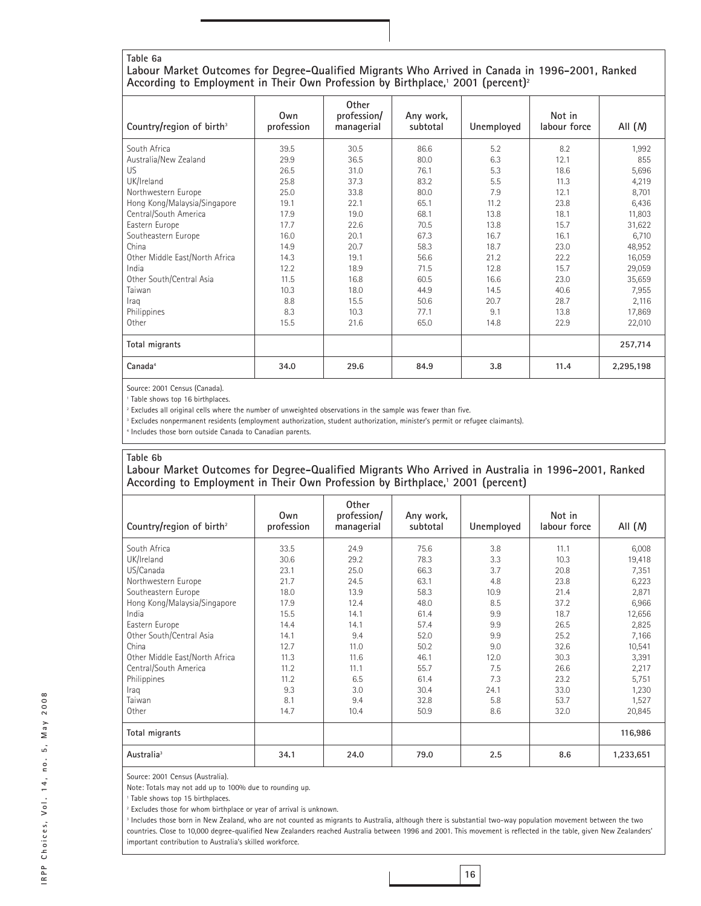**Table 6a**

**Labour Market Outcomes for Degree-Qualified Migrants Who Arrived in Canada in 1996-2001, Ranked According to Employment in Their Own Profession by Birthplace,[1] 2001 (percent)[2]**

| Country/region of birth[3] | Own profession | Other profession/ managerial | Any work, subtotal | Unemployed | Not in labour force | All (*N*) |
|---|---|---|---|---|---|---|
| South Africa | 39.5 | 30.5 | 86.6 | 5.2 | 8.2 | 1,992 |
| Australia/New Zealand | 29.9 | 36.5 | 80.0 | 6.3 | 12.1 | 855 |
| US | 26.5 | 31.0 | 76.1 | 5.3 | 18.6 | 5,696 |
| UK/Ireland | 25.8 | 37.3 | 83.2 | 5.5 | 11.3 | 4,219 |
| Northwestern Europe | 25.0 | 33.8 | 80.0 | 7.9 | 12.1 | 8,701 |
| Hong Kong/Malaysia/Singapore | 19.1 | 22.1 | 65.1 | 11.2 | 23.8 | 6,436 |
| Central/South America | 17.9 | 19.0 | 68.1 | 13.8 | 18.1 | 11,803 |
| Eastern Europe | 17.7 | 22.6 | 70.5 | 13.8 | 15.7 | 31,622 |
| Southeastern Europe | 16.0 | 20.1 | 67.3 | 16.7 | 16.1 | 6,710 |
| China | 14.9 | 20.7 | 58.3 | 18.7 | 23.0 | 48,952 |
| Other Middle East/North Africa | 14.3 | 19.1 | 56.6 | 21.2 | 22.2 | 16,059 |
| India | 12.2 | 18.9 | 71.5 | 12.8 | 15.7 | 29,059 |
| Other South/Central Asia | 11.5 | 16.8 | 60.5 | 16.6 | 23.0 | 35,659 |
| Taiwan | 10.3 | 18.0 | 44.9 | 14.5 | 40.6 | 7,955 |
| Iraq | 8.8 | 15.5 | 50.6 | 20.7 | 28.7 | 2,116 |
| Philippines | 8.3 | 10.3 | 77.1 | 9.1 | 13.8 | 17,869 |
| Other | 15.5 | 21.6 | 65.0 | 14.8 | 22.9 | 22,010 |
| **Total migrants** | | | | | | **257,714** |
| **Canada[4]** | **34.0** | **29.6** | **84.9** | **3.8** | **11.4** | **2,295,198** |

Source: 2001 Census (Canada).

[1] Table shows top 16 birthplaces.

[2] Excludes all original cells where the number of unweighted observations in the sample was fewer than five.

[3] Excludes nonpermanent residents (employment authorization, student authorization, minister's permit or refugee claimants).

[4] Includes those born outside Canada to Canadian parents.

**Table 6b**

**Labour Market Outcomes for Degree-Qualified Migrants Who Arrived in Australia in 1996-2001, Ranked According to Employment in Their Own Profession by Birthplace,[1] 2001 (percent)**

| Country/region of birth[2] | Own profession | Other profession/ managerial | Any work, subtotal | Unemployed | Not in labour force | All (*N*) |
|---|---|---|---|---|---|---|
| South Africa | 33.5 | 24.9 | 75.6 | 3.8 | 11.1 | 6,008 |
| UK/Ireland | 30.6 | 29.2 | 78.3 | 3.3 | 10.3 | 19,418 |
| US/Canada | 23.1 | 25.0 | 66.3 | 3.7 | 20.8 | 7,351 |
| Northwestern Europe | 21.7 | 24.5 | 63.1 | 4.8 | 23.8 | 6,223 |
| Southeastern Europe | 18.0 | 13.9 | 58.3 | 10.9 | 21.4 | 2,871 |
| Hong Kong/Malaysia/Singapore | 17.9 | 12.4 | 48.0 | 8.5 | 37.2 | 6,966 |
| India | 15.5 | 14.1 | 61.4 | 9.9 | 18.7 | 12,656 |
| Eastern Europe | 14.4 | 14.1 | 57.4 | 9.9 | 26.5 | 2,825 |
| Other South/Central Asia | 14.1 | 9.4 | 52.0 | 9.9 | 25.2 | 7,166 |
| China | 12.7 | 11.0 | 50.2 | 9.0 | 32.6 | 10,541 |
| Other Middle East/North Africa | 11.3 | 11.6 | 46.1 | 12.0 | 30.3 | 3,391 |
| Central/South America | 11.2 | 11.1 | 55.7 | 7.5 | 26.6 | 2,217 |
| Philippines | 11.2 | 6.5 | 61.4 | 7.3 | 23.2 | 5,751 |
| Iraq | 9.3 | 3.0 | 30.4 | 24.1 | 33.0 | 1,230 |
| Taiwan | 8.1 | 9.4 | 32.8 | 5.8 | 53.7 | 1,527 |
| Other | 14.7 | 10.4 | 50.9 | 8.6 | 32.0 | 20,845 |
| **Total migrants** | | | | | | **116,986** |
| **Australia[3]** | **34.1** | **24.0** | **79.0** | **2.5** | **8.6** | **1,233,651** |

Source: 2001 Census (Australia).

Note: Totals may not add up to 100% due to rounding up.

[1] Table shows top 15 birthplaces.

[2] Excludes those for whom birthplace or year of arrival is unknown.

[3] Includes those born in New Zealand, who are not counted as migrants to Australia, although there is substantial two-way population movement between the two countries. Close to 10,000 degree-qualified New Zealanders reached Australia between 1996 and 2001. This movement is reflected in the table, given New Zealanders' important contribution to Australia's skilled workforce.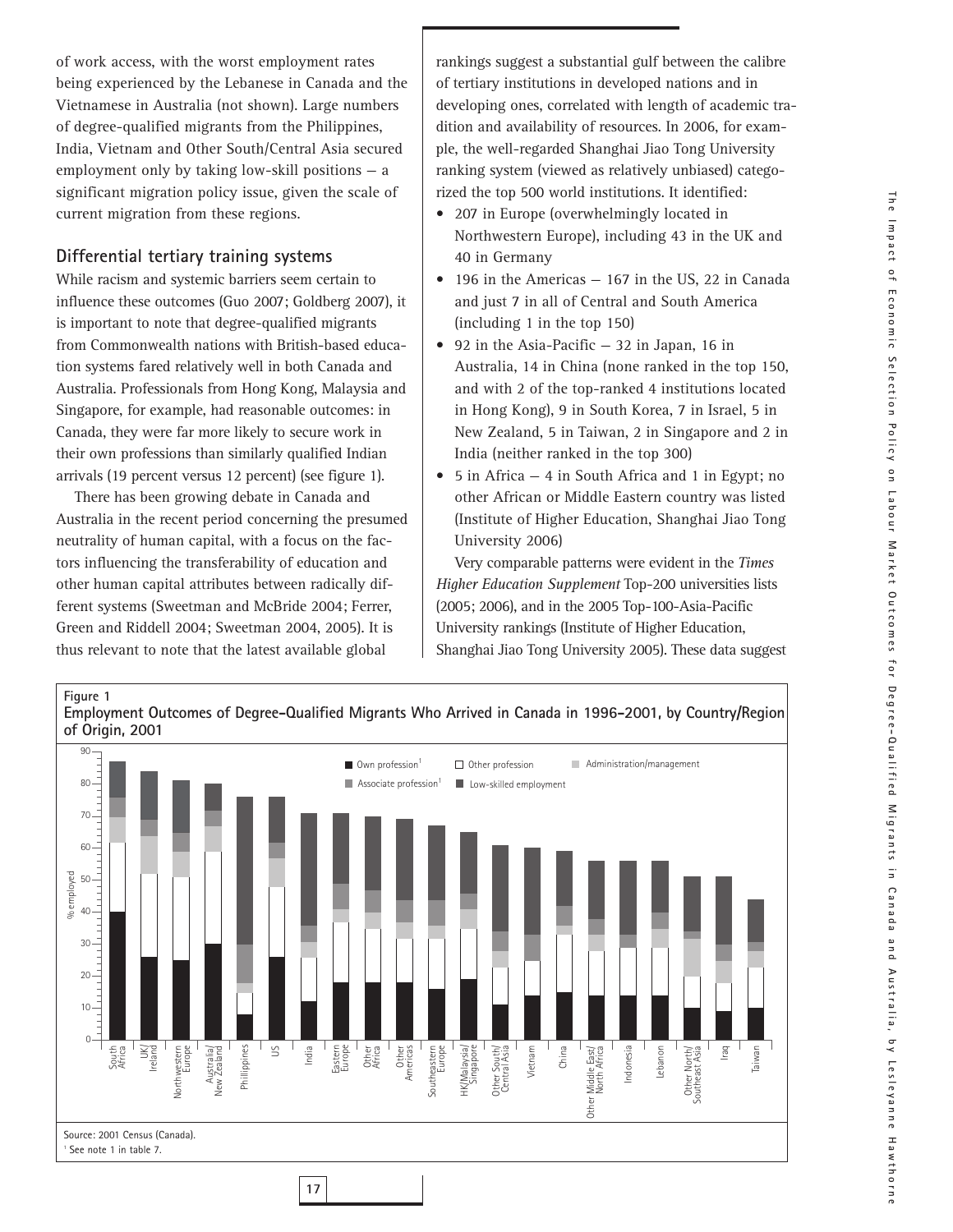of work access, with the worst employment rates being experienced by the Lebanese in Canada and the Vietnamese in Australia (not shown). Large numbers of degree-qualified migrants from the Philippines, India, Vietnam and Other South/Central Asia secured employment only by taking low-skill positions — a significant migration policy issue, given the scale of current migration from these regions.

## Differential tertiary training systems

While racism and systemic barriers seem certain to influence these outcomes (Guo 2007; Goldberg 2007), it is important to note that degree-qualified migrants from Commonwealth nations with British-based education systems fared relatively well in both Canada and Australia. Professionals from Hong Kong, Malaysia and Singapore, for example, had reasonable outcomes: in Canada, they were far more likely to secure work in their own professions than similarly qualified Indian arrivals (19 percent versus 12 percent) (see figure 1).

There has been growing debate in Canada and Australia in the recent period concerning the presumed neutrality of human capital, with a focus on the factors influencing the transferability of education and other human capital attributes between radically different systems (Sweetman and McBride 2004; Ferrer, Green and Riddell 2004; Sweetman 2004, 2005). It is thus relevant to note that the latest available global rankings suggest a substantial gulf between the calibre of tertiary institutions in developed nations and in developing ones, correlated with length of academic tradition and availability of resources. In 2006, for example, the well-regarded Shanghai Jiao Tong University ranking system (viewed as relatively unbiased) categorized the top 500 world institutions. It identified:

- 207 in Europe (overwhelmingly located in Northwestern Europe), including 43 in the UK and 40 in Germany
- 196 in the Americas — 167 in the US, 22 in Canada and just 7 in all of Central and South America (including 1 in the top 150)
- 92 in the Asia-Pacific — 32 in Japan, 16 in Australia, 14 in China (none ranked in the top 150, and with 2 of the top-ranked 4 institutions located in Hong Kong), 9 in South Korea, 7 in Israel, 5 in New Zealand, 5 in Taiwan, 2 in Singapore and 2 in India (neither ranked in the top 300)
- 5 in Africa — 4 in South Africa and 1 in Egypt; no other African or Middle Eastern country was listed (Institute of Higher Education, Shanghai Jiao Tong University 2006)

Very comparable patterns were evident in the *Times Higher Education Supplement* Top-200 universities lists (2005; 2006), and in the 2005 Top-100-Asia-Pacific University rankings (Institute of Higher Education, Shanghai Jiao Tong University 2005). These data suggest

**Figure 1**
**Employment Outcomes of Degree-Qualified Migrants Who Arrived in Canada in 1996-2001, by Country/Region of Origin, 2001**

Source: 2001 Census (Canada).
[1] See note 1 in table 7.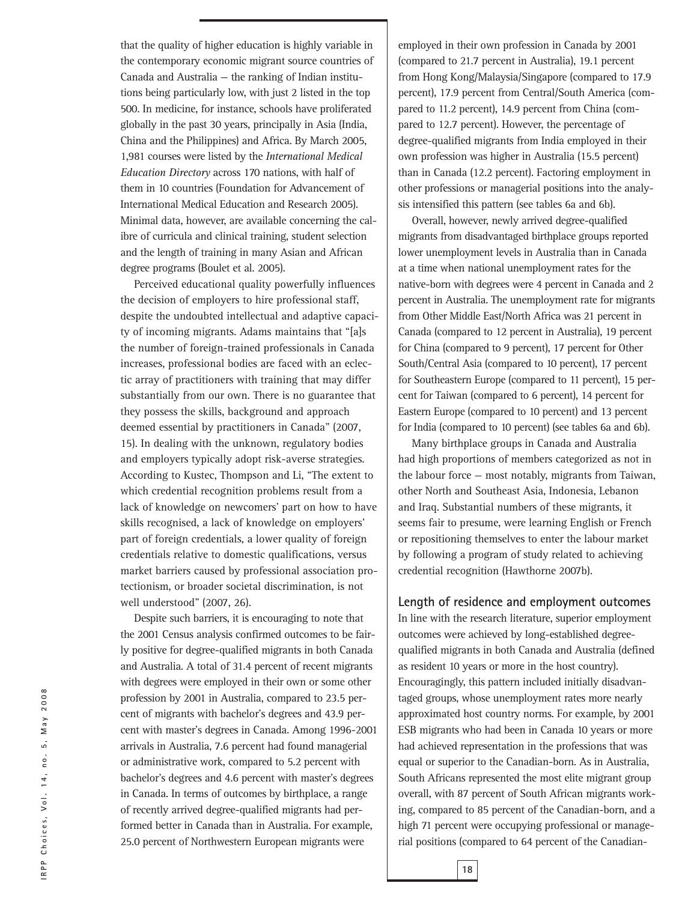that the quality of higher education is highly variable in the contemporary economic migrant source countries of Canada and Australia — the ranking of Indian institutions being particularly low, with just 2 listed in the top 500. In medicine, for instance, schools have proliferated globally in the past 30 years, principally in Asia (India, China and the Philippines) and Africa. By March 2005, 1,981 courses were listed by the *International Medical Education Directory* across 170 nations, with half of them in 10 countries (Foundation for Advancement of International Medical Education and Research 2005). Minimal data, however, are available concerning the calibre of curricula and clinical training, student selection and the length of training in many Asian and African degree programs (Boulet et al. 2005).

Perceived educational quality powerfully influences the decision of employers to hire professional staff, despite the undoubted intellectual and adaptive capacity of incoming migrants. Adams maintains that "[a]s the number of foreign-trained professionals in Canada increases, professional bodies are faced with an eclectic array of practitioners with training that may differ substantially from our own. There is no guarantee that they possess the skills, background and approach deemed essential by practitioners in Canada" (2007, 15). In dealing with the unknown, regulatory bodies and employers typically adopt risk-averse strategies. According to Kustec, Thompson and Li, "The extent to which credential recognition problems result from a lack of knowledge on newcomers' part on how to have skills recognised, a lack of knowledge on employers' part of foreign credentials, a lower quality of foreign credentials relative to domestic qualifications, versus market barriers caused by professional association protectionism, or broader societal discrimination, is not well understood" (2007, 26).

Despite such barriers, it is encouraging to note that the 2001 Census analysis confirmed outcomes to be fairly positive for degree-qualified migrants in both Canada and Australia. A total of 31.4 percent of recent migrants with degrees were employed in their own or some other profession by 2001 in Australia, compared to 23.5 percent of migrants with bachelor's degrees and 43.9 percent with master's degrees in Canada. Among 1996-2001 arrivals in Australia, 7.6 percent had found managerial or administrative work, compared to 5.2 percent with bachelor's degrees and 4.6 percent with master's degrees in Canada. In terms of outcomes by birthplace, a range of recently arrived degree-qualified migrants had performed better in Canada than in Australia. For example, 25.0 percent of Northwestern European migrants were employed in their own profession in Canada by 2001 (compared to 21.7 percent in Australia), 19.1 percent from Hong Kong/Malaysia/Singapore (compared to 17.9 percent), 17.9 percent from Central/South America (compared to 11.2 percent), 14.9 percent from China (compared to 12.7 percent). However, the percentage of degree-qualified migrants from India employed in their own profession was higher in Australia (15.5 percent) than in Canada (12.2 percent). Factoring employment in other professions or managerial positions into the analysis intensified this pattern (see tables 6a and 6b).

Overall, however, newly arrived degree-qualified migrants from disadvantaged birthplace groups reported lower unemployment levels in Australia than in Canada at a time when national unemployment rates for the native-born with degrees were 4 percent in Canada and 2 percent in Australia. The unemployment rate for migrants from Other Middle East/North Africa was 21 percent in Canada (compared to 12 percent in Australia), 19 percent for China (compared to 9 percent), 17 percent for Other South/Central Asia (compared to 10 percent), 17 percent for Southeastern Europe (compared to 11 percent), 15 percent for Taiwan (compared to 6 percent), 14 percent for Eastern Europe (compared to 10 percent) and 13 percent for India (compared to 10 percent) (see tables 6a and 6b).

Many birthplace groups in Canada and Australia had high proportions of members categorized as not in the labour force — most notably, migrants from Taiwan, other North and Southeast Asia, Indonesia, Lebanon and Iraq. Substantial numbers of these migrants, it seems fair to presume, were learning English or French or repositioning themselves to enter the labour market by following a program of study related to achieving credential recognition (Hawthorne 2007b).

## Length of residence and employment outcomes

In line with the research literature, superior employment outcomes were achieved by long-established degree-qualified migrants in both Canada and Australia (defined as resident 10 years or more in the host country). Encouragingly, this pattern included initially disadvantaged groups, whose unemployment rates more nearly approximated host country norms. For example, by 2001 ESB migrants who had been in Canada 10 years or more had achieved representation in the professions that was equal or superior to the Canadian-born. As in Australia, South Africans represented the most elite migrant group overall, with 87 percent of South African migrants working, compared to 85 percent of the Canadian-born, and a high 71 percent were occupying professional or managerial positions (compared to 64 percent of the Canadian-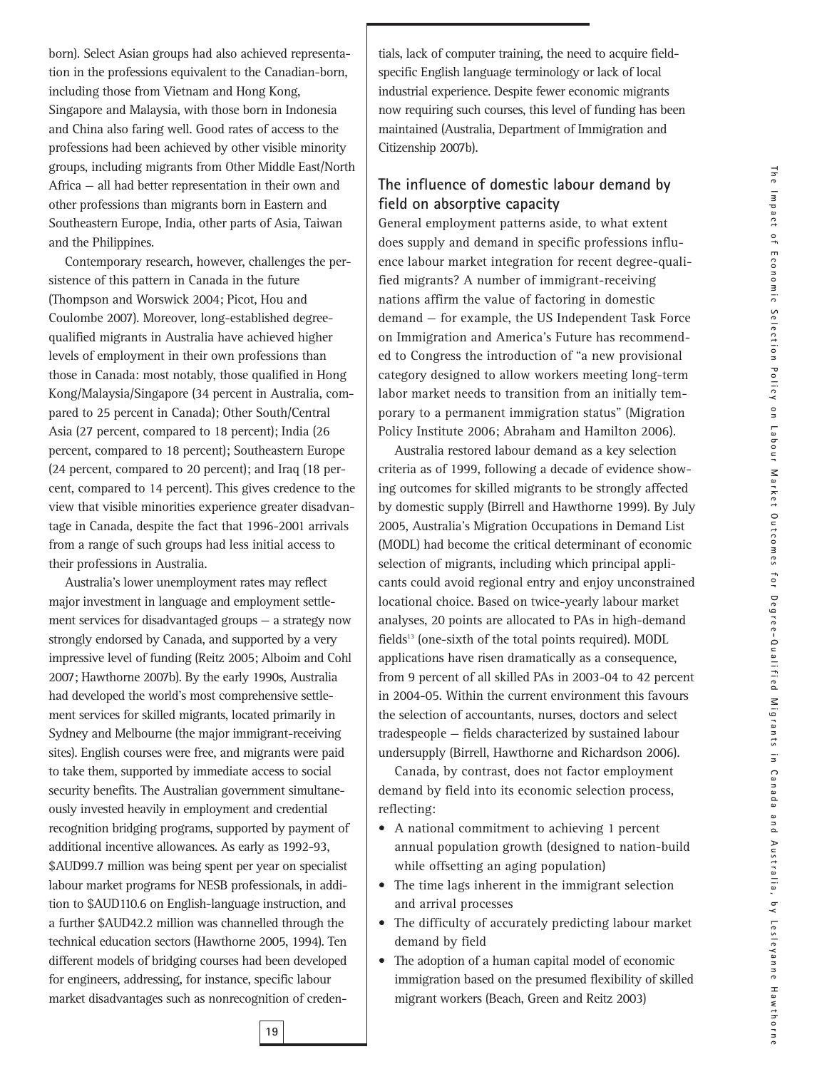born). Select Asian groups had also achieved representation in the professions equivalent to the Canadian-born, including those from Vietnam and Hong Kong, Singapore and Malaysia, with those born in Indonesia and China also faring well. Good rates of access to the professions had been achieved by other visible minority groups, including migrants from Other Middle East/North Africa — all had better representation in their own and other professions than migrants born in Eastern and Southeastern Europe, India, other parts of Asia, Taiwan and the Philippines.

Contemporary research, however, challenges the persistence of this pattern in Canada in the future (Thompson and Worswick 2004; Picot, Hou and Coulombe 2007). Moreover, long-established degree-qualified migrants in Australia have achieved higher levels of employment in their own professions than those in Canada: most notably, those qualified in Hong Kong/Malaysia/Singapore (34 percent in Australia, compared to 25 percent in Canada); Other South/Central Asia (27 percent, compared to 18 percent); India (26 percent, compared to 18 percent); Southeastern Europe (24 percent, compared to 20 percent); and Iraq (18 percent, compared to 14 percent). This gives credence to the view that visible minorities experience greater disadvantage in Canada, despite the fact that 1996-2001 arrivals from a range of such groups had less initial access to their professions in Australia.

Australia's lower unemployment rates may reflect major investment in language and employment settlement services for disadvantaged groups — a strategy now strongly endorsed by Canada, and supported by a very impressive level of funding (Reitz 2005; Alboim and Cohl 2007; Hawthorne 2007b). By the early 1990s, Australia had developed the world's most comprehensive settlement services for skilled migrants, located primarily in Sydney and Melbourne (the major immigrant-receiving sites). English courses were free, and migrants were paid to take them, supported by immediate access to social security benefits. The Australian government simultaneously invested heavily in employment and credential recognition bridging programs, supported by payment of additional incentive allowances. As early as 1992-93, $AUD99.7 million was being spent per year on specialist labour market programs for NESB professionals, in addition to $AUD110.6 on English-language instruction, and a further $AUD42.2 million was channelled through the technical education sectors (Hawthorne 2005, 1994). Ten different models of bridging courses had been developed for engineers, addressing, for instance, specific labour market disadvantages such as nonrecognition of credentials, lack of computer training, the need to acquire field-specific English language terminology or lack of local industrial experience. Despite fewer economic migrants now requiring such courses, this level of funding has been maintained (Australia, Department of Immigration and Citizenship 2007b).

## The influence of domestic labour demand by field on absorptive capacity

General employment patterns aside, to what extent does supply and demand in specific professions influence labour market integration for recent degree-qualified migrants? A number of immigrant-receiving nations affirm the value of factoring in domestic demand — for example, the US Independent Task Force on Immigration and America's Future has recommended to Congress the introduction of "a new provisional category designed to allow workers meeting long-term labor market needs to transition from an initially temporary to a permanent immigration status" (Migration Policy Institute 2006; Abraham and Hamilton 2006).

Australia restored labour demand as a key selection criteria as of 1999, following a decade of evidence showing outcomes for skilled migrants to be strongly affected by domestic supply (Birrell and Hawthorne 1999). By July 2005, Australia's Migration Occupations in Demand List (MODL) had become the critical determinant of economic selection of migrants, including which principal applicants could avoid regional entry and enjoy unconstrained locational choice. Based on twice-yearly labour market analyses, 20 points are allocated to PAs in high-demand fields[13] (one-sixth of the total points required). MODL applications have risen dramatically as a consequence, from 9 percent of all skilled PAs in 2003-04 to 42 percent in 2004-05. Within the current environment this favours the selection of accountants, nurses, doctors and select tradespeople — fields characterized by sustained labour undersupply (Birrell, Hawthorne and Richardson 2006).

Canada, by contrast, does not factor employment demand by field into its economic selection process, reflecting:

- A national commitment to achieving 1 percent annual population growth (designed to nation-build while offsetting an aging population)
- The time lags inherent in the immigrant selection and arrival processes
- The difficulty of accurately predicting labour market demand by field
- The adoption of a human capital model of economic immigration based on the presumed flexibility of skilled migrant workers (Beach, Green and Reitz 2003)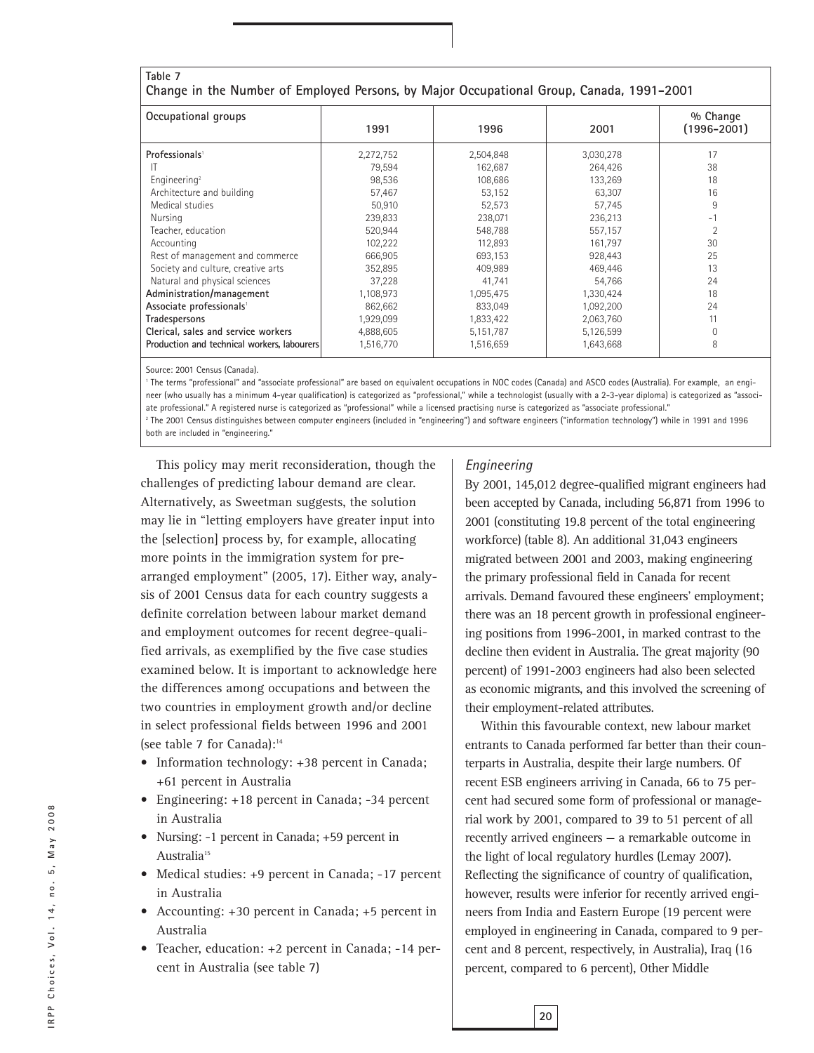**Table 7**
**Change in the Number of Employed Persons, by Major Occupational Group, Canada, 1991-2001**

| Occupational groups | 1991 | 1996 | 2001 | % Change (1996-2001) |
|---|---|---|---|---|
| **Professionals**[1] | 2,272,752 | 2,504,848 | 3,030,278 | 17 |
| IT | 79,594 | 162,687 | 264,426 | 38 |
| Engineering[2] | 98,536 | 108,686 | 133,269 | 18 |
| Architecture and building | 57,467 | 53,152 | 63,307 | 16 |
| Medical studies | 50,910 | 52,573 | 57,745 | 9 |
| Nursing | 239,833 | 238,071 | 236,213 | -1 |
| Teacher, education | 520,944 | 548,788 | 557,157 | 2 |
| Accounting | 102,222 | 112,893 | 161,797 | 30 |
| Rest of management and commerce | 666,905 | 693,153 | 928,443 | 25 |
| Society and culture, creative arts | 352,895 | 409,989 | 469,446 | 13 |
| Natural and physical sciences | 37,228 | 41,741 | 54,766 | 24 |
| **Administration/management** | 1,108,973 | 1,095,475 | 1,330,424 | 18 |
| **Associate professionals**[1] | 862,662 | 833,049 | 1,092,200 | 24 |
| **Tradespersons** | 1,929,099 | 1,833,422 | 2,063,760 | 11 |
| **Clerical, sales and service workers** | 4,888,605 | 5,151,787 | 5,126,599 | 0 |
| **Production and technical workers, labourers** | 1,516,770 | 1,516,659 | 1,643,668 | 8 |

Source: 2001 Census (Canada).

[1] The terms "professional" and "associate professional" are based on equivalent occupations in NOC codes (Canada) and ASCO codes (Australia). For example, an engineer (who usually has a minimum 4-year qualification) is categorized as "professional," while a technologist (usually with a 2-3-year diploma) is categorized as "associate professional." A registered nurse is categorized as "professional" while a licensed practising nurse is categorized as "associate professional."

[2] The 2001 Census distinguishes between computer engineers (included in "engineering") and software engineers ("information technology") while in 1991 and 1996 both are included in "engineering."

This policy may merit reconsideration, though the challenges of predicting labour demand are clear. Alternatively, as Sweetman suggests, the solution may lie in "letting employers have greater input into the [selection] process by, for example, allocating more points in the immigration system for pre-arranged employment" (2005, 17). Either way, analysis of 2001 Census data for each country suggests a definite correlation between labour market demand and employment outcomes for recent degree-qualified arrivals, as exemplified by the five case studies examined below. It is important to acknowledge here the differences among occupations and between the two countries in employment growth and/or decline in select professional fields between 1996 and 2001 (see table 7 for Canada):[14]

- Information technology: +38 percent in Canada; +61 percent in Australia
- Engineering: +18 percent in Canada; -34 percent in Australia
- Nursing: -1 percent in Canada; +59 percent in Australia[15]
- Medical studies: +9 percent in Canada; -17 percent in Australia
- Accounting: +30 percent in Canada; +5 percent in Australia
- Teacher, education: +2 percent in Canada; -14 percent in Australia (see table 7)

### *Engineering*

By 2001, 145,012 degree-qualified migrant engineers had been accepted by Canada, including 56,871 from 1996 to 2001 (constituting 19.8 percent of the total engineering workforce) (table 8). An additional 31,043 engineers migrated between 2001 and 2003, making engineering the primary professional field in Canada for recent arrivals. Demand favoured these engineers' employment; there was an 18 percent growth in professional engineering positions from 1996-2001, in marked contrast to the decline then evident in Australia. The great majority (90 percent) of 1991-2003 engineers had also been selected as economic migrants, and this involved the screening of their employment-related attributes.

Within this favourable context, new labour market entrants to Canada performed far better than their counterparts in Australia, despite their large numbers. Of recent ESB engineers arriving in Canada, 66 to 75 percent had secured some form of professional or managerial work by 2001, compared to 39 to 51 percent of all recently arrived engineers — a remarkable outcome in the light of local regulatory hurdles (Lemay 2007). Reflecting the significance of country of qualification, however, results were inferior for recently arrived engineers from India and Eastern Europe (19 percent were employed in engineering in Canada, compared to 9 percent and 8 percent, respectively, in Australia), Iraq (16 percent, compared to 6 percent), Other Middle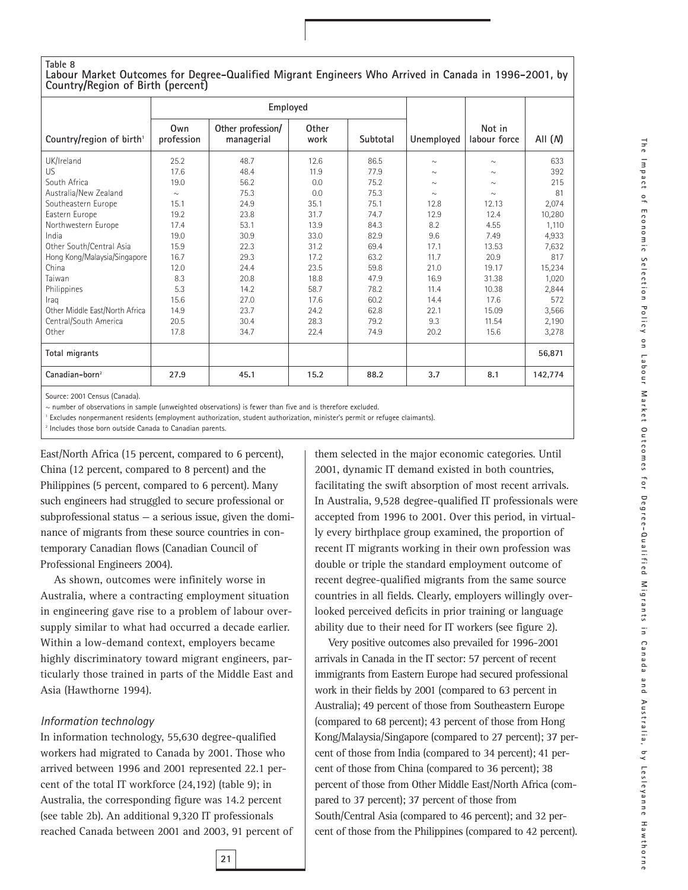**Table 8**
**Labour Market Outcomes for Degree-Qualified Migrant Engineers Who Arrived in Canada in 1996-2001, by Country/Region of Birth (percent)**

| | Employed | | | | | | |
|---|---|---|---|---|---|---|---|
| Country/region of birth[1] | Own profession | Other profession/ managerial | Other work | Subtotal | Unemployed | Not in labour force | All (*N*) |
| UK/Ireland | 25.2 | 48.7 | 12.6 | 86.5 | ~ | ~ | 633 |
| US | 17.6 | 48.4 | 11.9 | 77.9 | ~ | ~ | 392 |
| South Africa | 19.0 | 56.2 | 0.0 | 75.2 | ~ | ~ | 215 |
| Australia/New Zealand | ~ | 75.3 | 0.0 | 75.3 | ~ | ~ | 81 |
| Southeastern Europe | 15.1 | 24.9 | 35.1 | 75.1 | 12.8 | 12.13 | 2,074 |
| Eastern Europe | 19.2 | 23.8 | 31.7 | 74.7 | 12.9 | 12.4 | 10,280 |
| Northwestern Europe | 17.4 | 53.1 | 13.9 | 84.3 | 8.2 | 4.55 | 1,110 |
| India | 19.0 | 30.9 | 33.0 | 82.9 | 9.6 | 7.49 | 4,933 |
| Other South/Central Asia | 15.9 | 22.3 | 31.2 | 69.4 | 17.1 | 13.53 | 7,632 |
| Hong Kong/Malaysia/Singapore | 16.7 | 29.3 | 17.2 | 63.2 | 11.7 | 20.9 | 817 |
| China | 12.0 | 24.4 | 23.5 | 59.8 | 21.0 | 19.17 | 15,234 |
| Taiwan | 8.3 | 20.8 | 18.8 | 47.9 | 16.9 | 31.38 | 1,020 |
| Philippines | 5.3 | 14.2 | 58.7 | 78.2 | 11.4 | 10.38 | 2,844 |
| Iraq | 15.6 | 27.0 | 17.6 | 60.2 | 14.4 | 17.6 | 572 |
| Other Middle East/North Africa | 14.9 | 23.7 | 24.2 | 62.8 | 22.1 | 15.09 | 3,566 |
| Central/South America | 20.5 | 30.4 | 28.3 | 79.2 | 9.3 | 11.54 | 2,190 |
| Other | 17.8 | 34.7 | 22.4 | 74.9 | 20.2 | 15.6 | 3,278 |
| **Total migrants** | | | | | | | **56,871** |
| **Canadian-born**[2] | **27.9** | **45.1** | **15.2** | **88.2** | **3.7** | **8.1** | **142,774** |

Source: 2001 Census (Canada).

~ number of observations in sample (unweighted observations) is fewer than five and is therefore excluded.

[1] Excludes nonpermanent residents (employment authorization, student authorization, minister's permit or refugee claimants).

[2] Includes those born outside Canada to Canadian parents.

East/North Africa (15 percent, compared to 6 percent), China (12 percent, compared to 8 percent) and the Philippines (5 percent, compared to 6 percent). Many such engineers had struggled to secure professional or subprofessional status — a serious issue, given the dominance of migrants from these source countries in contemporary Canadian flows (Canadian Council of Professional Engineers 2004).

As shown, outcomes were infinitely worse in Australia, where a contracting employment situation in engineering gave rise to a problem of labour oversupply similar to what had occurred a decade earlier. Within a low-demand context, employers became highly discriminatory toward migrant engineers, particularly those trained in parts of the Middle East and Asia (Hawthorne 1994).

### *Information technology*

In information technology, 55,630 degree-qualified workers had migrated to Canada by 2001. Those who arrived between 1996 and 2001 represented 22.1 percent of the total IT workforce (24,192) (table 9); in Australia, the corresponding figure was 14.2 percent (see table 2b). An additional 9,320 IT professionals reached Canada between 2001 and 2003, 91 percent of them selected in the major economic categories. Until 2001, dynamic IT demand existed in both countries, facilitating the swift absorption of most recent arrivals. In Australia, 9,528 degree-qualified IT professionals were accepted from 1996 to 2001. Over this period, in virtually every birthplace group examined, the proportion of recent IT migrants working in their own profession was double or triple the standard employment outcome of recent degree-qualified migrants from the same source countries in all fields. Clearly, employers willingly overlooked perceived deficits in prior training or language ability due to their need for IT workers (see figure 2).

Very positive outcomes also prevailed for 1996-2001 arrivals in Canada in the IT sector: 57 percent of recent immigrants from Eastern Europe had secured professional work in their fields by 2001 (compared to 63 percent in Australia); 49 percent of those from Southeastern Europe (compared to 68 percent); 43 percent of those from Hong Kong/Malaysia/Singapore (compared to 27 percent); 37 percent of those from India (compared to 34 percent); 41 percent of those from China (compared to 36 percent); 38 percent of those from Other Middle East/North Africa (compared to 37 percent); 37 percent of those from South/Central Asia (compared to 46 percent); and 32 percent of those from the Philippines (compared to 42 percent).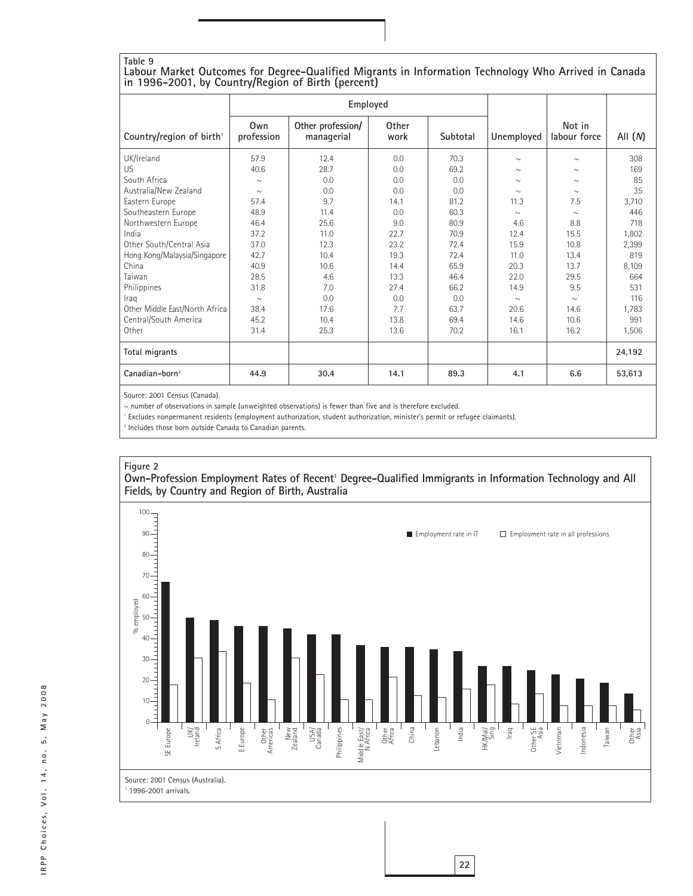**Table 9**
**Labour Market Outcomes for Degree-Qualified Migrants in Information Technology Who Arrived in Canada in 1996-2001, by Country/Region of Birth (percent)**

| Country/region of birth[1] | Employed | | | | Unemployed | Not in labour force | All (*N*) |
|---|---|---|---|---|---|---|---|
| | Own profession | Other profession/ managerial | Other work | Subtotal | | | |
| UK/Ireland | 57.9 | 12.4 | 0.0 | 70.3 | ~ | ~ | 308 |
| US | 40.6 | 28.7 | 0.0 | 69.2 | ~ | ~ | 169 |
| South Africa | ~ | 0.0 | 0.0 | 0.0 | ~ | ~ | 85 |
| Australia/New Zealand | ~ | 0.0 | 0.0 | 0.0 | ~ | ~ | 35 |
| Eastern Europe | 57.4 | 9.7 | 14.1 | 81.2 | 11.3 | 7.5 | 3,710 |
| Southeastern Europe | 48.9 | 11.4 | 0.0 | 60.3 | ~ | ~ | 446 |
| Northwestern Europe | 46.4 | 25.6 | 9.0 | 80.9 | 4.6 | 8.8 | 718 |
| India | 37.2 | 11.0 | 22.7 | 70.9 | 12.4 | 15.5 | 1,802 |
| Other South/Central Asia | 37.0 | 12.3 | 23.2 | 72.4 | 15.9 | 10.8 | 2,399 |
| Hong Kong/Malaysia/Singapore | 42.7 | 10.4 | 19.3 | 72.4 | 11.0 | 13.4 | 819 |
| China | 40.9 | 10.6 | 14.4 | 65.9 | 20.3 | 13.7 | 8,109 |
| Taiwan | 28.5 | 4.6 | 13.3 | 46.4 | 22.0 | 29.5 | 664 |
| Philippines | 31.8 | 7.0 | 27.4 | 66.2 | 14.9 | 9.5 | 531 |
| Iraq | ~ | 0.0 | 0.0 | 0.0 | ~ | ~ | 116 |
| Other Middle East/North Africa | 38.4 | 17.6 | 7.7 | 63.7 | 20.6 | 14.6 | 1,783 |
| Central/South America | 45.2 | 10.4 | 13.8 | 69.4 | 14.6 | 10.6 | 991 |
| Other | 31.4 | 25.3 | 13.6 | 70.2 | 16.1 | 16.2 | 1,506 |
| **Total migrants** | | | | | | | **24,192** |
| **Canadian-born[2]** | **44.9** | **30.4** | **14.1** | **89.3** | **4.1** | **6.6** | **53,613** |

Source: 2001 Census (Canada).
~ number of observations in sample (unweighted observations) is fewer than five and is therefore excluded.
[1] Excludes nonpermanent residents (employment authorization, student authorization, minister's permit or refugee claimants).
[2] Includes those born outside Canada to Canadian parents.

**Figure 2**
**Own-Profession Employment Rates of Recent[1] Degree-Qualified Immigrants in Information Technology and All Fields, by Country and Region of Birth, Australia**

Source: 2001 Census (Australia).
[1] 1996-2001 arrivals.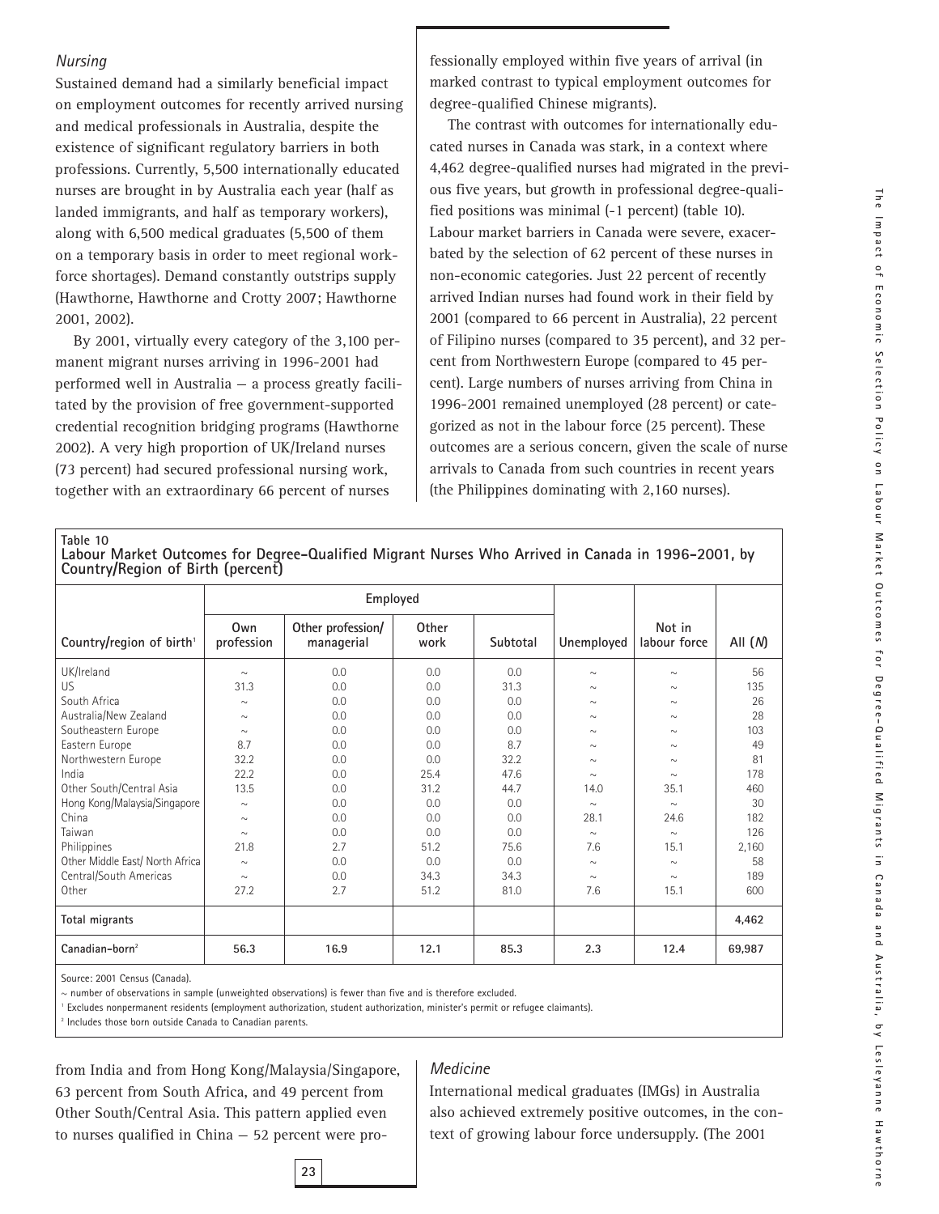### *Nursing*

Sustained demand had a similarly beneficial impact on employment outcomes for recently arrived nursing and medical professionals in Australia, despite the existence of significant regulatory barriers in both professions. Currently, 5,500 internationally educated nurses are brought in by Australia each year (half as landed immigrants, and half as temporary workers), along with 6,500 medical graduates (5,500 of them on a temporary basis in order to meet regional workforce shortages). Demand constantly outstrips supply (Hawthorne, Hawthorne and Crotty 2007; Hawthorne 2001, 2002).

By 2001, virtually every category of the 3,100 permanent migrant nurses arriving in 1996-2001 had performed well in Australia — a process greatly facilitated by the provision of free government-supported credential recognition bridging programs (Hawthorne 2002). A very high proportion of UK/Ireland nurses (73 percent) had secured professional nursing work, together with an extraordinary 66 percent of nurses from India and from Hong Kong/Malaysia/Singapore, 63 percent from South Africa, and 49 percent from Other South/Central Asia. This pattern applied even to nurses qualified in China — 52 percent were professionally employed within five years of arrival (in marked contrast to typical employment outcomes for degree-qualified Chinese migrants).

The contrast with outcomes for internationally educated nurses in Canada was stark, in a context where 4,462 degree-qualified nurses had migrated in the previous five years, but growth in professional degree-qualified positions was minimal (-1 percent) (table 10). Labour market barriers in Canada were severe, exacerbated by the selection of 62 percent of these nurses in non-economic categories. Just 22 percent of recently arrived Indian nurses had found work in their field by 2001 (compared to 66 percent in Australia), 22 percent of Filipino nurses (compared to 35 percent), and 32 percent from Northwestern Europe (compared to 45 percent). Large numbers of nurses arriving from China in 1996-2001 remained unemployed (28 percent) or categorized as not in the labour force (25 percent). These outcomes are a serious concern, given the scale of nurse arrivals to Canada from such countries in recent years (the Philippines dominating with 2,160 nurses).

**Table 10**
**Labour Market Outcomes for Degree-Qualified Migrant Nurses Who Arrived in Canada in 1996-2001, by Country/Region of Birth (percent)**

| | Employed | | | | | | |
|---|---|---|---|---|---|---|---|
| Country/region of birth[1] | Own profession | Other profession/ managerial | Other work | Subtotal | Unemployed | Not in labour force | All (*N*) |
| UK/Ireland | ~ | 0.0 | 0.0 | 0.0 | ~ | ~ | 56 |
| US | 31.3 | 0.0 | 0.0 | 31.3 | ~ | ~ | 135 |
| South Africa | ~ | 0.0 | 0.0 | 0.0 | ~ | ~ | 26 |
| Australia/New Zealand | ~ | 0.0 | 0.0 | 0.0 | ~ | ~ | 28 |
| Southeastern Europe | ~ | 0.0 | 0.0 | 0.0 | ~ | ~ | 103 |
| Eastern Europe | 8.7 | 0.0 | 0.0 | 8.7 | ~ | ~ | 49 |
| Northwestern Europe | 32.2 | 0.0 | 0.0 | 32.2 | ~ | ~ | 81 |
| India | 22.2 | 0.0 | 25.4 | 47.6 | ~ | ~ | 178 |
| Other South/Central Asia | 13.5 | 0.0 | 31.2 | 44.7 | 14.0 | 35.1 | 460 |
| Hong Kong/Malaysia/Singapore | ~ | 0.0 | 0.0 | 0.0 | ~ | ~ | 30 |
| China | ~ | 0.0 | 0.0 | 0.0 | 28.1 | 24.6 | 182 |
| Taiwan | ~ | 0.0 | 0.0 | 0.0 | ~ | ~ | 126 |
| Philippines | 21.8 | 2.7 | 51.2 | 75.6 | 7.6 | 15.1 | 2,160 |
| Other Middle East/ North Africa | ~ | 0.0 | 0.0 | 0.0 | ~ | ~ | 58 |
| Central/South Americas | ~ | 0.0 | 34.3 | 34.3 | ~ | ~ | 189 |
| Other | 27.2 | 2.7 | 51.2 | 81.0 | 7.6 | 15.1 | 600 |
| **Total migrants** | | | | | | | **4,462** |
| **Canadian-born[2]** | **56.3** | **16.9** | **12.1** | **85.3** | **2.3** | **12.4** | **69,987** |

Source: 2001 Census (Canada).

~ number of observations in sample (unweighted observations) is fewer than five and is therefore excluded.

[1] Excludes nonpermanent residents (employment authorization, student authorization, minister's permit or refugee claimants).

[2] Includes those born outside Canada to Canadian parents.

### *Medicine*

International medical graduates (IMGs) in Australia also achieved extremely positive outcomes, in the context of growing labour force undersupply. (The 2001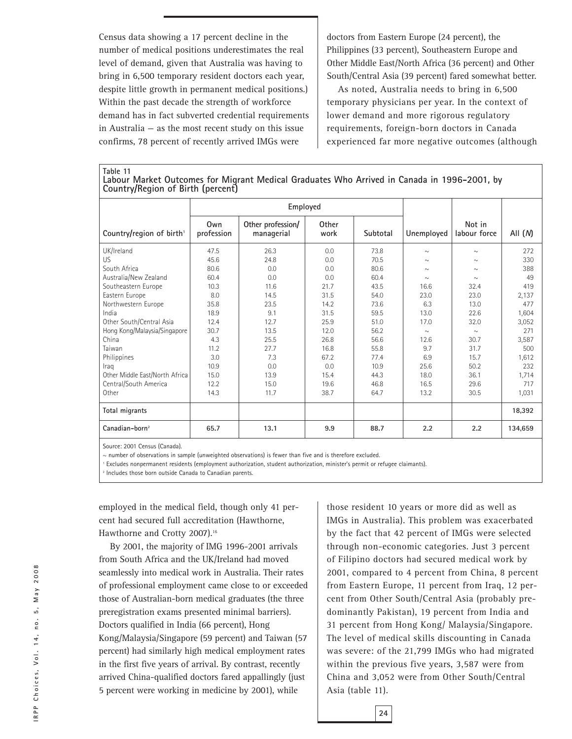Census data showing a 17 percent decline in the number of medical positions underestimates the real level of demand, given that Australia was having to bring in 6,500 temporary resident doctors each year, despite little growth in permanent medical positions.) Within the past decade the strength of workforce demand has in fact subverted credential requirements in Australia — as the most recent study on this issue confirms, 78 percent of recently arrived IMGs were employed in the medical field, though only 41 percent had secured full accreditation (Hawthorne, Hawthorne and Crotty 2007).[16]

By 2001, the majority of IMG 1996-2001 arrivals from South Africa and the UK/Ireland had moved seamlessly into medical work in Australia. Their rates of professional employment came close to or exceeded those of Australian-born medical graduates (the three preregistration exams presented minimal barriers). Doctors qualified in India (66 percent), Hong Kong/Malaysia/Singapore (59 percent) and Taiwan (57 percent) had similarly high medical employment rates in the first five years of arrival. By contrast, recently arrived China-qualified doctors fared appallingly (just 5 percent were working in medicine by 2001), while doctors from Eastern Europe (24 percent), the Philippines (33 percent), Southeastern Europe and Other Middle East/North Africa (36 percent) and Other South/Central Asia (39 percent) fared somewhat better.

As noted, Australia needs to bring in 6,500 temporary physicians per year. In the context of lower demand and more rigorous regulatory requirements, foreign-born doctors in Canada experienced far more negative outcomes (although those resident 10 years or more did as well as IMGs in Australia). This problem was exacerbated by the fact that 42 percent of IMGs were selected through non-economic categories. Just 3 percent of Filipino doctors had secured medical work by 2001, compared to 4 percent from China, 8 percent from Eastern Europe, 11 percent from Iraq, 12 percent from Other South/Central Asia (probably predominantly Pakistan), 19 percent from India and 31 percent from Hong Kong/ Malaysia/Singapore. The level of medical skills discounting in Canada was severe: of the 21,799 IMGs who had migrated within the previous five years, 3,587 were from China and 3,052 were from Other South/Central Asia (table 11).

**Table 11**
**Labour Market Outcomes for Migrant Medical Graduates Who Arrived in Canada in 1996-2001, by Country/Region of Birth (percent)**

| | Employed | | | | | | |
|---|---|---|---|---|---|---|---|
| Country/region of birth[1] | Own profession | Other profession/ managerial | Other work | Subtotal | Unemployed | Not in labour force | All (*N*) |
| UK/Ireland | 47.5 | 26.3 | 0.0 | 73.8 | ~ | ~ | 272 |
| US | 45.6 | 24.8 | 0.0 | 70.5 | ~ | ~ | 330 |
| South Africa | 80.6 | 0.0 | 0.0 | 80.6 | ~ | ~ | 388 |
| Australia/New Zealand | 60.4 | 0.0 | 0.0 | 60.4 | ~ | ~ | 49 |
| Southeastern Europe | 10.3 | 11.6 | 21.7 | 43.5 | 16.6 | 32.4 | 419 |
| Eastern Europe | 8.0 | 14.5 | 31.5 | 54.0 | 23.0 | 23.0 | 2,137 |
| Northwestern Europe | 35.8 | 23.5 | 14.2 | 73.6 | 6.3 | 13.0 | 477 |
| India | 18.9 | 9.1 | 31.5 | 59.5 | 13.0 | 22.6 | 1,604 |
| Other South/Central Asia | 12.4 | 12.7 | 25.9 | 51.0 | 17.0 | 32.0 | 3,052 |
| Hong Kong/Malaysia/Singapore | 30.7 | 13.5 | 12.0 | 56.2 | ~ | ~ | 271 |
| China | 4.3 | 25.5 | 26.8 | 56.6 | 12.6 | 30.7 | 3,587 |
| Taiwan | 11.2 | 27.7 | 16.8 | 55.8 | 9.7 | 31.7 | 500 |
| Philippines | 3.0 | 7.3 | 67.2 | 77.4 | 6.9 | 15.7 | 1,612 |
| Iraq | 10.9 | 0.0 | 0.0 | 10.9 | 25.6 | 50.2 | 232 |
| Other Middle East/North Africa | 15.0 | 13.9 | 15.4 | 44.3 | 18.0 | 36.1 | 1,714 |
| Central/South America | 12.2 | 15.0 | 19.6 | 46.8 | 16.5 | 29.6 | 717 |
| Other | 14.3 | 11.7 | 38.7 | 64.7 | 13.2 | 30.5 | 1,031 |
| **Total migrants** | | | | | | | **18,392** |
| **Canadian-born**[2] | **65.7** | **13.1** | **9.9** | **88.7** | **2.2** | **2.2** | **134,659** |

Source: 2001 Census (Canada).

~ number of observations in sample (unweighted observations) is fewer than five and is therefore excluded.

[1] Excludes nonpermanent residents (employment authorization, student authorization, minister's permit or refugee claimants).

[2] Includes those born outside Canada to Canadian parents.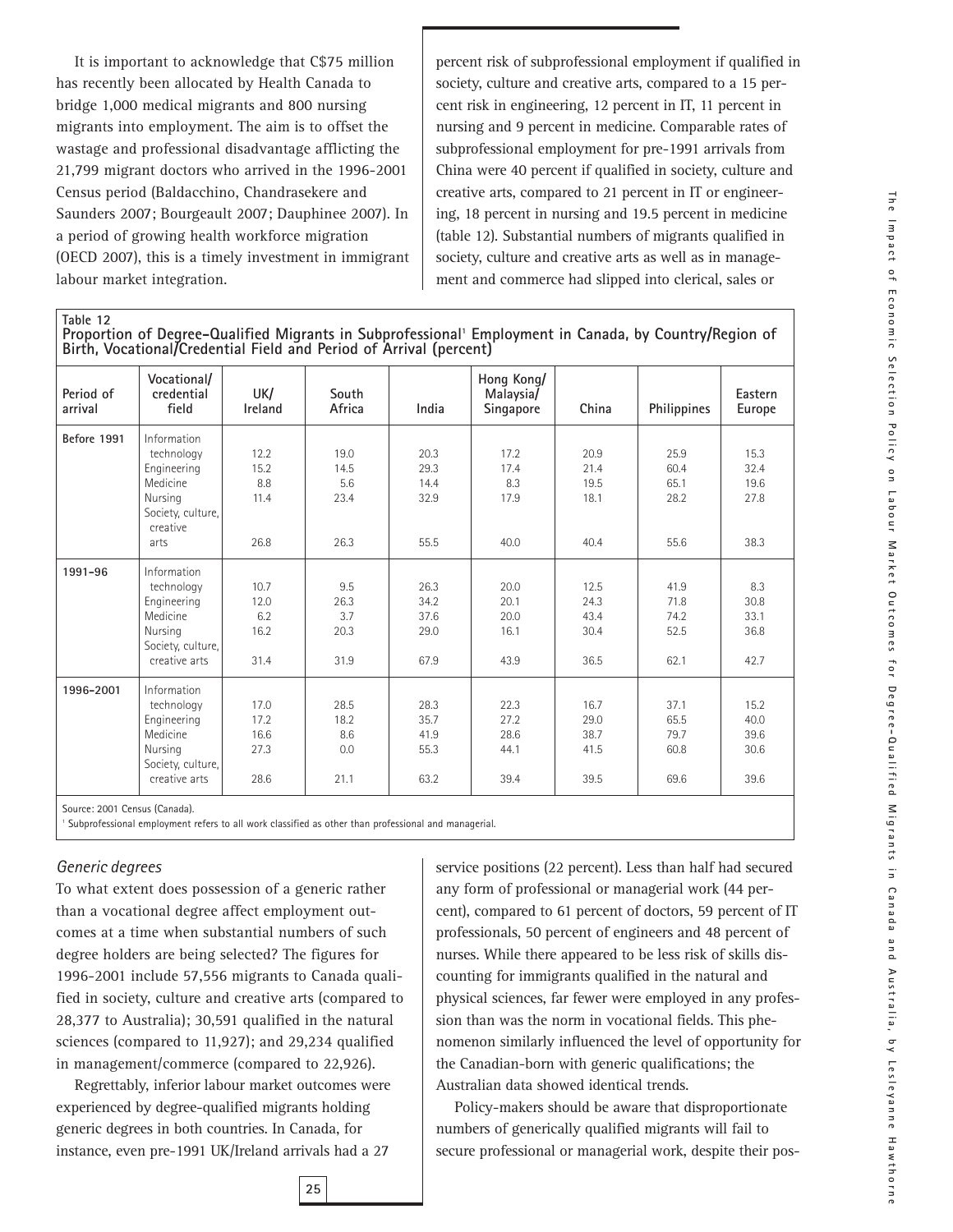It is important to acknowledge that C$75 million has recently been allocated by Health Canada to bridge 1,000 medical migrants and 800 nursing migrants into employment. The aim is to offset the wastage and professional disadvantage afflicting the 21,799 migrant doctors who arrived in the 1996-2001 Census period (Baldacchino, Chandrasekere and Saunders 2007; Bourgeault 2007; Dauphinee 2007). In a period of growing health workforce migration (OECD 2007), this is a timely investment in immigrant labour market integration.

**Table 12**
**Proportion of Degree-Qualified Migrants in Subprofessional[1] Employment in Canada, by Country/Region of Birth, Vocational/Credential Field and Period of Arrival (percent)**

| Period of arrival | Vocational/ credential field | UK/ Ireland | South Africa | India | Hong Kong/ Malaysia/ Singapore | China | Philippines | Eastern Europe |
|---|---|---|---|---|---|---|---|---|
| **Before 1991** | Information technology | 12.2 | 19.0 | 20.3 | 17.2 | 20.9 | 25.9 | 15.3 |
| | Engineering | 15.2 | 14.5 | 29.3 | 17.4 | 21.4 | 60.4 | 32.4 |
| | Medicine | 8.8 | 5.6 | 14.4 | 8.3 | 19.5 | 65.1 | 19.6 |
| | Nursing | 11.4 | 23.4 | 32.9 | 17.9 | 18.1 | 28.2 | 27.8 |
| | Society, culture, creative arts | 26.8 | 26.3 | 55.5 | 40.0 | 40.4 | 55.6 | 38.3 |
| **1991-96** | Information technology | 10.7 | 9.5 | 26.3 | 20.0 | 12.5 | 41.9 | 8.3 |
| | Engineering | 12.0 | 26.3 | 34.2 | 20.1 | 24.3 | 71.8 | 30.8 |
| | Medicine | 6.2 | 3.7 | 37.6 | 20.0 | 43.4 | 74.2 | 33.1 |
| | Nursing | 16.2 | 20.3 | 29.0 | 16.1 | 30.4 | 52.5 | 36.8 |
| | Society, culture, creative arts | 31.4 | 31.9 | 67.9 | 43.9 | 36.5 | 62.1 | 42.7 |
| **1996-2001** | Information technology | 17.0 | 28.5 | 28.3 | 22.3 | 16.7 | 37.1 | 15.2 |
| | Engineering | 17.2 | 18.2 | 35.7 | 27.2 | 29.0 | 65.5 | 40.0 |
| | Medicine | 16.6 | 8.6 | 41.9 | 28.6 | 38.7 | 79.7 | 39.6 |
| | Nursing | 27.3 | 0.0 | 55.3 | 44.1 | 41.5 | 60.8 | 30.6 |
| | Society, culture, creative arts | 28.6 | 21.1 | 63.2 | 39.4 | 39.5 | 69.6 | 39.6 |

Source: 2001 Census (Canada).

[1] Subprofessional employment refers to all work classified as other than professional and managerial.

### *Generic degrees*

To what extent does possession of a generic rather than a vocational degree affect employment outcomes at a time when substantial numbers of such degree holders are being selected? The figures for 1996-2001 include 57,556 migrants to Canada qualified in society, culture and creative arts (compared to 28,377 to Australia); 30,591 qualified in the natural sciences (compared to 11,927); and 29,234 qualified in management/commerce (compared to 22,926).

Regrettably, inferior labour market outcomes were experienced by degree-qualified migrants holding generic degrees in both countries. In Canada, for instance, even pre-1991 UK/Ireland arrivals had a 27 percent risk of subprofessional employment if qualified in society, culture and creative arts, compared to a 15 percent risk in engineering, 12 percent in IT, 11 percent in nursing and 9 percent in medicine. Comparable rates of subprofessional employment for pre-1991 arrivals from China were 40 percent if qualified in society, culture and creative arts, compared to 21 percent in IT or engineering, 18 percent in nursing and 19.5 percent in medicine (table 12). Substantial numbers of migrants qualified in society, culture and creative arts as well as in management and commerce had slipped into clerical, sales or service positions (22 percent). Less than half had secured any form of professional or managerial work (44 percent), compared to 61 percent of doctors, 59 percent of IT professionals, 50 percent of engineers and 48 percent of nurses. While there appeared to be less risk of skills discounting for immigrants qualified in the natural and physical sciences, far fewer were employed in any profession than was the norm in vocational fields. This phenomenon similarly influenced the level of opportunity for the Canadian-born with generic qualifications; the Australian data showed identical trends.

Policy-makers should be aware that disproportionate numbers of generically qualified migrants will fail to secure professional or managerial work, despite their pos-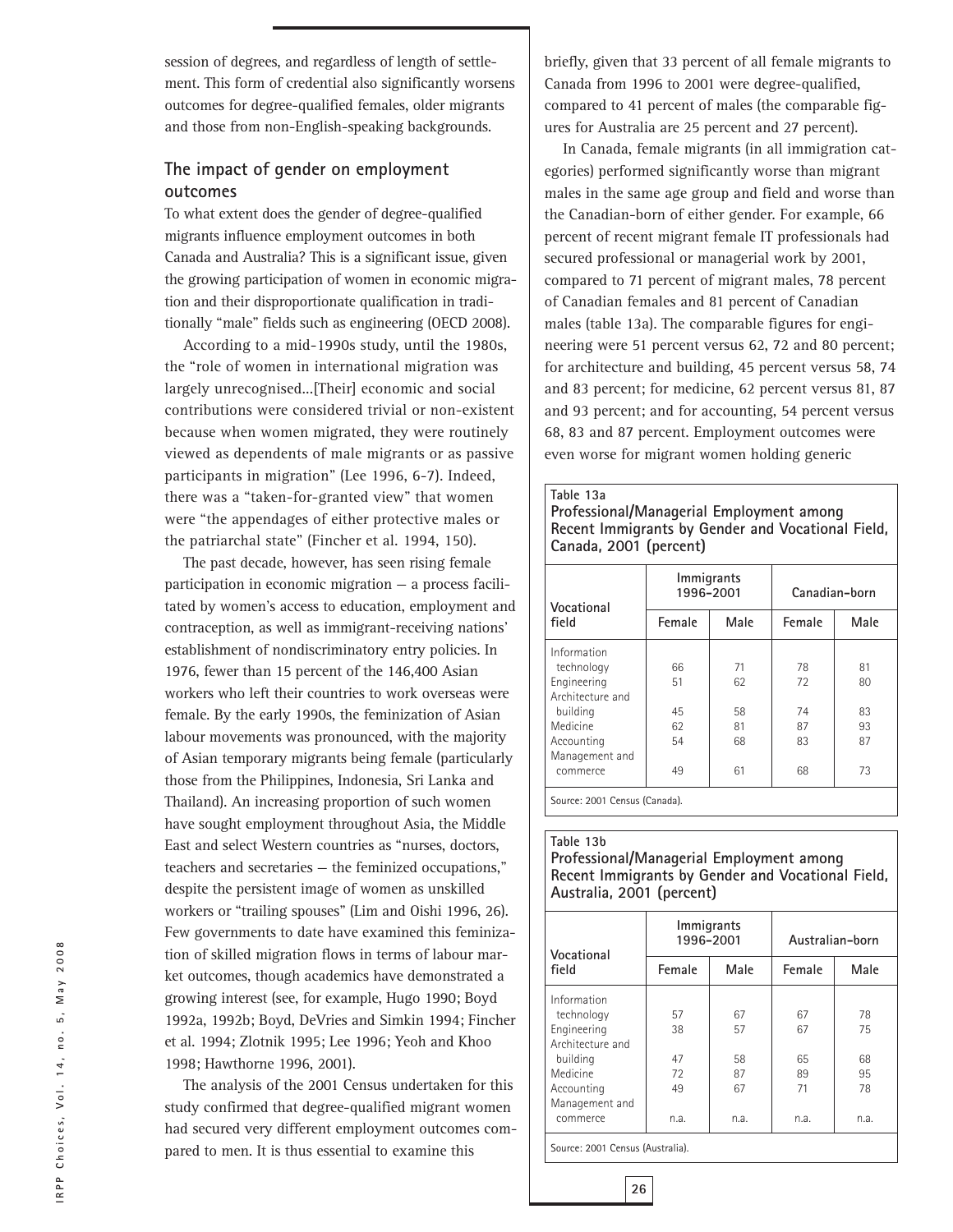session of degrees, and regardless of length of settlement. This form of credential also significantly worsens outcomes for degree-qualified females, older migrants and those from non-English-speaking backgrounds.

## The impact of gender on employment outcomes

To what extent does the gender of degree-qualified migrants influence employment outcomes in both Canada and Australia? This is a significant issue, given the growing participation of women in economic migration and their disproportionate qualification in traditionally "male" fields such as engineering (OECD 2008).

According to a mid-1990s study, until the 1980s, the "role of women in international migration was largely unrecognised...[Their] economic and social contributions were considered trivial or non-existent because when women migrated, they were routinely viewed as dependents of male migrants or as passive participants in migration" (Lee 1996, 6-7). Indeed, there was a "taken-for-granted view" that women were "the appendages of either protective males or the patriarchal state" (Fincher et al. 1994, 150).

The past decade, however, has seen rising female participation in economic migration — a process facilitated by women's access to education, employment and contraception, as well as immigrant-receiving nations' establishment of nondiscriminatory entry policies. In 1976, fewer than 15 percent of the 146,400 Asian workers who left their countries to work overseas were female. By the early 1990s, the feminization of Asian labour movements was pronounced, with the majority of Asian temporary migrants being female (particularly those from the Philippines, Indonesia, Sri Lanka and Thailand). An increasing proportion of such women have sought employment throughout Asia, the Middle East and select Western countries as "nurses, doctors, teachers and secretaries — the feminized occupations," despite the persistent image of women as unskilled workers or "trailing spouses" (Lim and Oishi 1996, 26). Few governments to date have examined this feminization of skilled migration flows in terms of labour market outcomes, though academics have demonstrated a growing interest (see, for example, Hugo 1990; Boyd 1992a, 1992b; Boyd, DeVries and Simkin 1994; Fincher et al. 1994; Zlotnik 1995; Lee 1996; Yeoh and Khoo 1998; Hawthorne 1996, 2001).

The analysis of the 2001 Census undertaken for this study confirmed that degree-qualified migrant women had secured very different employment outcomes compared to men. It is thus essential to examine this briefly, given that 33 percent of all female migrants to Canada from 1996 to 2001 were degree-qualified, compared to 41 percent of males (the comparable figures for Australia are 25 percent and 27 percent).

In Canada, female migrants (in all immigration categories) performed significantly worse than migrant males in the same age group and field and worse than the Canadian-born of either gender. For example, 66 percent of recent migrant female IT professionals had secured professional or managerial work by 2001, compared to 71 percent of migrant males, 78 percent of Canadian females and 81 percent of Canadian males (table 13a). The comparable figures for engineering were 51 percent versus 62, 72 and 80 percent; for architecture and building, 45 percent versus 58, 74 and 83 percent; for medicine, 62 percent versus 81, 87 and 93 percent; and for accounting, 54 percent versus 68, 83 and 87 percent. Employment outcomes were even worse for migrant women holding generic

**Table 13a**
**Professional/Managerial Employment among Recent Immigrants by Gender and Vocational Field, Canada, 2001 (percent)**

| Vocational field | Immigrants 1996–2001 | | Canadian-born | |
|---|---|---|---|---|
| | Female | Male | Female | Male |
| Information technology | 66 | 71 | 78 | 81 |
| Engineering | 51 | 62 | 72 | 80 |
| Architecture and building | 45 | 58 | 74 | 83 |
| Medicine | 62 | 81 | 87 | 93 |
| Accounting | 54 | 68 | 83 | 87 |
| Management and commerce | 49 | 61 | 68 | 73 |

Source: 2001 Census (Canada).

**Table 13b**
**Professional/Managerial Employment among Recent Immigrants by Gender and Vocational Field, Australia, 2001 (percent)**

| Vocational field | Immigrants 1996–2001 | | Australian-born | |
|---|---|---|---|---|
| | Female | Male | Female | Male |
| Information technology | 57 | 67 | 67 | 78 |
| Engineering | 38 | 57 | 67 | 75 |
| Architecture and building | 47 | 58 | 65 | 68 |
| Medicine | 72 | 87 | 89 | 95 |
| Accounting | 49 | 67 | 71 | 78 |
| Management and commerce | n.a. | n.a. | n.a. | n.a. |

Source: 2001 Census (Australia).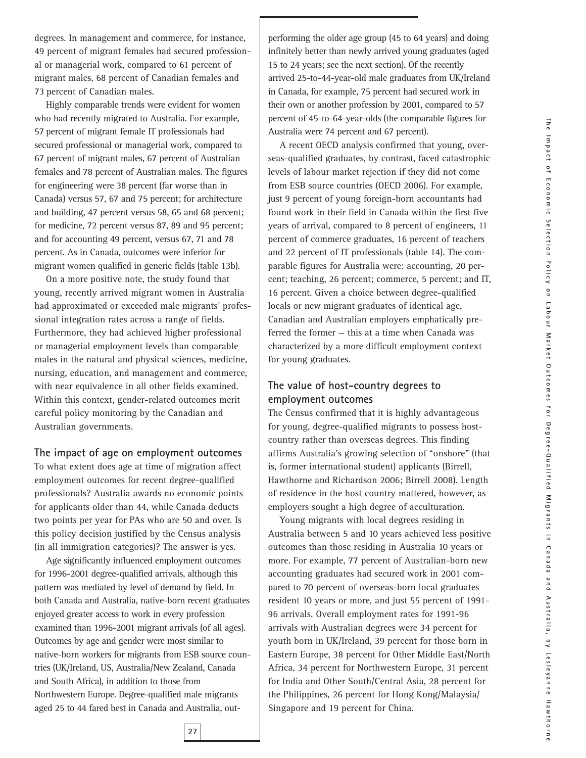degrees. In management and commerce, for instance, 49 percent of migrant females had secured professional or managerial work, compared to 61 percent of migrant males, 68 percent of Canadian females and 73 percent of Canadian males.

Highly comparable trends were evident for women who had recently migrated to Australia. For example, 57 percent of migrant female IT professionals had secured professional or managerial work, compared to 67 percent of migrant males, 67 percent of Australian females and 78 percent of Australian males. The figures for engineering were 38 percent (far worse than in Canada) versus 57, 67 and 75 percent; for architecture and building, 47 percent versus 58, 65 and 68 percent; for medicine, 72 percent versus 87, 89 and 95 percent; and for accounting 49 percent, versus 67, 71 and 78 percent. As in Canada, outcomes were inferior for migrant women qualified in generic fields (table 13b).

On a more positive note, the study found that young, recently arrived migrant women in Australia had approximated or exceeded male migrants' professional integration rates across a range of fields. Furthermore, they had achieved higher professional or managerial employment levels than comparable males in the natural and physical sciences, medicine, nursing, education, and management and commerce, with near equivalence in all other fields examined. Within this context, gender-related outcomes merit careful policy monitoring by the Canadian and Australian governments.

## The impact of age on employment outcomes

To what extent does age at time of migration affect employment outcomes for recent degree-qualified professionals? Australia awards no economic points for applicants older than 44, while Canada deducts two points per year for PAs who are 50 and over. Is this policy decision justified by the Census analysis (in all immigration categories)? The answer is yes.

Age significantly influenced employment outcomes for 1996-2001 degree-qualified arrivals, although this pattern was mediated by level of demand by field. In both Canada and Australia, native-born recent graduates enjoyed greater access to work in every profession examined than 1996-2001 migrant arrivals (of all ages). Outcomes by age and gender were most similar to native-born workers for migrants from ESB source countries (UK/Ireland, US, Australia/New Zealand, Canada and South Africa), in addition to those from Northwestern Europe. Degree-qualified male migrants aged 25 to 44 fared best in Canada and Australia, outperforming the older age group (45 to 64 years) and doing infinitely better than newly arrived young graduates (aged 15 to 24 years; see the next section). Of the recently arrived 25-to-44-year-old male graduates from UK/Ireland in Canada, for example, 75 percent had secured work in their own or another profession by 2001, compared to 57 percent of 45-to-64-year-olds (the comparable figures for Australia were 74 percent and 67 percent).

A recent OECD analysis confirmed that young, overseas-qualified graduates, by contrast, faced catastrophic levels of labour market rejection if they did not come from ESB source countries (OECD 2006). For example, just 9 percent of young foreign-born accountants had found work in their field in Canada within the first five years of arrival, compared to 8 percent of engineers, 11 percent of commerce graduates, 16 percent of teachers and 22 percent of IT professionals (table 14). The comparable figures for Australia were: accounting, 20 percent; teaching, 26 percent; commerce, 5 percent; and IT, 16 percent. Given a choice between degree-qualified locals or new migrant graduates of identical age, Canadian and Australian employers emphatically preferred the former — this at a time when Canada was characterized by a more difficult employment context for young graduates.

## The value of host-country degrees to employment outcomes

The Census confirmed that it is highly advantageous for young, degree-qualified migrants to possess host-country rather than overseas degrees. This finding affirms Australia's growing selection of "onshore" (that is, former international student) applicants (Birrell, Hawthorne and Richardson 2006; Birrell 2008). Length of residence in the host country mattered, however, as employers sought a high degree of acculturation.

Young migrants with local degrees residing in Australia between 5 and 10 years achieved less positive outcomes than those residing in Australia 10 years or more. For example, 77 percent of Australian-born new accounting graduates had secured work in 2001 compared to 70 percent of overseas-born local graduates resident 10 years or more, and just 55 percent of 1991-96 arrivals. Overall employment rates for 1991-96 arrivals with Australian degrees were 34 percent for youth born in UK/Ireland, 39 percent for those born in Eastern Europe, 38 percent for Other Middle East/North Africa, 34 percent for Northwestern Europe, 31 percent for India and Other South/Central Asia, 28 percent for the Philippines, 26 percent for Hong Kong/Malaysia/Singapore and 19 percent for China.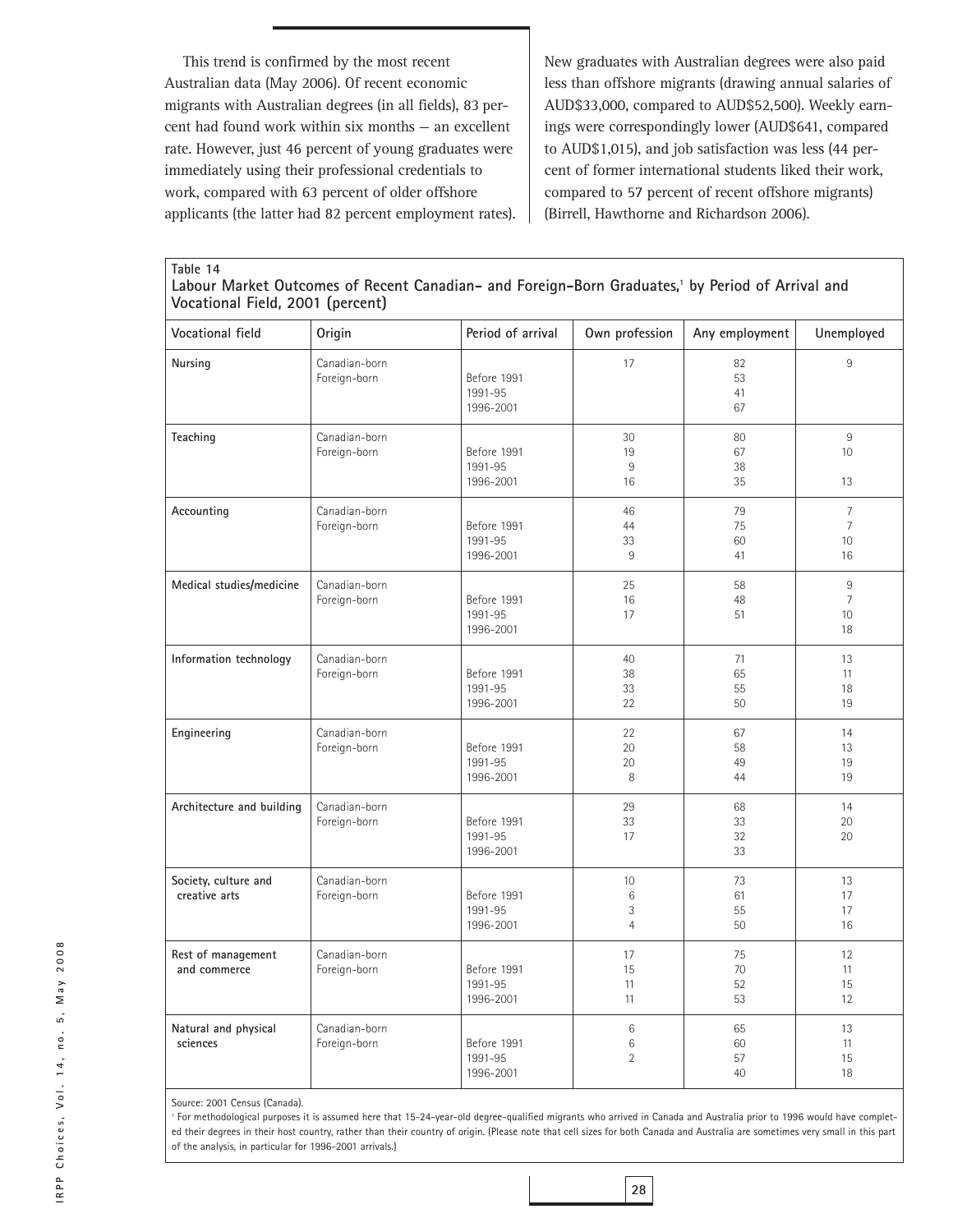This trend is confirmed by the most recent Australian data (May 2006). Of recent economic migrants with Australian degrees (in all fields), 83 percent had found work within six months — an excellent rate. However, just 46 percent of young graduates were immediately using their professional credentials to work, compared with 63 percent of older offshore applicants (the latter had 82 percent employment rates). New graduates with Australian degrees were also paid less than offshore migrants (drawing annual salaries of AUD$33,000, compared to AUD$52,500). Weekly earnings were correspondingly lower (AUD$641, compared to AUD$1,015), and job satisfaction was less (44 percent of former international students liked their work, compared to 57 percent of recent offshore migrants) (Birrell, Hawthorne and Richardson 2006).

**Table 14**
**Labour Market Outcomes of Recent Canadian- and Foreign-Born Graduates,[1] by Period of Arrival and Vocational Field, 2001 (percent)**

| Vocational field | Origin | Period of arrival | Own profession | Any employment | Unemployed |
|---|---|---|---|---|---|
| **Nursing** | Canadian-born | | 17 | 82 | 9 |
| | Foreign-born | Before 1991 | | 53 | |
| | | 1991-95 | | 41 | |
| | | 1996-2001 | | 67 | |
| **Teaching** | Canadian-born | | 30 | 80 | 9 |
| | Foreign-born | Before 1991 | 19 | 67 | 10 |
| | | 1991-95 | 9 | 38 | |
| | | 1996-2001 | 16 | 35 | 13 |
| **Accounting** | Canadian-born | | 46 | 79 | 7 |
| | Foreign-born | Before 1991 | 44 | 75 | 7 |
| | | 1991-95 | 33 | 60 | 10 |
| | | 1996-2001 | 9 | 41 | 16 |
| **Medical studies/medicine** | Canadian-born | | 25 | 58 | 9 |
| | Foreign-born | Before 1991 | 16 | 48 | 7 |
| | | 1991-95 | 17 | 51 | 10 |
| | | 1996-2001 | | | 18 |
| **Information technology** | Canadian-born | | 40 | 71 | 13 |
| | Foreign-born | Before 1991 | 38 | 65 | 11 |
| | | 1991-95 | 33 | 55 | 18 |
| | | 1996-2001 | 22 | 50 | 19 |
| **Engineering** | Canadian-born | | 22 | 67 | 14 |
| | Foreign-born | Before 1991 | 20 | 58 | 13 |
| | | 1991-95 | 20 | 49 | 19 |
| | | 1996-2001 | 8 | 44 | 19 |
| **Architecture and building** | Canadian-born | | 29 | 68 | 14 |
| | Foreign-born | Before 1991 | 33 | 33 | 20 |
| | | 1991-95 | 17 | 32 | 20 |
| | | 1996-2001 | | 33 | |
| **Society, culture and creative arts** | Canadian-born | | 10 | 73 | 13 |
| | Foreign-born | Before 1991 | 6 | 61 | 17 |
| | | 1991-95 | 3 | 55 | 17 |
| | | 1996-2001 | 4 | 50 | 16 |
| **Rest of management and commerce** | Canadian-born | | 17 | 75 | 12 |
| | Foreign-born | Before 1991 | 15 | 70 | 11 |
| | | 1991-95 | 11 | 52 | 15 |
| | | 1996-2001 | 11 | 53 | 12 |
| **Natural and physical sciences** | Canadian-born | | 6 | 65 | 13 |
| | Foreign-born | Before 1991 | 6 | 60 | 11 |
| | | 1991-95 | 2 | 57 | 15 |
| | | 1996-2001 | | 40 | 18 |

Source: 2001 Census (Canada).

[1] For methodological purposes it is assumed here that 15-24-year-old degree-qualified migrants who arrived in Canada and Australia prior to 1996 would have completed their degrees in their host country, rather than their country of origin. (Please note that cell sizes for both Canada and Australia are sometimes very small in this part of the analysis, in particular for 1996-2001 arrivals.)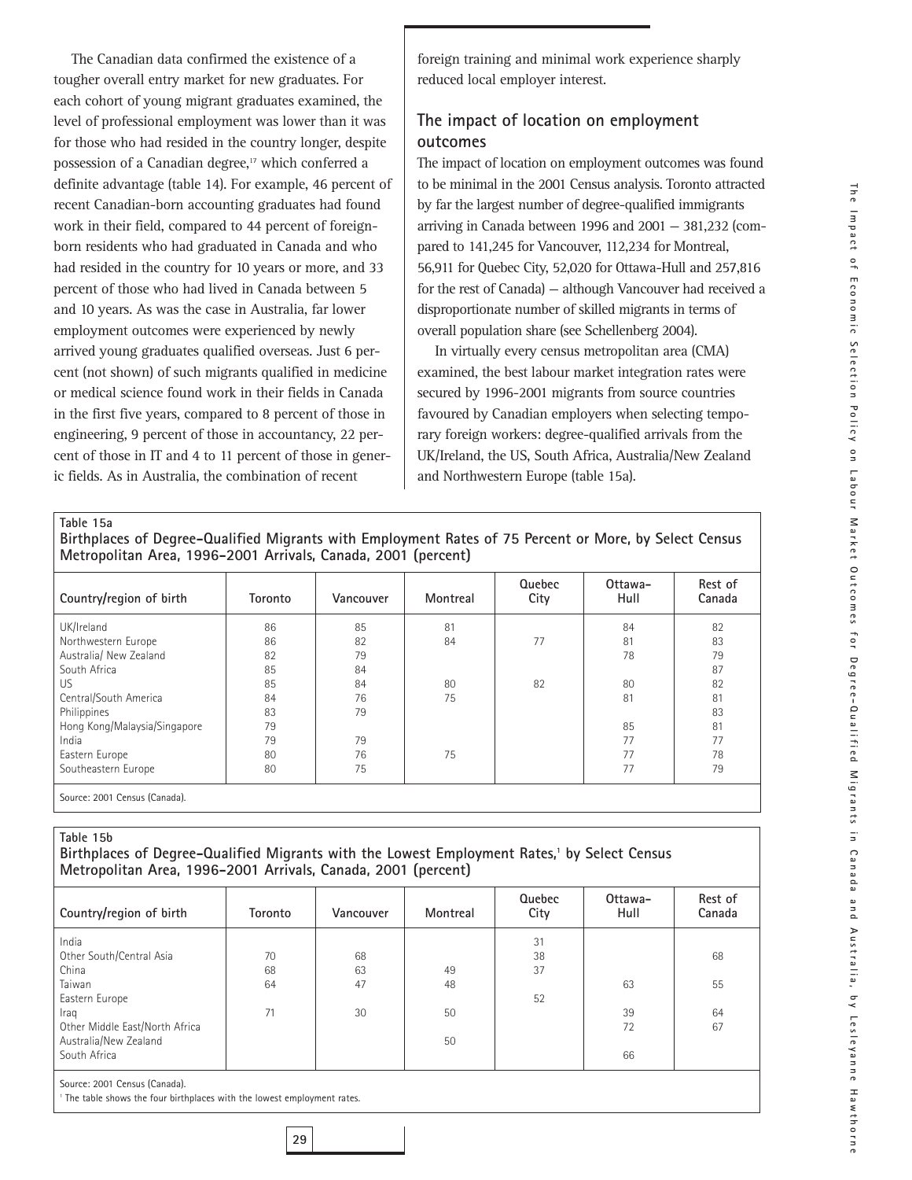The Canadian data confirmed the existence of a tougher overall entry market for new graduates. For each cohort of young migrant graduates examined, the level of professional employment was lower than it was for those who had resided in the country longer, despite possession of a Canadian degree,[17] which conferred a definite advantage (table 14). For example, 46 percent of recent Canadian-born accounting graduates had found work in their field, compared to 44 percent of foreign-born residents who had graduated in Canada and who had resided in the country for 10 years or more, and 33 percent of those who had lived in Canada between 5 and 10 years. As was the case in Australia, far lower employment outcomes were experienced by newly arrived young graduates qualified overseas. Just 6 percent (not shown) of such migrants qualified in medicine or medical science found work in their fields in Canada in the first five years, compared to 8 percent of those in engineering, 9 percent of those in accountancy, 22 percent of those in IT and 4 to 11 percent of those in generic fields. As in Australia, the combination of recent foreign training and minimal work experience sharply reduced local employer interest.

## The impact of location on employment outcomes

The impact of location on employment outcomes was found to be minimal in the 2001 Census analysis. Toronto attracted by far the largest number of degree-qualified immigrants arriving in Canada between 1996 and 2001 — 381,232 (compared to 141,245 for Vancouver, 112,234 for Montreal, 56,911 for Quebec City, 52,020 for Ottawa-Hull and 257,816 for the rest of Canada) — although Vancouver had received a disproportionate number of skilled migrants in terms of overall population share (see Schellenberg 2004).

In virtually every census metropolitan area (CMA) examined, the best labour market integration rates were secured by 1996-2001 migrants from source countries favoured by Canadian employers when selecting temporary foreign workers: degree-qualified arrivals from the UK/Ireland, the US, South Africa, Australia/New Zealand and Northwestern Europe (table 15a).

**Table 15a**
**Birthplaces of Degree-Qualified Migrants with Employment Rates of 75 Percent or More, by Select Census Metropolitan Area, 1996-2001 Arrivals, Canada, 2001 (percent)**

| Country/region of birth | Toronto | Vancouver | Montreal | Quebec City | Ottawa-Hull | Rest of Canada |
|---|---|---|---|---|---|---|
| UK/Ireland | 86 | 85 | 81 | | 84 | 82 |
| Northwestern Europe | 86 | 82 | 84 | 77 | 81 | 83 |
| Australia/ New Zealand | 82 | 79 | | | 78 | 79 |
| South Africa | 85 | 84 | | | | 87 |
| US | 85 | 84 | 80 | 82 | 80 | 82 |
| Central/South America | 84 | 76 | 75 | | 81 | 81 |
| Philippines | 83 | 79 | | | | 83 |
| Hong Kong/Malaysia/Singapore | 79 | | | | 85 | 81 |
| India | 79 | 79 | | | 77 | 77 |
| Eastern Europe | 80 | 76 | 75 | | 77 | 78 |
| Southeastern Europe | 80 | 75 | | | 77 | 79 |

Source: 2001 Census (Canada).

**Table 15b**
**Birthplaces of Degree-Qualified Migrants with the Lowest Employment Rates,[1] by Select Census Metropolitan Area, 1996-2001 Arrivals, Canada, 2001 (percent)**

| Country/region of birth | Toronto | Vancouver | Montreal | Quebec City | Ottawa-Hull | Rest of Canada |
|---|---|---|---|---|---|---|
| India | | | | 31 | | |
| Other South/Central Asia | 70 | 68 | | 38 | | 68 |
| China | 68 | 63 | 49 | 37 | | |
| Taiwan | 64 | 47 | 48 | | 63 | 55 |
| Eastern Europe | | | | 52 | | |
| Iraq | 71 | 30 | 50 | | 39 | 64 |
| Other Middle East/North Africa | | | | | 72 | 67 |
| Australia/New Zealand | | | 50 | | | |
| South Africa | | | | | 66 | |

Source: 2001 Census (Canada).
[1] The table shows the four birthplaces with the lowest employment rates.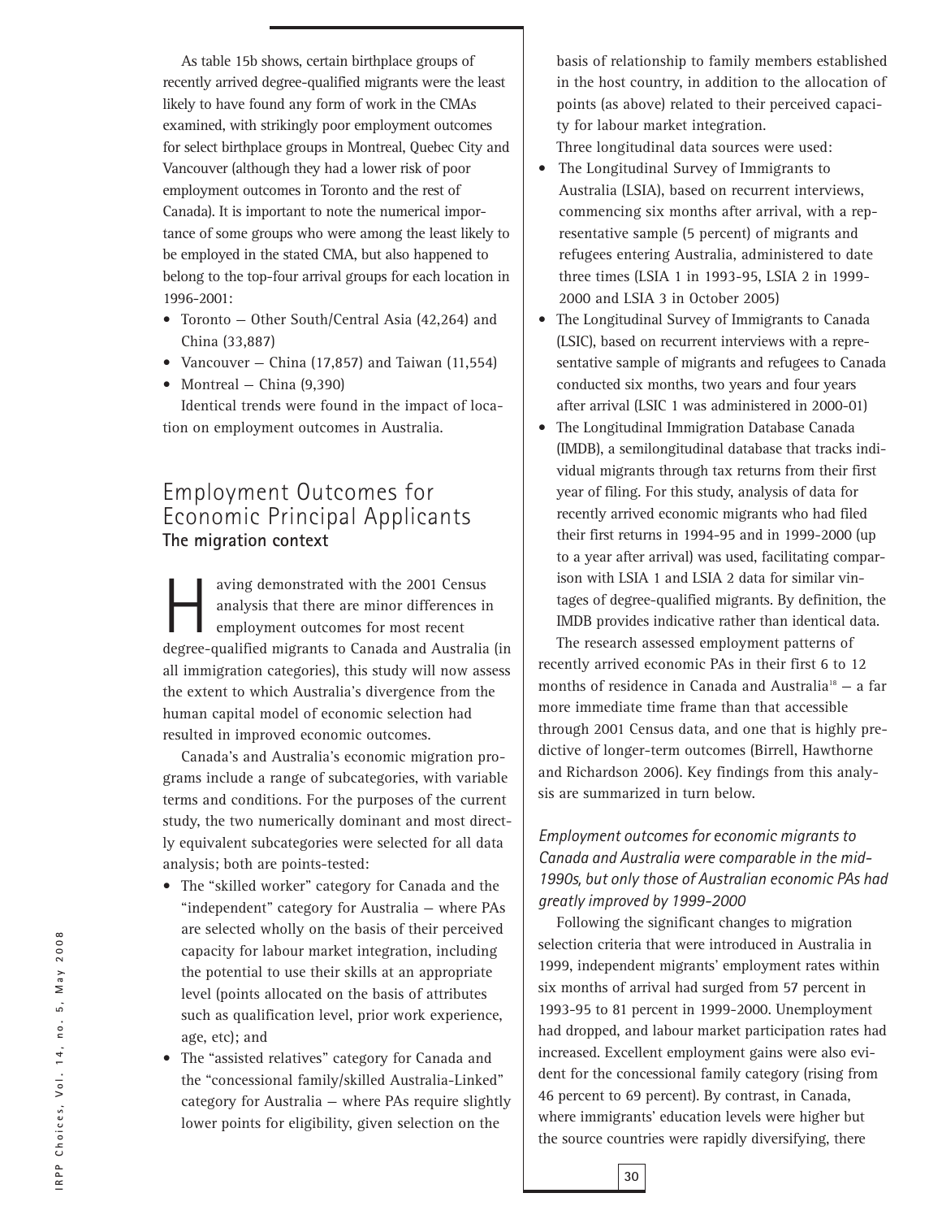As table 15b shows, certain birthplace groups of recently arrived degree-qualified migrants were the least likely to have found any form of work in the CMAs examined, with strikingly poor employment outcomes for select birthplace groups in Montreal, Quebec City and Vancouver (although they had a lower risk of poor employment outcomes in Toronto and the rest of Canada). It is important to note the numerical importance of some groups who were among the least likely to be employed in the stated CMA, but also happened to belong to the top-four arrival groups for each location in 1996-2001:

- Toronto — Other South/Central Asia (42,264) and China (33,887)
- Vancouver — China (17,857) and Taiwan (11,554)
- Montreal — China (9,390)

Identical trends were found in the impact of location on employment outcomes in Australia.

## Employment Outcomes for Economic Principal Applicants

### The migration context

Having demonstrated with the 2001 Census analysis that there are minor differences in employment outcomes for most recent degree-qualified migrants to Canada and Australia (in all immigration categories), this study will now assess the extent to which Australia's divergence from the human capital model of economic selection had resulted in improved economic outcomes.

Canada's and Australia's economic migration programs include a range of subcategories, with variable terms and conditions. For the purposes of the current study, the two numerically dominant and most directly equivalent subcategories were selected for all data analysis; both are points-tested:

- The "skilled worker" category for Canada and the "independent" category for Australia — where PAs are selected wholly on the basis of their perceived capacity for labour market integration, including the potential to use their skills at an appropriate level (points allocated on the basis of attributes such as qualification level, prior work experience, age, etc); and
- The "assisted relatives" category for Canada and the "concessional family/skilled Australia-Linked" category for Australia — where PAs require slightly lower points for eligibility, given selection on the basis of relationship to family members established in the host country, in addition to the allocation of points (as above) related to their perceived capacity for labour market integration.

Three longitudinal data sources were used:

- The Longitudinal Survey of Immigrants to Australia (LSIA), based on recurrent interviews, commencing six months after arrival, with a representative sample (5 percent) of migrants and refugees entering Australia, administered to date three times (LSIA 1 in 1993-95, LSIA 2 in 1999-2000 and LSIA 3 in October 2005)
- The Longitudinal Survey of Immigrants to Canada (LSIC), based on recurrent interviews with a representative sample of migrants and refugees to Canada conducted six months, two years and four years after arrival (LSIC 1 was administered in 2000-01)
- The Longitudinal Immigration Database Canada (IMDB), a semilongitudinal database that tracks individual migrants through tax returns from their first year of filing. For this study, analysis of data for recently arrived economic migrants who had filed their first returns in 1994-95 and in 1999-2000 (up to a year after arrival) was used, facilitating comparison with LSIA 1 and LSIA 2 data for similar vintages of degree-qualified migrants. By definition, the IMDB provides indicative rather than identical data.

The research assessed employment patterns of recently arrived economic PAs in their first 6 to 12 months of residence in Canada and Australia[18] — a far more immediate time frame than that accessible through 2001 Census data, and one that is highly predictive of longer-term outcomes (Birrell, Hawthorne and Richardson 2006). Key findings from this analysis are summarized in turn below.

*Employment outcomes for economic migrants to Canada and Australia were comparable in the mid-1990s, but only those of Australian economic PAs had greatly improved by 1999-2000*

Following the significant changes to migration selection criteria that were introduced in Australia in 1999, independent migrants' employment rates within six months of arrival had surged from 57 percent in 1993-95 to 81 percent in 1999-2000. Unemployment had dropped, and labour market participation rates had increased. Excellent employment gains were also evident for the concessional family category (rising from 46 percent to 69 percent). By contrast, in Canada, where immigrants' education levels were higher but the source countries were rapidly diversifying, there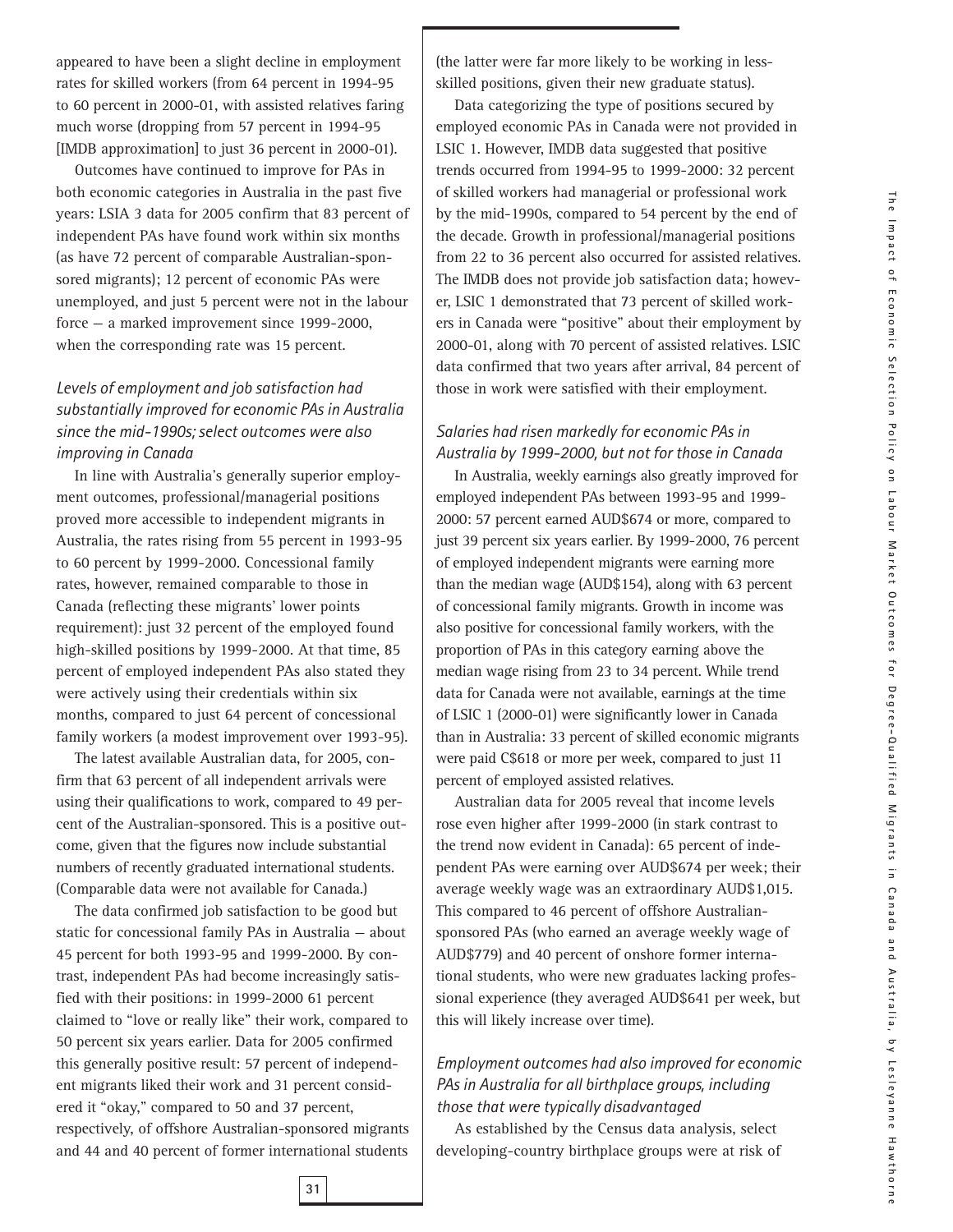appeared to have been a slight decline in employment rates for skilled workers (from 64 percent in 1994-95 to 60 percent in 2000-01, with assisted relatives faring much worse (dropping from 57 percent in 1994-95 [IMDB approximation] to just 36 percent in 2000-01).

Outcomes have continued to improve for PAs in both economic categories in Australia in the past five years: LSIA 3 data for 2005 confirm that 83 percent of independent PAs have found work within six months (as have 72 percent of comparable Australian-sponsored migrants); 12 percent of economic PAs were unemployed, and just 5 percent were not in the labour force — a marked improvement since 1999-2000, when the corresponding rate was 15 percent.

### *Levels of employment and job satisfaction had substantially improved for economic PAs in Australia since the mid-1990s; select outcomes were also improving in Canada*

In line with Australia's generally superior employment outcomes, professional/managerial positions proved more accessible to independent migrants in Australia, the rates rising from 55 percent in 1993-95 to 60 percent by 1999-2000. Concessional family rates, however, remained comparable to those in Canada (reflecting these migrants' lower points requirement): just 32 percent of the employed found high-skilled positions by 1999-2000. At that time, 85 percent of employed independent PAs also stated they were actively using their credentials within six months, compared to just 64 percent of concessional family workers (a modest improvement over 1993-95).

The latest available Australian data, for 2005, confirm that 63 percent of all independent arrivals were using their qualifications to work, compared to 49 percent of the Australian-sponsored. This is a positive outcome, given that the figures now include substantial numbers of recently graduated international students. (Comparable data were not available for Canada.)

The data confirmed job satisfaction to be good but static for concessional family PAs in Australia — about 45 percent for both 1993-95 and 1999-2000. By contrast, independent PAs had become increasingly satisfied with their positions: in 1999-2000 61 percent claimed to "love or really like" their work, compared to 50 percent six years earlier. Data for 2005 confirmed this generally positive result: 57 percent of independent migrants liked their work and 31 percent considered it "okay," compared to 50 and 37 percent, respectively, of offshore Australian-sponsored migrants and 44 and 40 percent of former international students (the latter were far more likely to be working in less-skilled positions, given their new graduate status).

Data categorizing the type of positions secured by employed economic PAs in Canada were not provided in LSIC 1. However, IMDB data suggested that positive trends occurred from 1994-95 to 1999-2000: 32 percent of skilled workers had managerial or professional work by the mid-1990s, compared to 54 percent by the end of the decade. Growth in professional/managerial positions from 22 to 36 percent also occurred for assisted relatives. The IMDB does not provide job satisfaction data; however, LSIC 1 demonstrated that 73 percent of skilled workers in Canada were "positive" about their employment by 2000-01, along with 70 percent of assisted relatives. LSIC data confirmed that two years after arrival, 84 percent of those in work were satisfied with their employment.

### *Salaries had risen markedly for economic PAs in Australia by 1999-2000, but not for those in Canada*

In Australia, weekly earnings also greatly improved for employed independent PAs between 1993-95 and 1999-2000: 57 percent earned AUD$674 or more, compared to just 39 percent six years earlier. By 1999-2000, 76 percent of employed independent migrants were earning more than the median wage (AUD$154), along with 63 percent of concessional family migrants. Growth in income was also positive for concessional family workers, with the proportion of PAs in this category earning above the median wage rising from 23 to 34 percent. While trend data for Canada were not available, earnings at the time of LSIC 1 (2000-01) were significantly lower in Canada than in Australia: 33 percent of skilled economic migrants were paid C$618 or more per week, compared to just 11 percent of employed assisted relatives.

Australian data for 2005 reveal that income levels rose even higher after 1999-2000 (in stark contrast to the trend now evident in Canada): 65 percent of independent PAs were earning over AUD$674 per week; their average weekly wage was an extraordinary AUD$1,015. This compared to 46 percent of offshore Australian-sponsored PAs (who earned an average weekly wage of AUD$779) and 40 percent of onshore former international students, who were new graduates lacking professional experience (they averaged AUD$641 per week, but this will likely increase over time).

### *Employment outcomes had also improved for economic PAs in Australia for all birthplace groups, including those that were typically disadvantaged*

As established by the Census data analysis, select developing-country birthplace groups were at risk of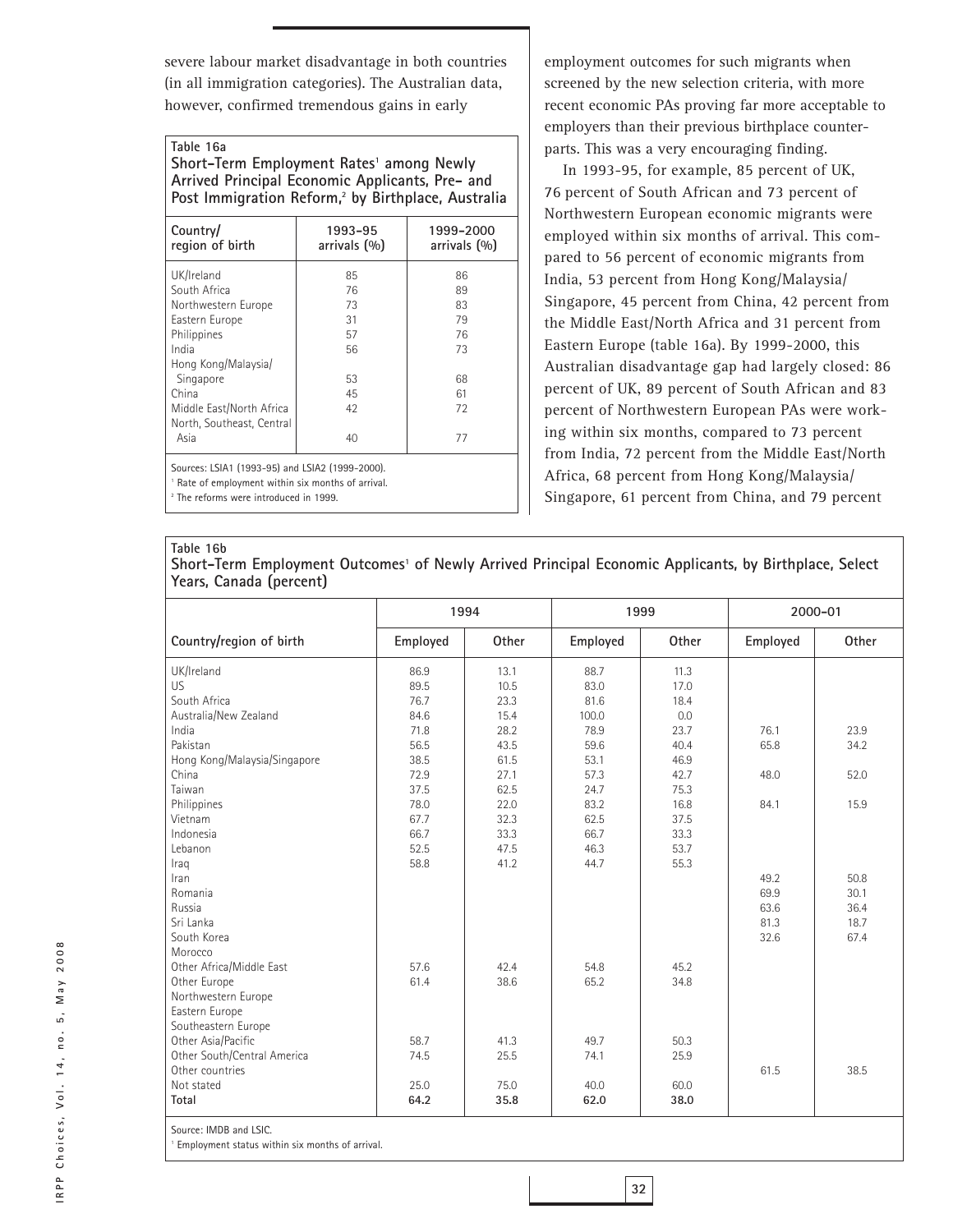severe labour market disadvantage in both countries (in all immigration categories). The Australian data, however, confirmed tremendous gains in early employment outcomes for such migrants when screened by the new selection criteria, with more recent economic PAs proving far more acceptable to employers than their previous birthplace counterparts. This was a very encouraging finding.

**Table 16a**
**Short-Term Employment Rates[1] among Newly Arrived Principal Economic Applicants, Pre- and Post Immigration Reform,[2] by Birthplace, Australia**

| Country/ region of birth | 1993-95 arrivals (%) | 1999-2000 arrivals (%) |
|---|---|---|
| UK/Ireland | 85 | 86 |
| South Africa | 76 | 89 |
| Northwestern Europe | 73 | 83 |
| Eastern Europe | 31 | 79 |
| Philippines | 57 | 76 |
| India | 56 | 73 |
| Hong Kong/Malaysia/ Singapore | 53 | 68 |
| China | 45 | 61 |
| Middle East/North Africa | 42 | 72 |
| North, Southeast, Central Asia | 40 | 77 |

Sources: LSIA1 (1993-95) and LSIA2 (1999-2000).
[1] Rate of employment within six months of arrival.
[2] The reforms were introduced in 1999.

In 1993-95, for example, 85 percent of UK, 76 percent of South African and 73 percent of Northwestern European economic migrants were employed within six months of arrival. This compared to 56 percent of economic migrants from India, 53 percent from Hong Kong/Malaysia/ Singapore, 45 percent from China, 42 percent from the Middle East/North Africa and 31 percent from Eastern Europe (table 16a). By 1999-2000, this Australian disadvantage gap had largely closed: 86 percent of UK, 89 percent of South African and 83 percent of Northwestern European PAs were working within six months, compared to 73 percent from India, 72 percent from the Middle East/North Africa, 68 percent from Hong Kong/Malaysia/ Singapore, 61 percent from China, and 79 percent

**Table 16b**
**Short-Term Employment Outcomes[1] of Newly Arrived Principal Economic Applicants, by Birthplace, Select Years, Canada (percent)**

| | 1994 | | 1999 | | 2000-01 | |
|---|---|---|---|---|---|---|
| Country/region of birth | Employed | Other | Employed | Other | Employed | Other |
| UK/Ireland | 86.9 | 13.1 | 88.7 | 11.3 | | |
| US | 89.5 | 10.5 | 83.0 | 17.0 | | |
| South Africa | 76.7 | 23.3 | 81.6 | 18.4 | | |
| Australia/New Zealand | 84.6 | 15.4 | 100.0 | 0.0 | | |
| India | 71.8 | 28.2 | 78.9 | 23.7 | 76.1 | 23.9 |
| Pakistan | 56.5 | 43.5 | 59.6 | 40.4 | 65.8 | 34.2 |
| Hong Kong/Malaysia/Singapore | 38.5 | 61.5 | 53.1 | 46.9 | | |
| China | 72.9 | 27.1 | 57.3 | 42.7 | 48.0 | 52.0 |
| Taiwan | 37.5 | 62.5 | 24.7 | 75.3 | | |
| Philippines | 78.0 | 22.0 | 83.2 | 16.8 | 84.1 | 15.9 |
| Vietnam | 67.7 | 32.3 | 62.5 | 37.5 | | |
| Indonesia | 66.7 | 33.3 | 66.7 | 33.3 | | |
| Lebanon | 52.5 | 47.5 | 46.3 | 53.7 | | |
| Iraq | 58.8 | 41.2 | 44.7 | 55.3 | | |
| Iran | | | | | 49.2 | 50.8 |
| Romania | | | | | 69.9 | 30.1 |
| Russia | | | | | 63.6 | 36.4 |
| Sri Lanka | | | | | 81.3 | 18.7 |
| South Korea | | | | | 32.6 | 67.4 |
| Morocco | | | | | | |
| Other Africa/Middle East | 57.6 | 42.4 | 54.8 | 45.2 | | |
| Other Europe | 61.4 | 38.6 | 65.2 | 34.8 | | |
| Northwestern Europe | | | | | | |
| Eastern Europe | | | | | | |
| Southeastern Europe | | | | | | |
| Other Asia/Pacific | 58.7 | 41.3 | 49.7 | 50.3 | | |
| Other South/Central America | 74.5 | 25.5 | 74.1 | 25.9 | | |
| Other countries | | | | | 61.5 | 38.5 |
| Not stated | 25.0 | 75.0 | 40.0 | 60.0 | | |
| **Total** | **64.2** | **35.8** | **62.0** | **38.0** | | |

Source: IMDB and LSIC.
[1] Employment status within six months of arrival.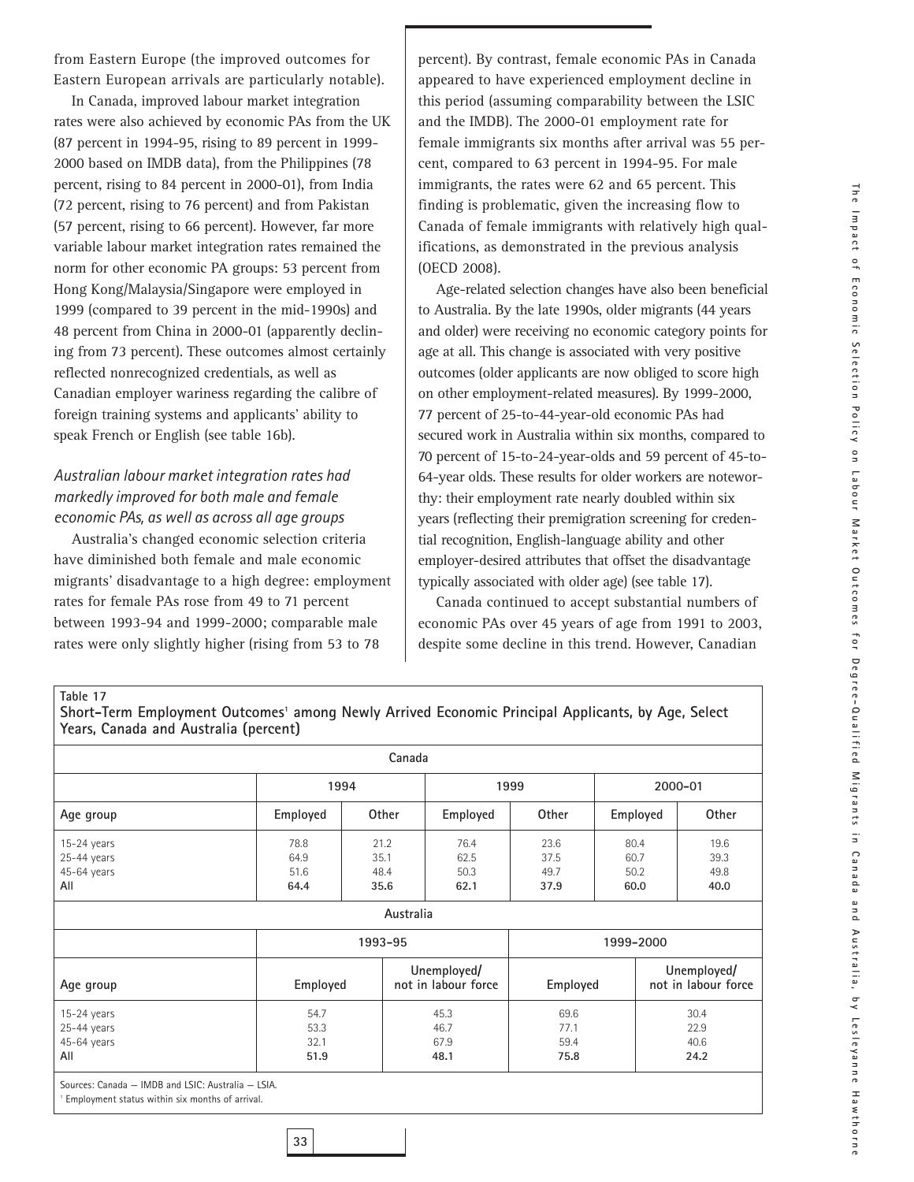from Eastern Europe (the improved outcomes for Eastern European arrivals are particularly notable).

In Canada, improved labour market integration rates were also achieved by economic PAs from the UK (87 percent in 1994-95, rising to 89 percent in 1999-2000 based on IMDB data), from the Philippines (78 percent, rising to 84 percent in 2000-01), from India (72 percent, rising to 76 percent) and from Pakistan (57 percent, rising to 66 percent). However, far more variable labour market integration rates remained the norm for other economic PA groups: 53 percent from Hong Kong/Malaysia/Singapore were employed in 1999 (compared to 39 percent in the mid-1990s) and 48 percent from China in 2000-01 (apparently declining from 73 percent). These outcomes almost certainly reflected nonrecognized credentials, as well as Canadian employer wariness regarding the calibre of foreign training systems and applicants' ability to speak French or English (see table 16b).

### *Australian labour market integration rates had markedly improved for both male and female economic PAs, as well as across all age groups*

Australia's changed economic selection criteria have diminished both female and male economic migrants' disadvantage to a high degree: employment rates for female PAs rose from 49 to 71 percent between 1993-94 and 1999-2000; comparable male rates were only slightly higher (rising from 53 to 78 percent). By contrast, female economic PAs in Canada appeared to have experienced employment decline in this period (assuming comparability between the LSIC and the IMDB). The 2000-01 employment rate for female immigrants six months after arrival was 55 percent, compared to 63 percent in 1994-95. For male immigrants, the rates were 62 and 65 percent. This finding is problematic, given the increasing flow to Canada of female immigrants with relatively high qualifications, as demonstrated in the previous analysis (OECD 2008).

Age-related selection changes have also been beneficial to Australia. By the late 1990s, older migrants (44 years and older) were receiving no economic category points for age at all. This change is associated with very positive outcomes (older applicants are now obliged to score high on other employment-related measures). By 1999-2000, 77 percent of 25-to-44-year-old economic PAs had secured work in Australia within six months, compared to 70 percent of 15-to-24-year-olds and 59 percent of 45-to-64-year olds. These results for older workers are noteworthy: their employment rate nearly doubled within six years (reflecting their premigration screening for credential recognition, English-language ability and other employer-desired attributes that offset the disadvantage typically associated with older age) (see table 17).

Canada continued to accept substantial numbers of economic PAs over 45 years of age from 1991 to 2003, despite some decline in this trend. However, Canadian

**Table 17**
**Short-Term Employment Outcomes[1] among Newly Arrived Economic Principal Applicants, by Age, Select Years, Canada and Australia (percent)**

| Canada | | | | | | |
|---|---|---|---|---|---|---|
| | 1994 | | 1999 | | 2000-01 | |
| **Age group** | **Employed** | **Other** | **Employed** | **Other** | **Employed** | **Other** |
| 15-24 years | 78.8 | 21.2 | 76.4 | 23.6 | 80.4 | 19.6 |
| 25-44 years | 64.9 | 35.1 | 62.5 | 37.5 | 60.7 | 39.3 |
| 45-64 years | 51.6 | 48.4 | 50.3 | 49.7 | 50.2 | 49.8 |
| All | **64.4** | **35.6** | **62.1** | **37.9** | **60.0** | **40.0** |

| Australia | | | | |
|---|---|---|---|---|
| | 1993-95 | | 1999-2000 | |
| **Age group** | **Employed** | **Unemployed/ not in labour force** | **Employed** | **Unemployed/ not in labour force** |
| 15-24 years | 54.7 | 45.3 | 69.6 | 30.4 |
| 25-44 years | 53.3 | 46.7 | 77.1 | 22.9 |
| 45-64 years | 32.1 | 67.9 | 59.4 | 40.6 |
| All | **51.9** | **48.1** | **75.8** | **24.2** |

Sources: Canada — IMDB and LSIC; Australia — LSIA.
[1] Employment status within six months of arrival.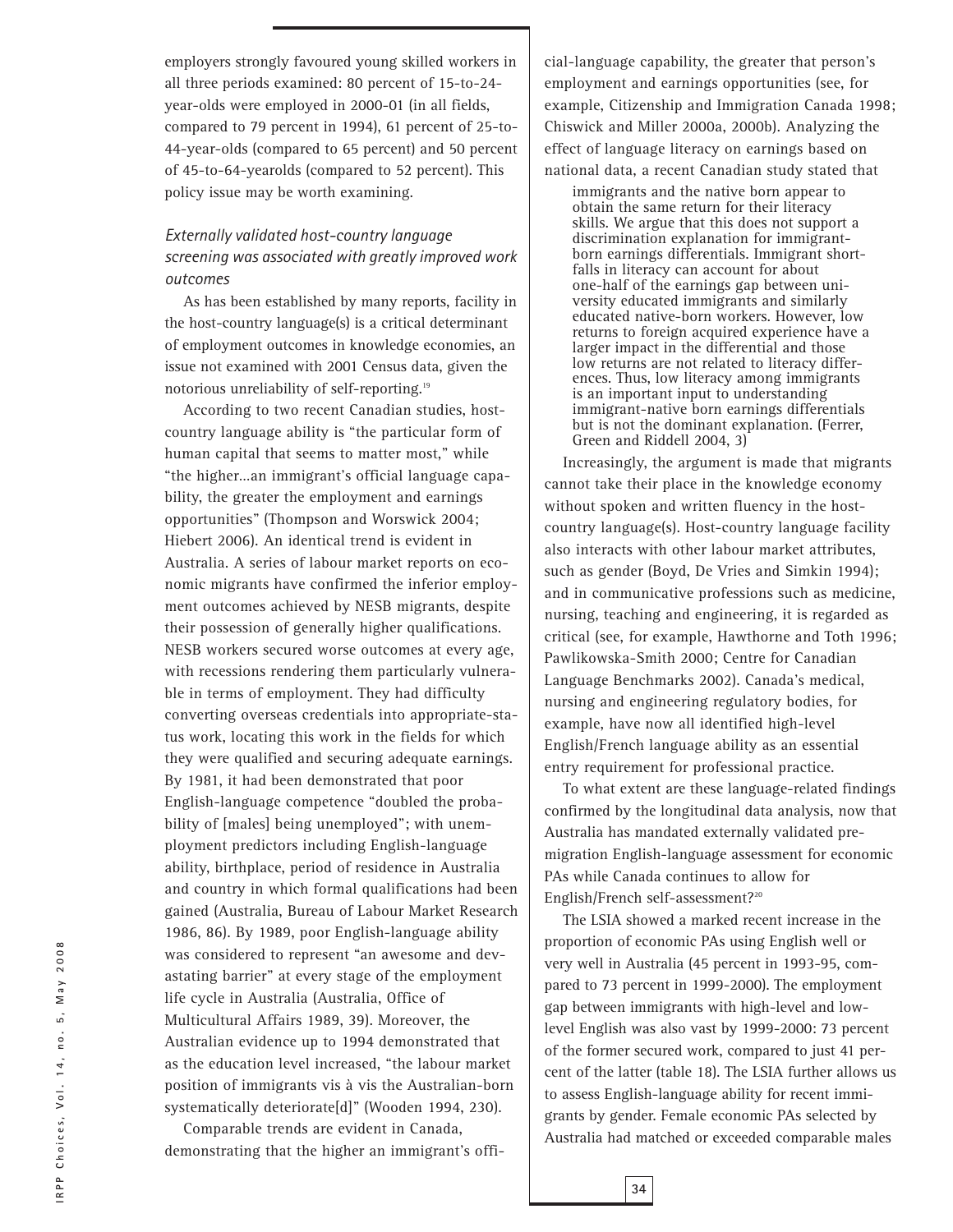employers strongly favoured young skilled workers in all three periods examined: 80 percent of 15-to-24-year-olds were employed in 2000-01 (in all fields, compared to 79 percent in 1994), 61 percent of 25-to-44-year-olds (compared to 65 percent) and 50 percent of 45-to-64-yearolds (compared to 52 percent). This policy issue may be worth examining.

*Externally validated host-country language screening was associated with greatly improved work outcomes*

As has been established by many reports, facility in the host-country language(s) is a critical determinant of employment outcomes in knowledge economies, an issue not examined with 2001 Census data, given the notorious unreliability of self-reporting.[19]

According to two recent Canadian studies, host-country language ability is "the particular form of human capital that seems to matter most," while "the higher...an immigrant's official language capability, the greater the employment and earnings opportunities" (Thompson and Worswick 2004; Hiebert 2006). An identical trend is evident in Australia. A series of labour market reports on economic migrants have confirmed the inferior employment outcomes achieved by NESB migrants, despite their possession of generally higher qualifications. NESB workers secured worse outcomes at every age, with recessions rendering them particularly vulnerable in terms of employment. They had difficulty converting overseas credentials into appropriate-status work, locating this work in the fields for which they were qualified and securing adequate earnings. By 1981, it had been demonstrated that poor English-language competence "doubled the probability of [males] being unemployed"; with unemployment predictors including English-language ability, birthplace, period of residence in Australia and country in which formal qualifications had been gained (Australia, Bureau of Labour Market Research 1986, 86). By 1989, poor English-language ability was considered to represent "an awesome and devastating barrier" at every stage of the employment life cycle in Australia (Australia, Office of Multicultural Affairs 1989, 39). Moreover, the Australian evidence up to 1994 demonstrated that as the education level increased, "the labour market position of immigrants vis à vis the Australian-born systematically deteriorate[d]" (Wooden 1994, 230).

Comparable trends are evident in Canada, demonstrating that the higher an immigrant's official-language capability, the greater that person's employment and earnings opportunities (see, for example, Citizenship and Immigration Canada 1998; Chiswick and Miller 2000a, 2000b). Analyzing the effect of language literacy on earnings based on national data, a recent Canadian study stated that

> immigrants and the native born appear to obtain the same return for their literacy skills. We argue that this does not support a discrimination explanation for immigrant-born earnings differentials. Immigrant shortfalls in literacy can account for about one-half of the earnings gap between university educated immigrants and similarly educated native-born workers. However, low returns to foreign acquired experience have a larger impact in the differential and those low returns are not related to literacy differences. Thus, low literacy among immigrants is an important input to understanding immigrant-native born earnings differentials but is not the dominant explanation. (Ferrer, Green and Riddell 2004, 3)

Increasingly, the argument is made that migrants cannot take their place in the knowledge economy without spoken and written fluency in the host-country language(s). Host-country language facility also interacts with other labour market attributes, such as gender (Boyd, De Vries and Simkin 1994); and in communicative professions such as medicine, nursing, teaching and engineering, it is regarded as critical (see, for example, Hawthorne and Toth 1996; Pawlikowska-Smith 2000; Centre for Canadian Language Benchmarks 2002). Canada's medical, nursing and engineering regulatory bodies, for example, have now all identified high-level English/French language ability as an essential entry requirement for professional practice.

To what extent are these language-related findings confirmed by the longitudinal data analysis, now that Australia has mandated externally validated pre-migration English-language assessment for economic PAs while Canada continues to allow for English/French self-assessment?[20]

The LSIA showed a marked recent increase in the proportion of economic PAs using English well or very well in Australia (45 percent in 1993-95, compared to 73 percent in 1999-2000). The employment gap between immigrants with high-level and low-level English was also vast by 1999-2000: 73 percent of the former secured work, compared to just 41 percent of the latter (table 18). The LSIA further allows us to assess English-language ability for recent immigrants by gender. Female economic PAs selected by Australia had matched or exceeded comparable males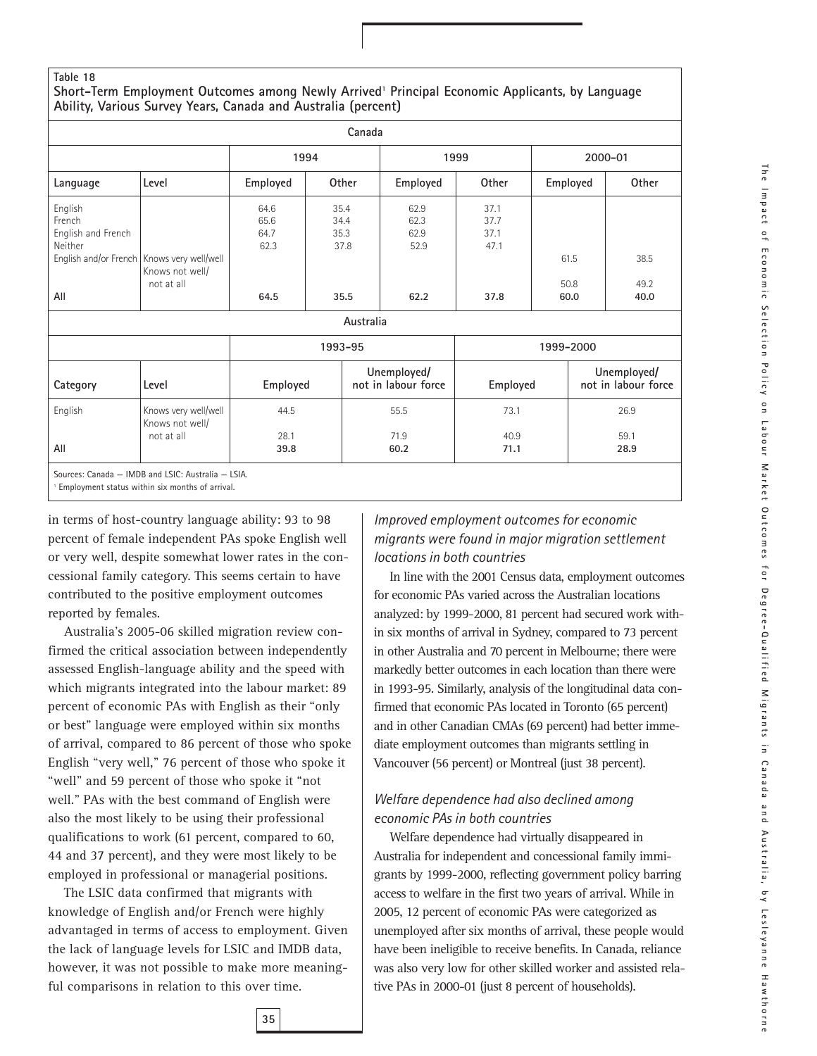**Table 18**
**Short-Term Employment Outcomes among Newly Arrived[1] Principal Economic Applicants, by Language Ability, Various Survey Years, Canada and Australia (percent)**

| Canada | | | | | | | |
|---|---|---|---|---|---|---|---|
| | | 1994 | | 1999 | | 2000-01 | |
| Language | Level | Employed | Other | Employed | Other | Employed | Other |
| English | | 64.6 | 35.4 | 62.9 | 37.1 | | |
| French | | 65.6 | 34.4 | 62.3 | 37.7 | | |
| English and French | | 64.7 | 35.3 | 62.9 | 37.1 | | |
| Neither | | 62.3 | 37.8 | 52.9 | 47.1 | | |
| English and/or French | Knows very well/well | | | | | 61.5 | 38.5 |
| | Knows not well/ not at all | | | | | 50.8 | 49.2 |
| **All** | | **64.5** | **35.5** | **62.2** | **37.8** | **60.0** | **40.0** |

| Australia | | | | | |
|---|---|---|---|---|---|
| | | 1993-95 | | 1999-2000 | |
| Category | Level | Employed | Unemployed/ not in labour force | Employed | Unemployed/ not in labour force |
| English | Knows very well/well | 44.5 | 55.5 | 73.1 | 26.9 |
| | Knows not well/ not at all | 28.1 | 71.9 | 40.9 | 59.1 |
| **All** | | **39.8** | **60.2** | **71.1** | **28.9** |

Sources: Canada — IMDB and LSIC; Australia — LSIA.
[1] Employment status within six months of arrival.

in terms of host-country language ability: 93 to 98 percent of female independent PAs spoke English well or very well, despite somewhat lower rates in the concessional family category. This seems certain to have contributed to the positive employment outcomes reported by females.

Australia's 2005-06 skilled migration review confirmed the critical association between independently assessed English-language ability and the speed with which migrants integrated into the labour market: 89 percent of economic PAs with English as their "only or best" language were employed within six months of arrival, compared to 86 percent of those who spoke English "very well," 76 percent of those who spoke it "well" and 59 percent of those who spoke it "not well." PAs with the best command of English were also the most likely to be using their professional qualifications to work (61 percent, compared to 60, 44 and 37 percent), and they were most likely to be employed in professional or managerial positions.

The LSIC data confirmed that migrants with knowledge of English and/or French were highly advantaged in terms of access to employment. Given the lack of language levels for LSIC and IMDB data, however, it was not possible to make more meaningful comparisons in relation to this over time.

### *Improved employment outcomes for economic migrants were found in major migration settlement locations in both countries*

In line with the 2001 Census data, employment outcomes for economic PAs varied across the Australian locations analyzed: by 1999-2000, 81 percent had secured work within six months of arrival in Sydney, compared to 73 percent in other Australia and 70 percent in Melbourne; there were markedly better outcomes in each location than there were in 1993-95. Similarly, analysis of the longitudinal data confirmed that economic PAs located in Toronto (65 percent) and in other Canadian CMAs (69 percent) had better immediate employment outcomes than migrants settling in Vancouver (56 percent) or Montreal (just 38 percent).

### *Welfare dependence had also declined among economic PAs in both countries*

Welfare dependence had virtually disappeared in Australia for independent and concessional family immigrants by 1999-2000, reflecting government policy barring access to welfare in the first two years of arrival. While in 2005, 12 percent of economic PAs were categorized as unemployed after six months of arrival, these people would have been ineligible to receive benefits. In Canada, reliance was also very low for other skilled worker and assisted relative PAs in 2000-01 (just 8 percent of households).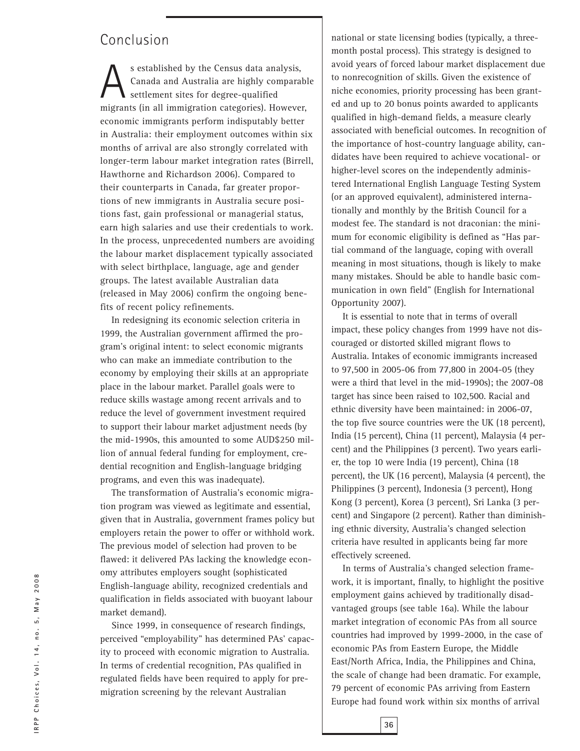## Conclusion

As established by the Census data analysis, Canada and Australia are highly comparable settlement sites for degree-qualified migrants (in all immigration categories). However, economic immigrants perform indisputably better in Australia: their employment outcomes within six months of arrival are also strongly correlated with longer-term labour market integration rates (Birrell, Hawthorne and Richardson 2006). Compared to their counterparts in Canada, far greater proportions of new immigrants in Australia secure positions fast, gain professional or managerial status, earn high salaries and use their credentials to work. In the process, unprecedented numbers are avoiding the labour market displacement typically associated with select birthplace, language, age and gender groups. The latest available Australian data (released in May 2006) confirm the ongoing benefits of recent policy refinements.

In redesigning its economic selection criteria in 1999, the Australian government affirmed the program's original intent: to select economic migrants who can make an immediate contribution to the economy by employing their skills at an appropriate place in the labour market. Parallel goals were to reduce skills wastage among recent arrivals and to reduce the level of government investment required to support their labour market adjustment needs (by the mid-1990s, this amounted to some AUD$250 million of annual federal funding for employment, credential recognition and English-language bridging programs, and even this was inadequate).

The transformation of Australia's economic migration program was viewed as legitimate and essential, given that in Australia, government frames policy but employers retain the power to offer or withhold work. The previous model of selection had proven to be flawed: it delivered PAs lacking the knowledge economy attributes employers sought (sophisticated English-language ability, recognized credentials and qualification in fields associated with buoyant labour market demand).

Since 1999, in consequence of research findings, perceived "employability" has determined PAs' capacity to proceed with economic migration to Australia. In terms of credential recognition, PAs qualified in regulated fields have been required to apply for premigration screening by the relevant Australian national or state licensing bodies (typically, a three-month postal process). This strategy is designed to avoid years of forced labour market displacement due to nonrecognition of skills. Given the existence of niche economies, priority processing has been granted and up to 20 bonus points awarded to applicants qualified in high-demand fields, a measure clearly associated with beneficial outcomes. In recognition of the importance of host-country language ability, candidates have been required to achieve vocational- or higher-level scores on the independently administered International English Language Testing System (or an approved equivalent), administered internationally and monthly by the British Council for a modest fee. The standard is not draconian: the minimum for economic eligibility is defined as "Has partial command of the language, coping with overall meaning in most situations, though is likely to make many mistakes. Should be able to handle basic communication in own field" (English for International Opportunity 2007).

It is essential to note that in terms of overall impact, these policy changes from 1999 have not discouraged or distorted skilled migrant flows to Australia. Intakes of economic immigrants increased to 97,500 in 2005-06 from 77,800 in 2004-05 (they were a third that level in the mid-1990s); the 2007-08 target has since been raised to 102,500. Racial and ethnic diversity have been maintained: in 2006-07, the top five source countries were the UK (18 percent), India (15 percent), China (11 percent), Malaysia (4 percent) and the Philippines (3 percent). Two years earlier, the top 10 were India (19 percent), China (18 percent), the UK (16 percent), Malaysia (4 percent), the Philippines (3 percent), Indonesia (3 percent), Hong Kong (3 percent), Korea (3 percent), Sri Lanka (3 percent) and Singapore (2 percent). Rather than diminishing ethnic diversity, Australia's changed selection criteria have resulted in applicants being far more effectively screened.

In terms of Australia's changed selection framework, it is important, finally, to highlight the positive employment gains achieved by traditionally disadvantaged groups (see table 16a). While the labour market integration of economic PAs from all source countries had improved by 1999-2000, in the case of economic PAs from Eastern Europe, the Middle East/North Africa, India, the Philippines and China, the scale of change had been dramatic. For example, 79 percent of economic PAs arriving from Eastern Europe had found work within six months of arrival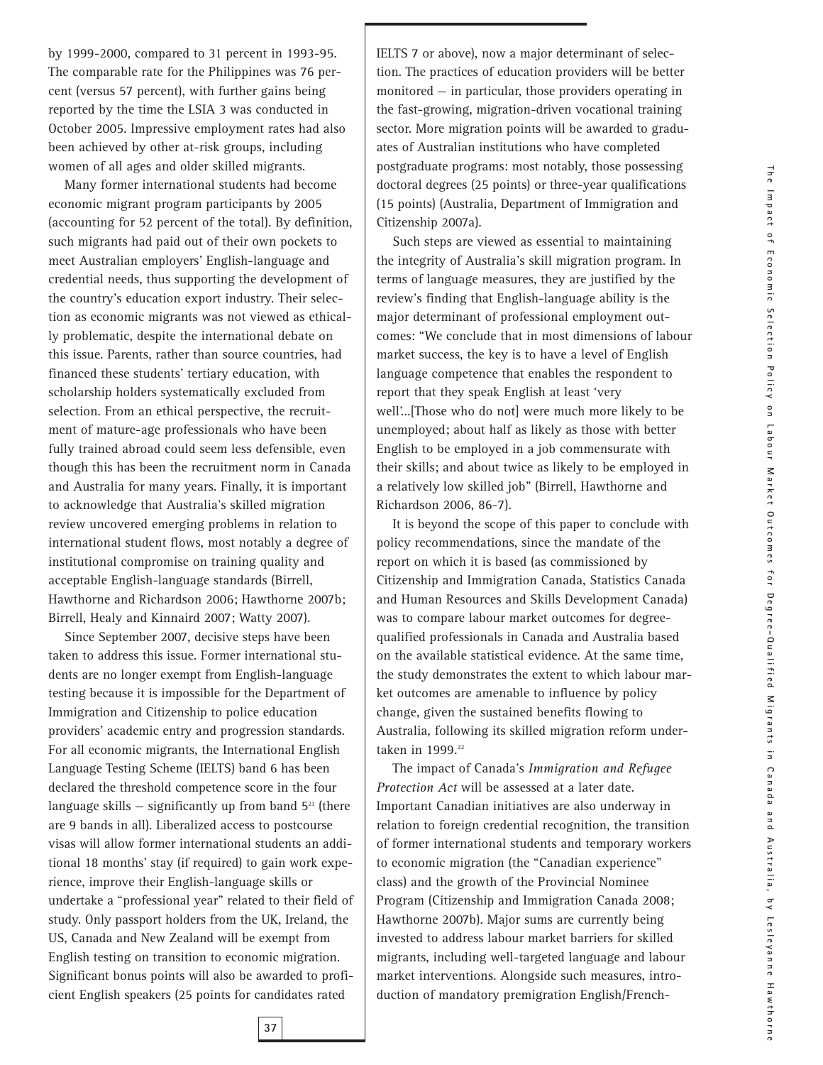by 1999-2000, compared to 31 percent in 1993-95. The comparable rate for the Philippines was 76 percent (versus 57 percent), with further gains being reported by the time the LSIA 3 was conducted in October 2005. Impressive employment rates had also been achieved by other at-risk groups, including women of all ages and older skilled migrants.

Many former international students had become economic migrant program participants by 2005 (accounting for 52 percent of the total). By definition, such migrants had paid out of their own pockets to meet Australian employers' English-language and credential needs, thus supporting the development of the country's education export industry. Their selection as economic migrants was not viewed as ethically problematic, despite the international debate on this issue. Parents, rather than source countries, had financed these students' tertiary education, with scholarship holders systematically excluded from selection. From an ethical perspective, the recruitment of mature-age professionals who have been fully trained abroad could seem less defensible, even though this has been the recruitment norm in Canada and Australia for many years. Finally, it is important to acknowledge that Australia's skilled migration review uncovered emerging problems in relation to international student flows, most notably a degree of institutional compromise on training quality and acceptable English-language standards (Birrell, Hawthorne and Richardson 2006; Hawthorne 2007b; Birrell, Healy and Kinnaird 2007; Watty 2007).

Since September 2007, decisive steps have been taken to address this issue. Former international students are no longer exempt from English-language testing because it is impossible for the Department of Immigration and Citizenship to police education providers' academic entry and progression standards. For all economic migrants, the International English Language Testing Scheme (IELTS) band 6 has been declared the threshold competence score in the four language skills — significantly up from band 5[21] (there are 9 bands in all). Liberalized access to postcourse visas will allow former international students an additional 18 months' stay (if required) to gain work experience, improve their English-language skills or undertake a "professional year" related to their field of study. Only passport holders from the UK, Ireland, the US, Canada and New Zealand will be exempt from English testing on transition to economic migration. Significant bonus points will also be awarded to proficient English speakers (25 points for candidates rated IELTS 7 or above), now a major determinant of selection. The practices of education providers will be better monitored — in particular, those providers operating in the fast-growing, migration-driven vocational training sector. More migration points will be awarded to graduates of Australian institutions who have completed postgraduate programs: most notably, those possessing doctoral degrees (25 points) or three-year qualifications (15 points) (Australia, Department of Immigration and Citizenship 2007a).

Such steps are viewed as essential to maintaining the integrity of Australia's skill migration program. In terms of language measures, they are justified by the review's finding that English-language ability is the major determinant of professional employment outcomes: "We conclude that in most dimensions of labour market success, the key is to have a level of English language competence that enables the respondent to report that they speak English at least 'very well'...[Those who do not] were much more likely to be unemployed; about half as likely as those with better English to be employed in a job commensurate with their skills; and about twice as likely to be employed in a relatively low skilled job" (Birrell, Hawthorne and Richardson 2006, 86-7).

It is beyond the scope of this paper to conclude with policy recommendations, since the mandate of the report on which it is based (as commissioned by Citizenship and Immigration Canada, Statistics Canada and Human Resources and Skills Development Canada) was to compare labour market outcomes for degree-qualified professionals in Canada and Australia based on the available statistical evidence. At the same time, the study demonstrates the extent to which labour market outcomes are amenable to influence by policy change, given the sustained benefits flowing to Australia, following its skilled migration reform undertaken in 1999.[22]

The impact of Canada's *Immigration and Refugee Protection Act* will be assessed at a later date. Important Canadian initiatives are also underway in relation to foreign credential recognition, the transition of former international students and temporary workers to economic migration (the "Canadian experience" class) and the growth of the Provincial Nominee Program (Citizenship and Immigration Canada 2008; Hawthorne 2007b). Major sums are currently being invested to address labour market barriers for skilled migrants, including well-targeted language and labour market interventions. Alongside such measures, introduction of mandatory premigration English/French-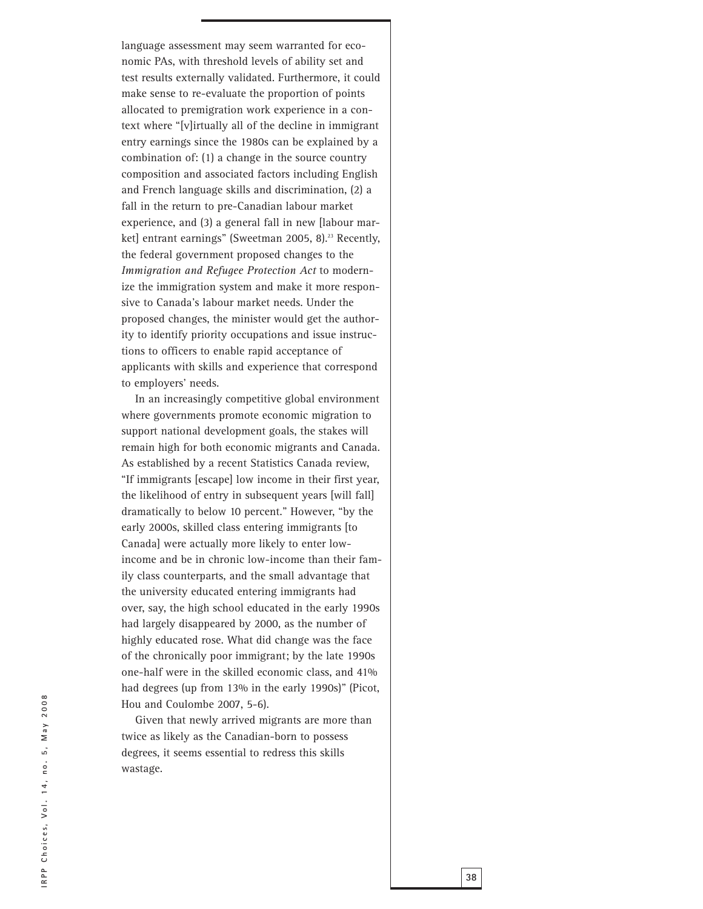language assessment may seem warranted for economic PAs, with threshold levels of ability set and test results externally validated. Furthermore, it could make sense to re-evaluate the proportion of points allocated to premigration work experience in a context where "[v]irtually all of the decline in immigrant entry earnings since the 1980s can be explained by a combination of: (1) a change in the source country composition and associated factors including English and French language skills and discrimination, (2) a fall in the return to pre-Canadian labour market experience, and (3) a general fall in new [labour market] entrant earnings" (Sweetman 2005, 8).[23] Recently, the federal government proposed changes to the *Immigration and Refugee Protection Act* to modernize the immigration system and make it more responsive to Canada's labour market needs. Under the proposed changes, the minister would get the authority to identify priority occupations and issue instructions to officers to enable rapid acceptance of applicants with skills and experience that correspond to employers' needs.

In an increasingly competitive global environment where governments promote economic migration to support national development goals, the stakes will remain high for both economic migrants and Canada. As established by a recent Statistics Canada review, "If immigrants [escape] low income in their first year, the likelihood of entry in subsequent years [will fall] dramatically to below 10 percent." However, "by the early 2000s, skilled class entering immigrants [to Canada] were actually more likely to enter low-income and be in chronic low-income than their family class counterparts, and the small advantage that the university educated entering immigrants had over, say, the high school educated in the early 1990s had largely disappeared by 2000, as the number of highly educated rose. What did change was the face of the chronically poor immigrant; by the late 1990s one-half were in the skilled economic class, and 41% had degrees (up from 13% in the early 1990s)" (Picot, Hou and Coulombe 2007, 5-6).

Given that newly arrived migrants are more than twice as likely as the Canadian-born to possess degrees, it seems essential to redress this skills wastage.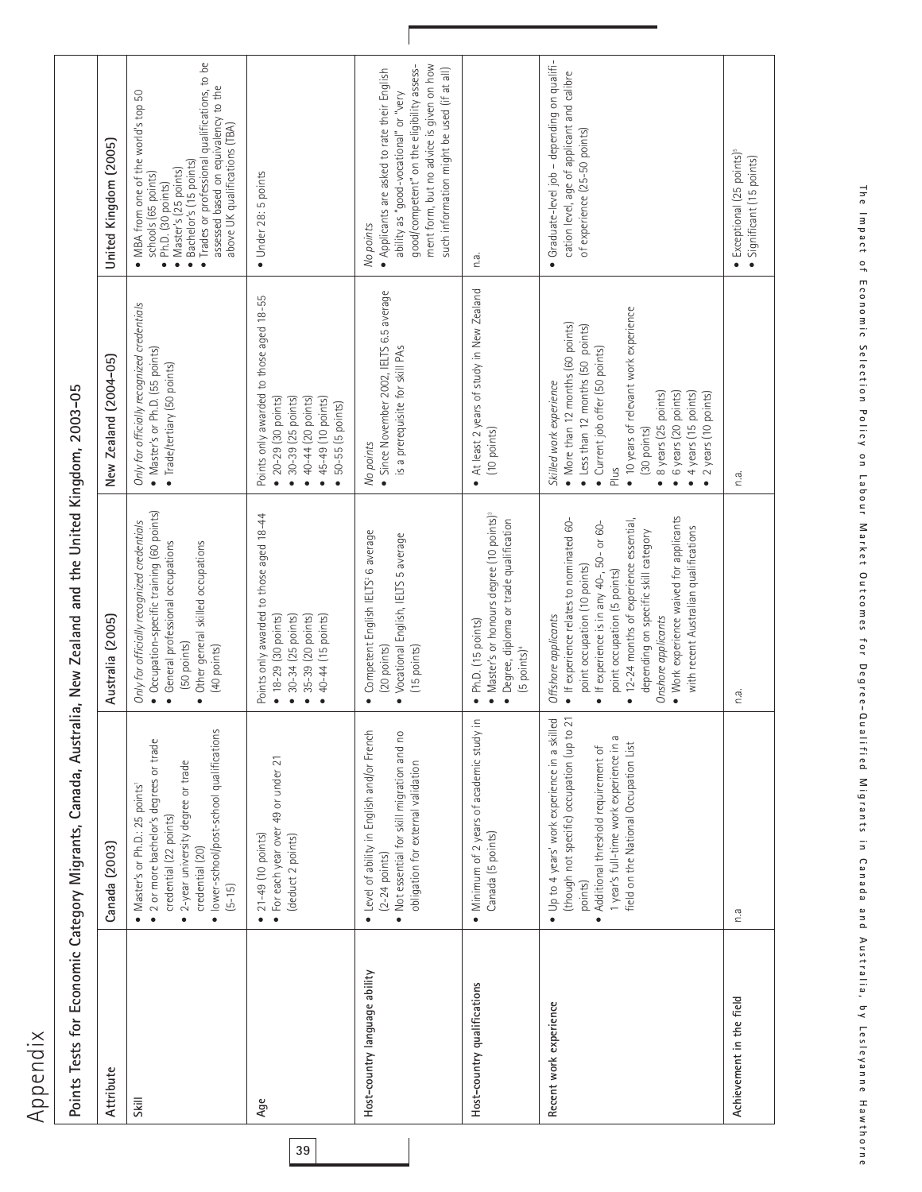# Appendix

## Points Tests for Economic Category Migrants, Canada, Australia, New Zealand and the United Kingdom, 2003–05

| Attribute | Canada (2003) | Australia (2005) | New Zealand (2004–05) | United Kingdom (2005) |
|---|---|---|---|---|
| Skill | • Master's or Ph.D.: 25 points[1] <br> • 2 or more bachelor's degrees or trade credential (22 points) <br> • 2-year university degree or trade credential (20) <br> • lower-school/post-school qualifications (5–15) | *Only for officially recognized credentials* <br> • Occupation-specific training (60 points) <br> • General professional occupations (50 points) <br> • Other general skilled occupations (40 points) | *Only for officially recognized credentials* <br> • Master's or Ph.D. (55 points) <br> • Trade/tertiary (50 points) | • MBA from one of the world's top 50 schools (65 points) <br> • Ph.D. (30 points) <br> • Master's (25 points) <br> • Bachelor's (15 points) <br> • Trades or professional qualifications, to be assessed based on equivalency to the above UK qualifications (TBA) |
| Age | • 21–49 (10 points) <br> • For each year over 49 or under 21 (deduct 2 points) | Points only awarded to those aged 18–44 <br> • 18–29 (30 points) <br> • 30–34 (25 points) <br> • 35–39 (20 points) <br> • 40–44 (15 points) | Points only awarded to those aged 18–55 <br> • 20–29 (30 points) <br> • 30–39 (25 points) <br> • 40–44 (20 points) <br> • 45–49 (10 points) <br> • 50–55 (5 points) | • Under 28: 5 points |
| Host-country language ability | • Level of ability in English and/or French (2–24 points) <br> • Not essential for skill migration and no obligation for external validation | • Competent English IELTS[2] 6 average (20 points) <br> • Vocational English, IELTS 5 average (15 points) | *No points* <br> • Since November 2002, IELTS 6.5 average is a prerequisite for skill PAs | *No points* <br> • Applicants are asked to rate their English ability as "good-vocational" or "very good/competent" on the eligibility assessment form, but no advice is given on how such information might be used (if at all) |
| Host-country qualifications | • Minimum of 2 years of academic study in Canada (5 points) | • Ph.D. (15 points) <br> • Master's or honours degree (10 points)[3] <br> • Degree, diploma or trade qualification (5 points)[4] | • At least 2 years of study in New Zealand (10 points) | n.a. |
| Recent work experience | • Up to 4 years' work experience in a skilled (though not specific) occupation (up to 21 points) <br> • Additional threshold requirement of 1 year's full-time work experience in a field on the National Occupation List | *Offshore applicants* <br> • If experience relates to nominated 60-point occupation (10 points) <br> • If experience is in any 40-, 50- or 60-point occupation (5 points) <br> • 12–24 months of experience essential, depending on specific skill category <br> *Onshore applicants* <br> • Work experience waived for applicants with recent Australian qualifications | *Skilled work experience* <br> • More than 12 months (60 points) <br> • Less than 12 months (50 points) <br> • Current job offer (50 points) <br> Plus <br> • 10 years of relevant work experience (30 points) <br> • 8 years (25 points) <br> • 6 years (20 points) <br> • 4 years (15 points) <br> • 2 years (10 points) | • Graduate-level job – depending on qualification level, age of applicant and calibre of experience (25–50 points) |
| Achievement in the field | n.a | n.a. | n.a. | • Exceptional (25 points)[5] <br> • Significant (15 points) |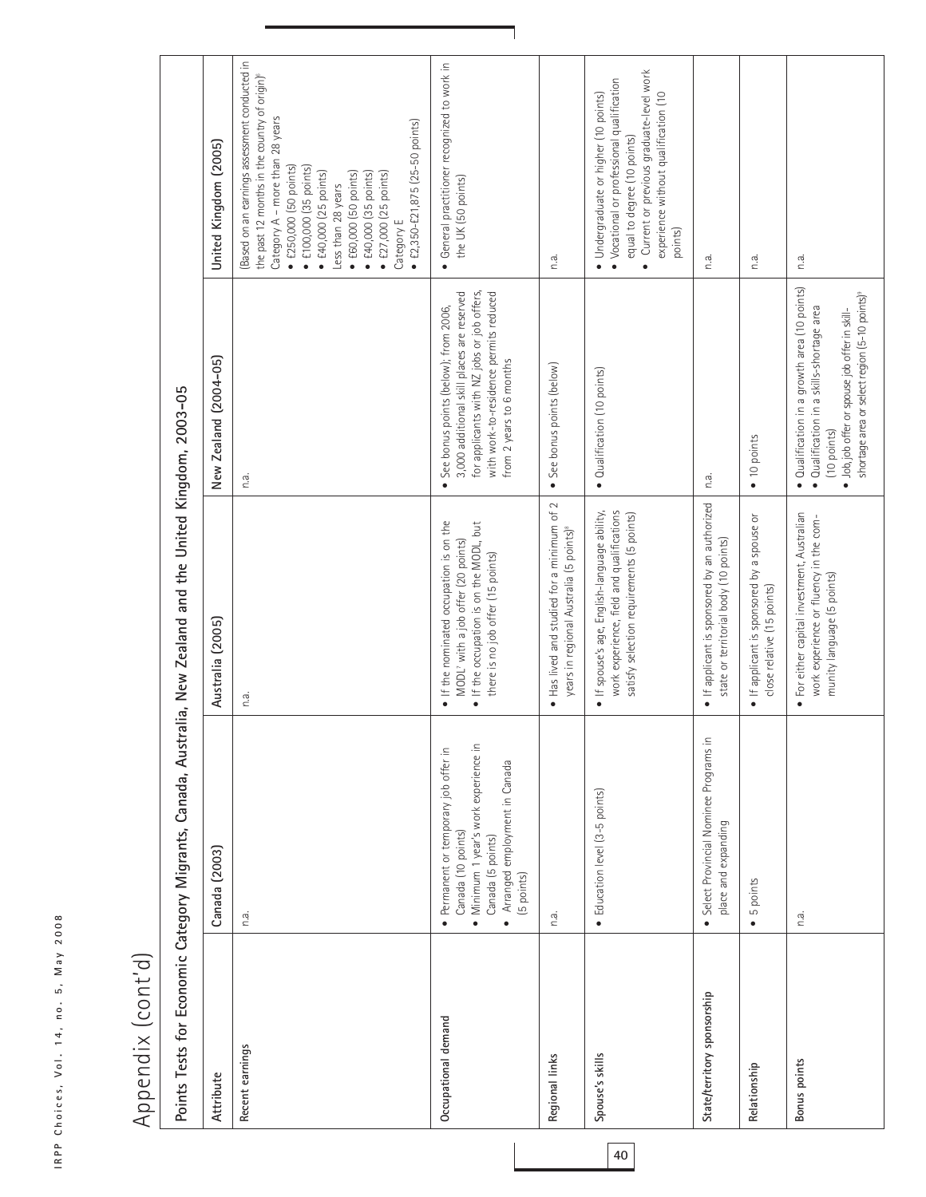# Appendix (cont'd)

## Points Tests for Economic Category Migrants, Canada, Australia, New Zealand and the United Kingdom, 2003-05

| Attribute | Canada (2003) | Australia (2005) | New Zealand (2004-05) | United Kingdom (2005) |
|---|---|---|---|---|
| **Recent earnings** | n.a. | n.a. | n.a. | (Based on an earnings assessment conducted in the past 12 months in the country of origin)[6] Category A – more than 28 years • £250,000 (50 points) • £100,000 (35 points) • £40,000 (25 points) Less than 28 years • £60,000 (50 points) • £40,000 (35 points) • £27,000 (25 points) Category E • £2,350-£21,875 (25-50 points) |
| **Occupational demand** | • Permanent or temporary job offer in Canada (10 points) • Minimum 1 year's work experience in Canada (5 points) • Arranged employment in Canada (5 points) | • If the nominated occupation is on the MODL[7] with a job offer (20 points) • If the occupation is on the MODL, but there is no job offer (15 points) | • See bonus points (below); from 2006, 3,000 additional skill places are reserved for applicants with NZ jobs or job offers, with work-to-residence permits reduced from 2 years to 6 months | • General practitioner recognized to work in the UK (50 points) |
| **Regional links** | n.a. | • Has lived and studied for a minimum of 2 years in regional Australia (5 points)[8] | • See bonus points (below) | n.a. |
| **Spouse's skills** | • Education level (3-5 points) | • If spouse's age, English-language ability, work experience, field and qualifications satisfy selection requirements (5 points) | • Qualification (10 points) | • Undergraduate or higher (10 points) • Vocational or professional qualification equal to degree (10 points) • Current or previous graduate-level work experience without qualification (10 points) |
| **State/territory sponsorship** | • Select Provincial Nominee Programs in place and expanding | • If applicant is sponsored by an authorized state or territorial body (10 points) | n.a. | n.a. |
| **Relationship** | • 5 points | • If applicant is sponsored by a spouse or close relative (15 points) | • 10 points | n.a. |
| **Bonus points** | n.a. | • For either capital investment, Australian work experience or fluency in the community language (5 points) | • Qualification in a growth area (10 points) • Qualification in a skills-shortage area (10 points) • Job, job offer or spouse job offer in skill-shortage area or select region (5-10 points)[9] | n.a. |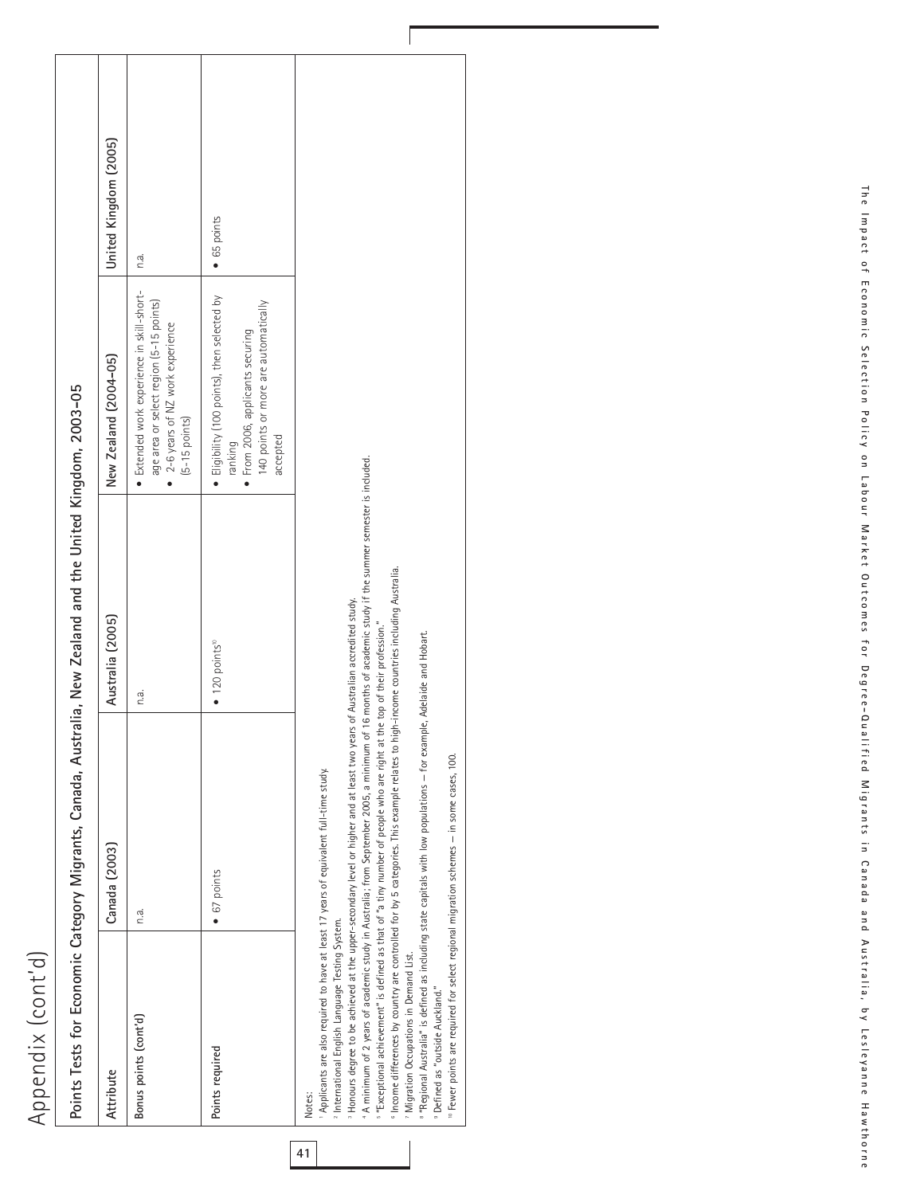# Appendix (cont'd)

## Points Tests for Economic Category Migrants, Canada, Australia, New Zealand and the United Kingdom, 2003-05

| Attribute | Canada (2003) | Australia (2005) | New Zealand (2004-05) | United Kingdom (2005) |
|---|---|---|---|---|
| **Bonus points (cont'd)** | n.a. | n.a. | • Extended work experience in skill-shortage area or select region (5-15 points)<br>• 2-6 years of NZ work experience (5-15 points) | n.a. |
| **Points required** | • 67 points | • 120 points[10] | • Eligibility (100 points), then selected by ranking<br>• From 2006, applicants securing 140 points or more are automatically accepted | • 65 points |

Notes:

[1] Applicants are also required to have at least 17 years of equivalent full-time study.

[2] International English Language Testing System.

[3] Honours degree to be achieved at the upper-secondary level or higher and at least two years of Australian accredited study.

[4] A minimum of 2 years of academic study in Australia; from September 2005, a minimum of 16 months of academic study if the summer semester is included.

[5] "Exceptional achievement" is defined as that of "a tiny number of people who are right at the top of their profession."

[6] Income differences by country are controlled for by 5 categories. This example relates to high-income countries including Australia.

[7] Migration Occupations in Demand List.

[8] "Regional Australia" is defined as including state capitals with low populations — for example, Adelaide and Hobart.

[9] Defined as "outside Auckland."

[10] Fewer points are required for select regional migration schemes — in some cases, 100.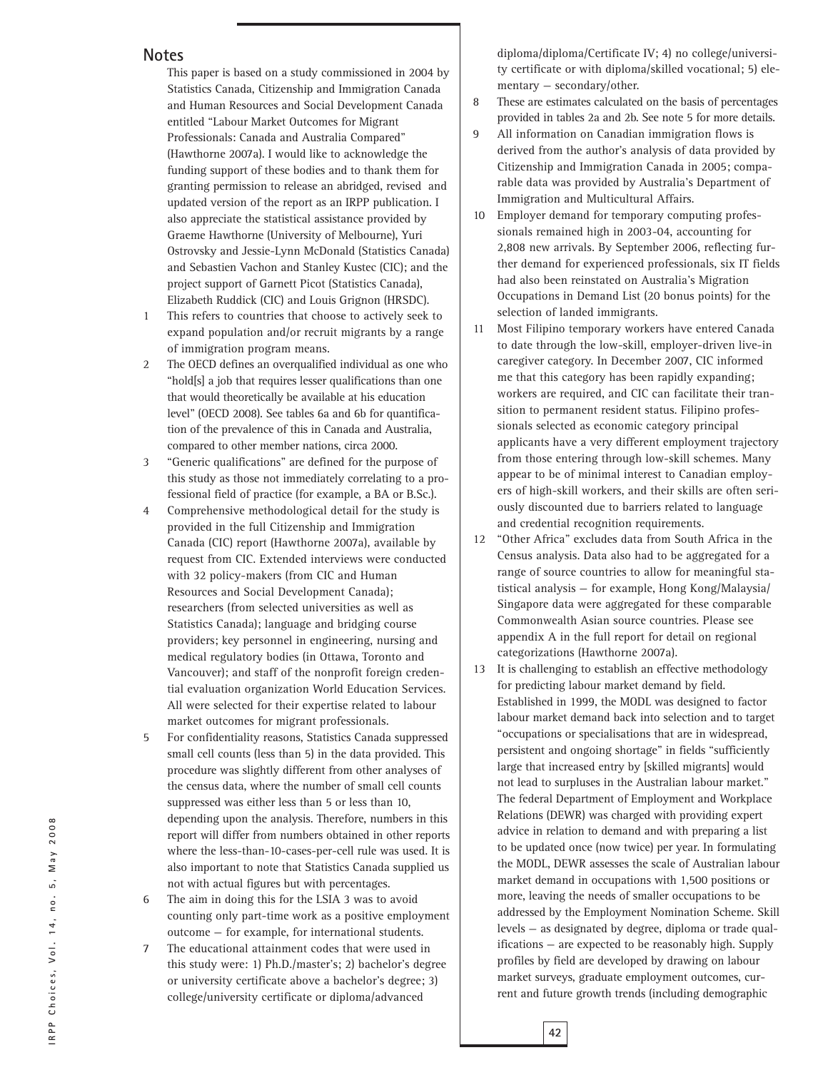## Notes

This paper is based on a study commissioned in 2004 by Statistics Canada, Citizenship and Immigration Canada and Human Resources and Social Development Canada entitled "Labour Market Outcomes for Migrant Professionals: Canada and Australia Compared" (Hawthorne 2007a). I would like to acknowledge the funding support of these bodies and to thank them for granting permission to release an abridged, revised and updated version of the report as an IRPP publication. I also appreciate the statistical assistance provided by Graeme Hawthorne (University of Melbourne), Yuri Ostrovsky and Jessie-Lynn McDonald (Statistics Canada) and Sebastien Vachon and Stanley Kustec (CIC); and the project support of Garnett Picot (Statistics Canada), Elizabeth Ruddick (CIC) and Louis Grignon (HRSDC).

1. This refers to countries that choose to actively seek to expand population and/or recruit migrants by a range of immigration program means.
2. The OECD defines an overqualified individual as one who "hold[s] a job that requires lesser qualifications than one that would theoretically be available at his education level" (OECD 2008). See tables 6a and 6b for quantification of the prevalence of this in Canada and Australia, compared to other member nations, circa 2000.
3. "Generic qualifications" are defined for the purpose of this study as those not immediately correlating to a professional field of practice (for example, a BA or B.Sc.).
4. Comprehensive methodological detail for the study is provided in the full Citizenship and Immigration Canada (CIC) report (Hawthorne 2007a), available by request from CIC. Extended interviews were conducted with 32 policy-makers (from CIC and Human Resources and Social Development Canada); researchers (from selected universities as well as Statistics Canada); language and bridging course providers; key personnel in engineering, nursing and medical regulatory bodies (in Ottawa, Toronto and Vancouver); and staff of the nonprofit foreign credential evaluation organization World Education Services. All were selected for their expertise related to labour market outcomes for migrant professionals.
5. For confidentiality reasons, Statistics Canada suppressed small cell counts (less than 5) in the data provided. This procedure was slightly different from other analyses of the census data, where the number of small cell counts suppressed was either less than 5 or less than 10, depending upon the analysis. Therefore, numbers in this report will differ from numbers obtained in other reports where the less-than-10-cases-per-cell rule was used. It is also important to note that Statistics Canada supplied us not with actual figures but with percentages.
6. The aim in doing this for the LSIA 3 was to avoid counting only part-time work as a positive employment outcome — for example, for international students.
7. The educational attainment codes that were used in this study were: 1) Ph.D./master's; 2) bachelor's degree or university certificate above a bachelor's degree; 3) college/university certificate or diploma/advanced diploma/diploma/Certificate IV; 4) no college/university certificate or with diploma/skilled vocational; 5) elementary — secondary/other.
8. These are estimates calculated on the basis of percentages provided in tables 2a and 2b. See note 5 for more details.
9. All information on Canadian immigration flows is derived from the author's analysis of data provided by Citizenship and Immigration Canada in 2005; comparable data was provided by Australia's Department of Immigration and Multicultural Affairs.
10. Employer demand for temporary computing professionals remained high in 2003-04, accounting for 2,808 new arrivals. By September 2006, reflecting further demand for experienced professionals, six IT fields had also been reinstated on Australia's Migration Occupations in Demand List (20 bonus points) for the selection of landed immigrants.
11. Most Filipino temporary workers have entered Canada to date through the low-skill, employer-driven live-in caregiver category. In December 2007, CIC informed me that this category has been rapidly expanding; workers are required, and CIC can facilitate their transition to permanent resident status. Filipino professionals selected as economic category principal applicants have a very different employment trajectory from those entering through low-skill schemes. Many appear to be of minimal interest to Canadian employers of high-skill workers, and their skills are often seriously discounted due to barriers related to language and credential recognition requirements.
12. "Other Africa" excludes data from South Africa in the Census analysis. Data also had to be aggregated for a range of source countries to allow for meaningful statistical analysis — for example, Hong Kong/Malaysia/Singapore data were aggregated for these comparable Commonwealth Asian source countries. Please see appendix A in the full report for detail on regional categorizations (Hawthorne 2007a).
13. It is challenging to establish an effective methodology for predicting labour market demand by field. Established in 1999, the MODL was designed to factor labour market demand back into selection and to target "occupations or specialisations that are in widespread, persistent and ongoing shortage" in fields "sufficiently large that increased entry by [skilled migrants] would not lead to surpluses in the Australian labour market." The federal Department of Employment and Workplace Relations (DEWR) was charged with providing expert advice in relation to demand and with preparing a list to be updated once (now twice) per year. In formulating the MODL, DEWR assesses the scale of Australian labour market demand in occupations with 1,500 positions or more, leaving the needs of smaller occupations to be addressed by the Employment Nomination Scheme. Skill levels — as designated by degree, diploma or trade qualifications — are expected to be reasonably high. Supply profiles by field are developed by drawing on labour market surveys, graduate employment outcomes, current and future growth trends (including demographic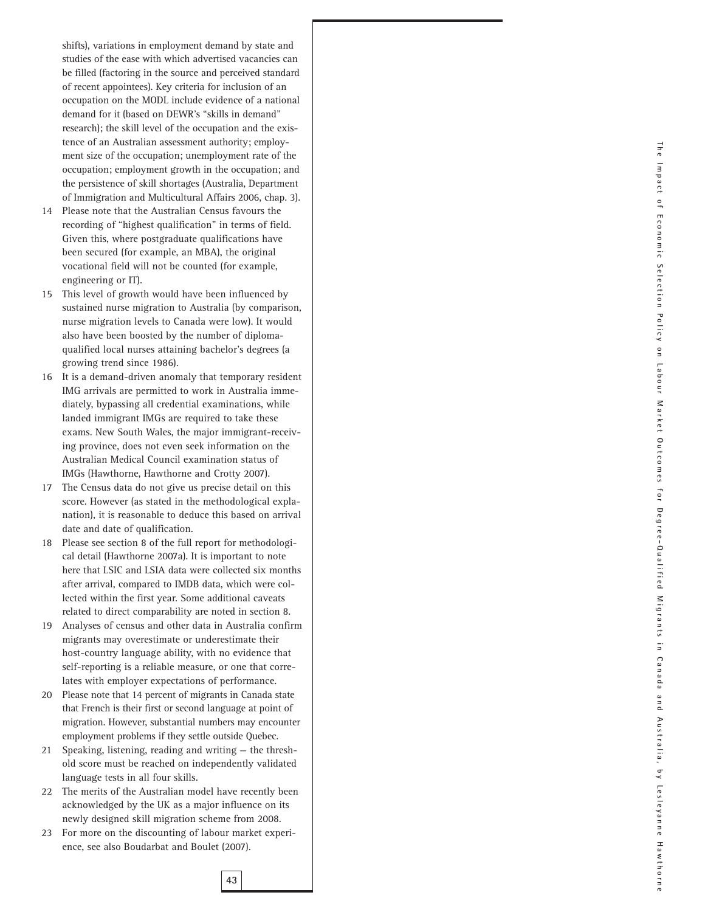shifts), variations in employment demand by state and studies of the ease with which advertised vacancies can be filled (factoring in the source and perceived standard of recent appointees). Key criteria for inclusion of an occupation on the MODL include evidence of a national demand for it (based on DEWR's "skills in demand" research); the skill level of the occupation and the existence of an Australian assessment authority; employment size of the occupation; unemployment rate of the occupation; employment growth in the occupation; and the persistence of skill shortages (Australia, Department of Immigration and Multicultural Affairs 2006, chap. 3).

14 Please note that the Australian Census favours the recording of "highest qualification" in terms of field. Given this, where postgraduate qualifications have been secured (for example, an MBA), the original vocational field will not be counted (for example, engineering or IT).

15 This level of growth would have been influenced by sustained nurse migration to Australia (by comparison, nurse migration levels to Canada were low). It would also have been boosted by the number of diploma-qualified local nurses attaining bachelor's degrees (a growing trend since 1986).

16 It is a demand-driven anomaly that temporary resident IMG arrivals are permitted to work in Australia immediately, bypassing all credential examinations, while landed immigrant IMGs are required to take these exams. New South Wales, the major immigrant-receiving province, does not even seek information on the Australian Medical Council examination status of IMGs (Hawthorne, Hawthorne and Crotty 2007).

17 The Census data do not give us precise detail on this score. However (as stated in the methodological explanation), it is reasonable to deduce this based on arrival date and date of qualification.

18 Please see section 8 of the full report for methodological detail (Hawthorne 2007a). It is important to note here that LSIC and LSIA data were collected six months after arrival, compared to IMDB data, which were collected within the first year. Some additional caveats related to direct comparability are noted in section 8.

19 Analyses of census and other data in Australia confirm migrants may overestimate or underestimate their host-country language ability, with no evidence that self-reporting is a reliable measure, or one that correlates with employer expectations of performance.

20 Please note that 14 percent of migrants in Canada state that French is their first or second language at point of migration. However, substantial numbers may encounter employment problems if they settle outside Quebec.

21 Speaking, listening, reading and writing — the threshold score must be reached on independently validated language tests in all four skills.

22 The merits of the Australian model have recently been acknowledged by the UK as a major influence on its newly designed skill migration scheme from 2008.

23 For more on the discounting of labour market experience, see also Boudarbat and Boulet (2007).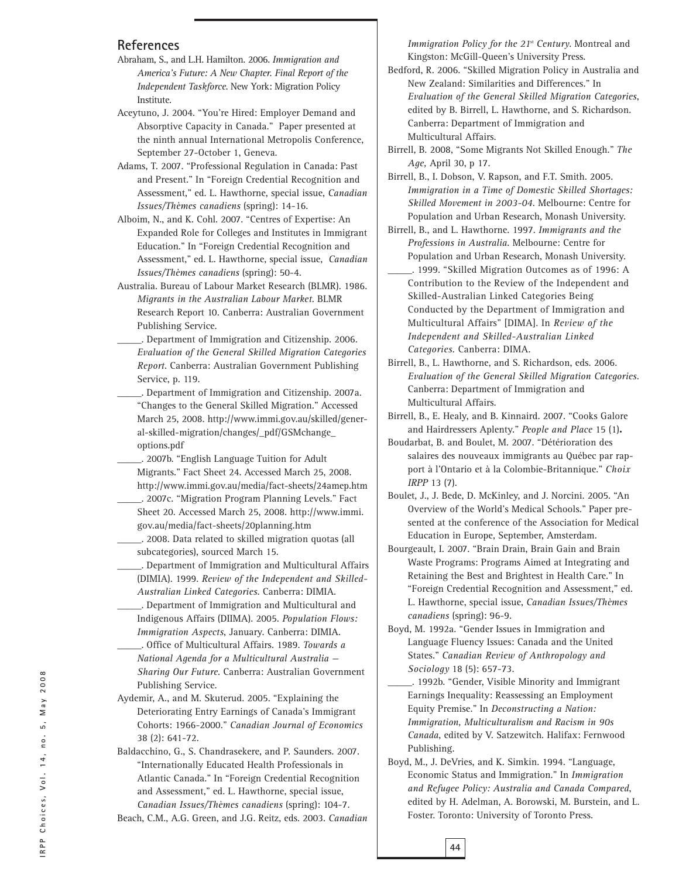## References

Abraham, S., and L.H. Hamilton. 2006. *Immigration and America's Future: A New Chapter. Final Report of the Independent Taskforce*. New York: Migration Policy Institute.

Aceytuno, J. 2004. "You're Hired: Employer Demand and Absorptive Capacity in Canada." Paper presented at the ninth annual International Metropolis Conference, September 27-October 1, Geneva.

Adams, T. 2007. "Professional Regulation in Canada: Past and Present." In "Foreign Credential Recognition and Assessment," ed. L. Hawthorne, special issue, *Canadian Issues/Thèmes canadiens* (spring): 14-16.

Alboim, N., and K. Cohl. 2007. "Centres of Expertise: An Expanded Role for Colleges and Institutes in Immigrant Education." In "Foreign Credential Recognition and Assessment," ed. L. Hawthorne, special issue, *Canadian Issues/Thèmes canadiens* (spring): 50-4.

Australia. Bureau of Labour Market Research (BLMR). 1986. *Migrants in the Australian Labour Market*. BLMR Research Report 10. Canberra: Australian Government Publishing Service.

_____. Department of Immigration and Citizenship. 2006. *Evaluation of the General Skilled Migration Categories Report*. Canberra: Australian Government Publishing Service, p. 119.

_____. Department of Immigration and Citizenship. 2007a. "Changes to the General Skilled Migration." Accessed March 25, 2008. http://www.immi.gov.au/skilled/general-skilled-migration/changes/_pdf/GSMchange_options.pdf

_____. 2007b. "English Language Tuition for Adult Migrants." Fact Sheet 24. Accessed March 25, 2008. http://www.immi.gov.au/media/fact-sheets/24amep.htm

_____. 2007c. "Migration Program Planning Levels." Fact Sheet 20. Accessed March 25, 2008. http://www.immi.gov.au/media/fact-sheets/20planning.htm

_____. 2008. Data related to skilled migration quotas (all subcategories), sourced March 15.

_____. Department of Immigration and Multicultural Affairs (DIMIA). 1999. *Review of the Independent and Skilled-Australian Linked Categories*. Canberra: DIMIA.

_____. Department of Immigration and Multicultural and Indigenous Affairs (DIIMA). 2005. *Population Flows: Immigration Aspects*, January. Canberra: DIMIA.

_____. Office of Multicultural Affairs. 1989. *Towards a National Agenda for a Multicultural Australia — Sharing Our Future*. Canberra: Australian Government Publishing Service.

Aydemir, A., and M. Skuterud. 2005. "Explaining the Deteriorating Entry Earnings of Canada's Immigrant Cohorts: 1966-2000." *Canadian Journal of Economics* 38 (2): 641-72.

Baldacchino, G., S. Chandrasekere, and P. Saunders. 2007. "Internationally Educated Health Professionals in Atlantic Canada." In "Foreign Credential Recognition and Assessment," ed. L. Hawthorne, special issue, *Canadian Issues/Thèmes canadiens* (spring): 104-7.

Beach, C.M., A.G. Green, and J.G. Reitz, eds. 2003. *Canadian Immigration Policy for the 21st Century*. Montreal and Kingston: McGill-Queen's University Press.

Bedford, R. 2006. "Skilled Migration Policy in Australia and New Zealand: Similarities and Differences." In *Evaluation of the General Skilled Migration Categories*, edited by B. Birrell, L. Hawthorne, and S. Richardson. Canberra: Department of Immigration and Multicultural Affairs.

Birrell, B. 2008, "Some Migrants Not Skilled Enough." *The Age,* April 30, p 17.

Birrell, B., I. Dobson, V. Rapson, and F.T. Smith. 2005. *Immigration in a Time of Domestic Skilled Shortages: Skilled Movement in 2003-04*. Melbourne: Centre for Population and Urban Research, Monash University.

Birrell, B., and L. Hawthorne. 1997. *Immigrants and the Professions in Australia*. Melbourne: Centre for Population and Urban Research, Monash University.

_____. 1999. "Skilled Migration Outcomes as of 1996: A Contribution to the Review of the Independent and Skilled-Australian Linked Categories Being Conducted by the Department of Immigration and Multicultural Affairs" [DIMA]. In *Review of the Independent and Skilled-Australian Linked Categories*. Canberra: DIMA.

Birrell, B., L. Hawthorne, and S. Richardson, eds. 2006. *Evaluation of the General Skilled Migration Categories*. Canberra: Department of Immigration and Multicultural Affairs.

Birrell, B., E. Healy, and B. Kinnaird. 2007. "Cooks Galore and Hairdressers Aplenty." *People and Place* 15 (1)**.**

Boudarbat, B. and Boulet, M. 2007. "Détérioration des salaires des nouveaux immigrants au Québec par rapport à l'Ontario et à la Colombie-Britannique." *Choix IRPP* 13 (7).

Boulet, J., J. Bede, D. McKinley, and J. Norcini. 2005. "An Overview of the World's Medical Schools." Paper presented at the conference of the Association for Medical Education in Europe, September, Amsterdam.

Bourgeault, I. 2007. "Brain Drain, Brain Gain and Brain Waste Programs: Programs Aimed at Integrating and Retaining the Best and Brightest in Health Care." In "Foreign Credential Recognition and Assessment," ed. L. Hawthorne, special issue, *Canadian Issues/Thèmes canadiens* (spring): 96-9.

Boyd, M. 1992a. "Gender Issues in Immigration and Language Fluency Issues: Canada and the United States." *Canadian Review of Anthropology and Sociology* 18 (5): 657-73.

_____. 1992b. "Gender, Visible Minority and Immigrant Earnings Inequality: Reassessing an Employment Equity Premise." In *Deconstructing a Nation: Immigration, Multiculturalism and Racism in 90s Canada*, edited by V. Satzewitch. Halifax: Fernwood Publishing.

Boyd, M., J. DeVries, and K. Simkin. 1994. "Language, Economic Status and Immigration." In *Immigration and Refugee Policy: Australia and Canada Compared*, edited by H. Adelman, A. Borowski, M. Burstein, and L. Foster. Toronto: University of Toronto Press.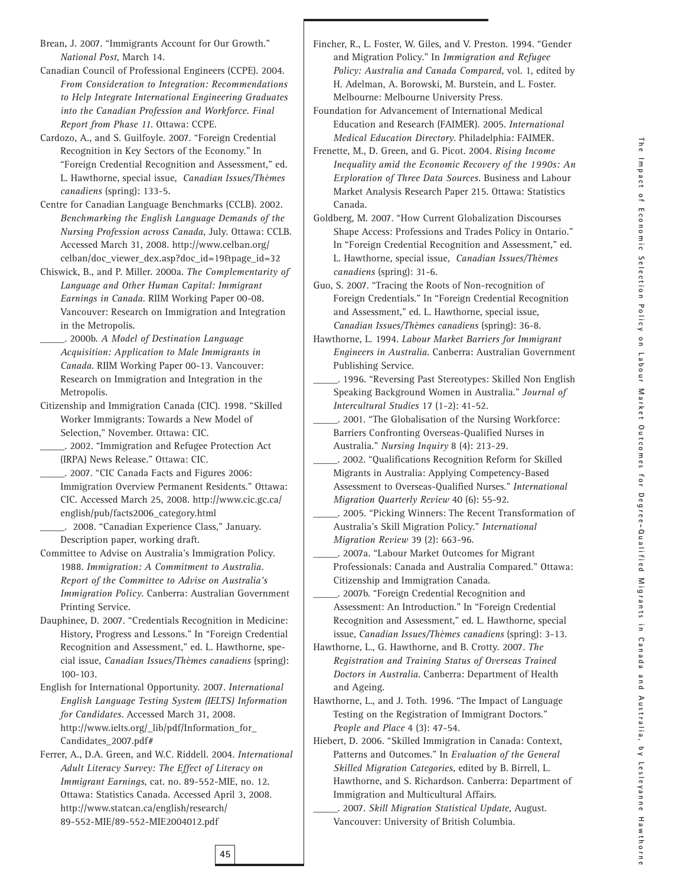Brean, J. 2007. “Immigrants Account for Our Growth.” *National Post*, March 14.

Canadian Council of Professional Engineers (CCPE). 2004. *From Consideration to Integration: Recommendations to Help Integrate International Engineering Graduates into the Canadian Profession and Workforce. Final Report from Phase 11*. Ottawa: CCPE.

Cardozo, A., and S. Guilfoyle. 2007. “Foreign Credential Recognition in Key Sectors of the Economy.” In “Foreign Credential Recognition and Assessment,” ed. L. Hawthorne, special issue, *Canadian Issues/Thèmes canadiens* (spring): 133-5.

Centre for Canadian Language Benchmarks (CCLB). 2002. *Benchmarking the English Language Demands of the Nursing Profession across Canada*, July. Ottawa: CCLB. Accessed March 31, 2008. http://www.celban.org/celban/doc_viewer_dex.asp?doc_id=19&page_id=32

Chiswick, B., and P. Miller. 2000a. *The Complementarity of Language and Other Human Capital: Immigrant Earnings in Canada*. RIIM Working Paper 00-08. Vancouver: Research on Immigration and Integration in the Metropolis.

_____. 2000b. *A Model of Destination Language Acquisition: Application to Male Immigrants in Canada*. RIIM Working Paper 00-13. Vancouver: Research on Immigration and Integration in the Metropolis.

Citizenship and Immigration Canada (CIC). 1998. “Skilled Worker Immigrants: Towards a New Model of Selection,” November. Ottawa: CIC.

_____. 2002. “Immigration and Refugee Protection Act (IRPA) News Release.” Ottawa: CIC.

_____. 2007. “CIC Canada Facts and Figures 2006: Immigration Overview Permanent Residents.” Ottawa: CIC. Accessed March 25, 2008. http://www.cic.gc.ca/english/pub/facts2006_category.html

_____. 2008. “Canadian Experience Class,” January. Description paper, working draft.

Committee to Advise on Australia’s Immigration Policy. 1988. *Immigration: A Commitment to Australia. Report of the Committee to Advise on Australia’s Immigration Policy*. Canberra: Australian Government Printing Service.

Dauphinee, D. 2007. “Credentials Recognition in Medicine: History, Progress and Lessons.” In “Foreign Credential Recognition and Assessment,” ed. L. Hawthorne, special issue, *Canadian Issues/Thèmes canadiens* (spring): 100-103.

English for International Opportunity. 2007. *International English Language Testing System (IELTS) Information for Candidates*. Accessed March 31, 2008. http://www.ielts.org/_lib/pdf/Information_for_Candidates_2007.pdf#

Ferrer, A., D.A. Green, and W.C. Riddell. 2004. *International Adult Literacy Survey: The Effect of Literacy on Immigrant Earnings*, cat. no. 89-552-MIE, no. 12. Ottawa: Statistics Canada. Accessed April 3, 2008. http://www.statcan.ca/english/research/89-552-MIE/89-552-MIE2004012.pdf

Fincher, R., L. Foster, W. Giles, and V. Preston. 1994. “Gender and Migration Policy.” In *Immigration and Refugee Policy: Australia and Canada Compared*, vol. 1, edited by H. Adelman, A. Borowski, M. Burstein, and L. Foster. Melbourne: Melbourne University Press.

Foundation for Advancement of International Medical Education and Research (FAIMER). 2005. *International Medical Education Directory*. Philadelphia: FAIMER.

Frenette, M., D. Green, and G. Picot. 2004. *Rising Income Inequality amid the Economic Recovery of the 1990s: An Exploration of Three Data Sources*. Business and Labour Market Analysis Research Paper 215. Ottawa: Statistics Canada.

Goldberg, M. 2007. “How Current Globalization Discourses Shape Access: Professions and Trades Policy in Ontario.” In “Foreign Credential Recognition and Assessment,” ed. L. Hawthorne, special issue, *Canadian Issues/Thèmes canadiens* (spring): 31-6.

Guo, S. 2007. “Tracing the Roots of Non-recognition of Foreign Credentials.” In “Foreign Credential Recognition and Assessment,” ed. L. Hawthorne, special issue, *Canadian Issues/Thèmes canadiens* (spring): 36-8.

Hawthorne, L. 1994. *Labour Market Barriers for Immigrant Engineers in Australia*. Canberra: Australian Government Publishing Service.

_____. 1996. “Reversing Past Stereotypes: Skilled Non English Speaking Background Women in Australia.” *Journal of Intercultural Studies* 17 (1-2): 41-52.

_____. 2001. “The Globalisation of the Nursing Workforce: Barriers Confronting Overseas-Qualified Nurses in Australia.” *Nursing Inquiry* 8 (4): 213-29.

_____. 2002. “Qualifications Recognition Reform for Skilled Migrants in Australia: Applying Competency-Based Assessment to Overseas-Qualified Nurses.” *International Migration Quarterly Review* 40 (6): 55-92.

_____. 2005. “Picking Winners: The Recent Transformation of Australia’s Skill Migration Policy.” *International Migration Review* 39 (2): 663-96.

_____. 2007a. “Labour Market Outcomes for Migrant Professionals: Canada and Australia Compared.” Ottawa: Citizenship and Immigration Canada.

_____. 2007b. “Foreign Credential Recognition and Assessment: An Introduction.” In “Foreign Credential Recognition and Assessment,” ed. L. Hawthorne, special issue, *Canadian Issues/Thèmes canadiens* (spring): 3-13.

Hawthorne, L., G. Hawthorne, and B. Crotty. 2007. *The Registration and Training Status of Overseas Trained Doctors in Australia*. Canberra: Department of Health and Ageing.

Hawthorne, L., and J. Toth. 1996. “The Impact of Language Testing on the Registration of Immigrant Doctors.” *People and Place* 4 (3): 47-54.

Hiebert, D. 2006. “Skilled Immigration in Canada: Context, Patterns and Outcomes.” In *Evaluation of the General Skilled Migration Categories*, edited by B. Birrell, L. Hawthorne, and S. Richardson. Canberra: Department of Immigration and Multicultural Affairs.

_____. 2007. *Skill Migration Statistical Update*, August. Vancouver: University of British Columbia.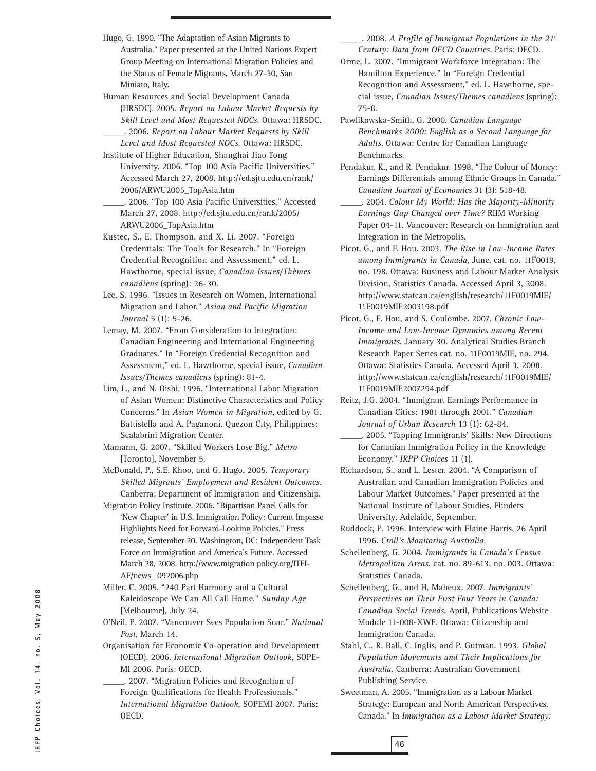Hugo, G. 1990. "The Adaptation of Asian Migrants to Australia." Paper presented at the United Nations Expert Group Meeting on International Migration Policies and the Status of Female Migrants, March 27-30, San Miniato, Italy.

Human Resources and Social Development Canada (HRSDC). 2005. *Report on Labour Market Requests by Skill Level and Most Requested NOCs*. Ottawa: HRSDC.

_____. 2006. *Report on Labour Market Requests by Skill Level and Most Requested NOCs*. Ottawa: HRSDC.

Institute of Higher Education, Shanghai Jiao Tong University. 2006. "Top 100 Asia Pacific Universities." Accessed March 27, 2008. http://ed.sjtu.edu.cn/rank/2006/ARWU2005_TopAsia.htm

_____. 2006. "Top 100 Asia Pacific Universities." Accessed March 27, 2008. http://ed.sjtu.edu.cn/rank/2005/ARWU2006_TopAsia.htm

Kustec, S., E. Thompson, and X. Li. 2007. "Foreign Credentials: The Tools for Research." In "Foreign Credential Recognition and Assessment," ed. L. Hawthorne, special issue, *Canadian Issues/Thèmes canadiens* (spring): 26-30.

Lee, S. 1996. "Issues in Research on Women, International Migration and Labor." *Asian and Pacific Migration Journal* 5 (1): 5-26.

Lemay, M. 2007. "From Consideration to Integration: Canadian Engineering and International Engineering Graduates." In "Foreign Credential Recognition and Assessment," ed. L. Hawthorne, special issue, *Canadian Issues/Thèmes canadiens* (spring): 81-4.

Lim, L., and N. Oishi. 1996. "International Labor Migration of Asian Women: Distinctive Characteristics and Policy Concerns." In *Asian Women in Migration*, edited by G. Battistella and A. Paganoni. Quezon City, Philippines: Scalabrini Migration Center.

Mamann, G. 2007. "Skilled Workers Lose Big." *Metro* [Toronto], November 5.

McDonald, P., S.E. Khoo, and G. Hugo, 2005. *Temporary Skilled Migrants' Employment and Resident Outcomes*. Canberra: Department of Immigration and Citizenship.

Migration Policy Institute. 2006. "Bipartisan Panel Calls for 'New Chapter' in U.S. Immigration Policy: Current Impasse Highlights Need for Forward-Looking Policies." Press release, September 20. Washington, DC: Independent Task Force on Immigration and America's Future. Accessed March 28, 2008. http://www.migration policy.org/ITFI-AF/news_ 092006.php

Miller, C. 2005. "240 Part Harmony and a Cultural Kaleidoscope We Can All Call Home." *Sunday Age* [Melbourne], July 24.

O'Neil, P. 2007. "Vancouver Sees Population Soar." *National Post*, March 14.

Organisation for Economic Co-operation and Development (OECD). 2006. *International Migration Outlook*, SOPEMI 2006. Paris: OECD.

_____. 2007. "Migration Policies and Recognition of Foreign Qualifications for Health Professionals." *International Migration Outlook*, SOPEMI 2007. Paris: OECD.

_____. 2008. *A Profile of Immigrant Populations in the 21st Century: Data from OECD Countries*. Paris: OECD.

Orme, L. 2007. "Immigrant Workforce Integration: The Hamilton Experience." In "Foreign Credential Recognition and Assessment," ed. L. Hawthorne, special issue, *Canadian Issues/Thèmes canadiens* (spring): 75-8.

Pawlikowska-Smith, G. 2000. *Canadian Language Benchmarks 2000: English as a Second Language for Adults*. Ottawa: Centre for Canadian Language Benchmarks.

Pendakur, K., and R. Pendakur. 1998. "The Colour of Money: Earnings Differentials among Ethnic Groups in Canada." *Canadian Journal of Economics* 31 (3): 518-48.

_____. 2004. *Colour My World: Has the Majority-Minority Earnings Gap Changed over Time?* RIIM Working Paper 04-11. Vancouver: Research on Immigration and Integration in the Metropolis.

Picot, G., and F. Hou. 2003. *The Rise in Low-Income Rates among Immigrants in Canada*, June, cat. no. 11F0019, no. 198. Ottawa: Business and Labour Market Analysis Division, Statistics Canada. Accessed April 3, 2008. http://www.statcan.ca/english/research/11F0019MIE/11F0019MIE2003198.pdf

Picot, G., F. Hou, and S. Coulombe. 2007. *Chronic Low-Income and Low-Income Dynamics among Recent Immigrants*, January 30. Analytical Studies Branch Research Paper Series cat. no. 11F0019MIE, no. 294. Ottawa: Statistics Canada. Accessed April 3, 2008. http://www.statcan.ca/english/research/11F0019MIE/11F0019MIE2007294.pdf

Reitz, J.G. 2004. "Immigrant Earnings Performance in Canadian Cities: 1981 through 2001." *Canadian Journal of Urban Research* 13 (1): 62-84.

_____. 2005. "Tapping Immigrants' Skills: New Directions for Canadian Immigration Policy in the Knowledge Economy." *IRPP Choices* 11 (1).

Richardson, S., and L. Lester. 2004. "A Comparison of Australian and Canadian Immigration Policies and Labour Market Outcomes." Paper presented at the National Institute of Labour Studies, Flinders University, Adelaide, September.

Ruddock, P. 1996. Interview with Elaine Harris, 26 April 1996. *Croll's Monitoring Australia*.

Schellenberg, G. 2004. *Immigrants in Canada's Census Metropolitan Areas*, cat. no. 89-613, no. 003. Ottawa: Statistics Canada.

Schellenberg, G., and H. Maheux. 2007. *Immigrants' Perspectives on Their First Four Years in Canada: Canadian Social Trends*, April, Publications Website Module 11-008-XWE. Ottawa: Citizenship and Immigration Canada.

Stahl, C., R. Ball, C. Inglis, and P. Gutman. 1993. *Global Population Movements and Their Implications for Australia*. Canberra: Australian Government Publishing Service.

Sweetman, A. 2005. "Immigration as a Labour Market Strategy: European and North American Perspectives. Canada." In *Immigration as a Labour Market Strategy:*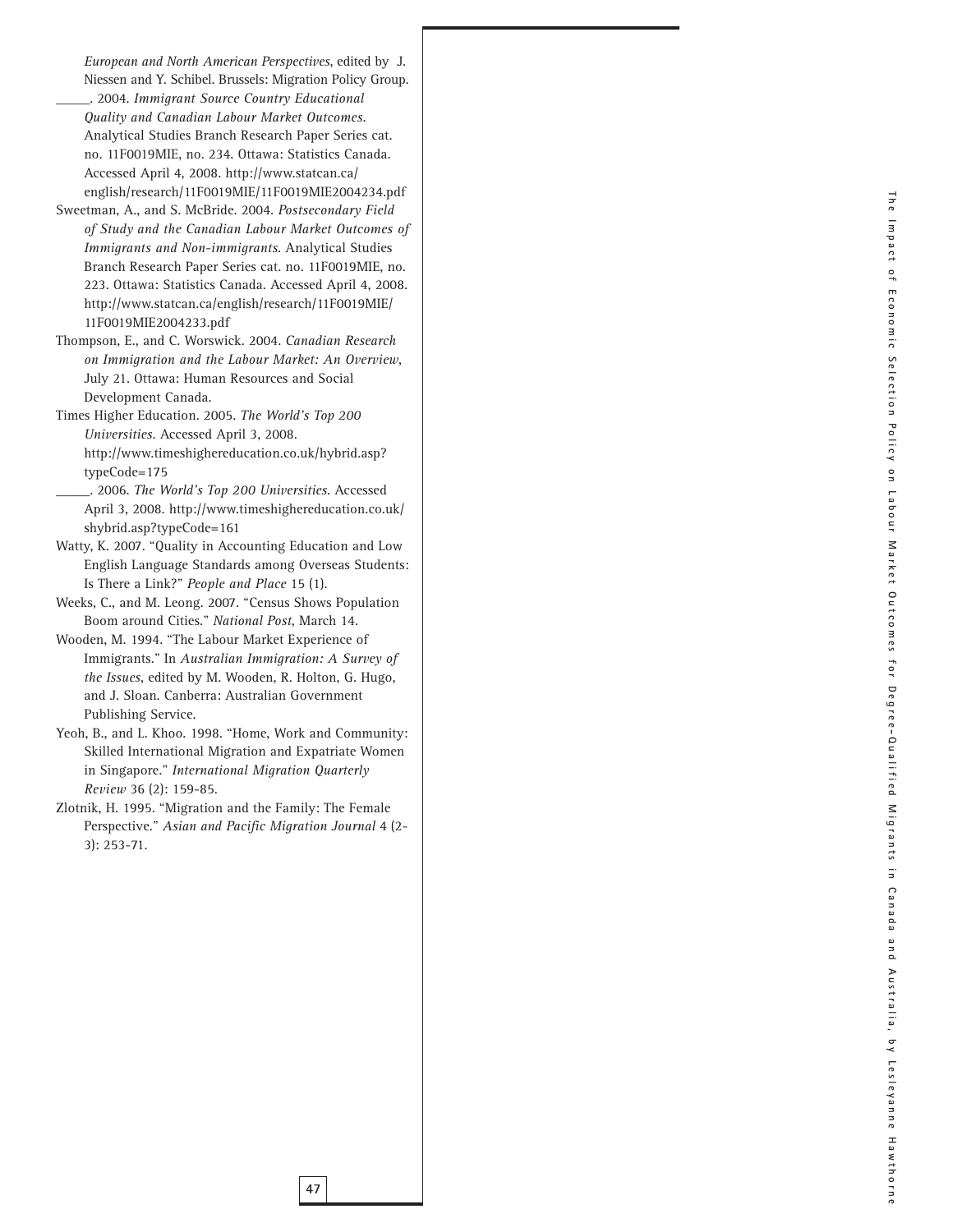*European and North American Perspectives*, edited by J. Niessen and Y. Schibel. Brussels: Migration Policy Group.

_____. 2004. *Immigrant Source Country Educational Quality and Canadian Labour Market Outcomes.* Analytical Studies Branch Research Paper Series cat. no. 11F0019MIE, no. 234. Ottawa: Statistics Canada. Accessed April 4, 2008. http://www.statcan.ca/english/research/11F0019MIE/11F0019MIE2004234.pdf

Sweetman, A., and S. McBride. 2004. *Postsecondary Field of Study and the Canadian Labour Market Outcomes of Immigrants and Non-immigrants.* Analytical Studies Branch Research Paper Series cat. no. 11F0019MIE, no. 223. Ottawa: Statistics Canada. Accessed April 4, 2008. http://www.statcan.ca/english/research/11F0019MIE/11F0019MIE2004233.pdf

Thompson, E., and C. Worswick. 2004. *Canadian Research on Immigration and the Labour Market: An Overview*, July 21. Ottawa: Human Resources and Social Development Canada.

Times Higher Education. 2005. *The World's Top 200 Universities.* Accessed April 3, 2008. http://www.timeshighereducation.co.uk/hybrid.asp?typeCode=175

_____. 2006. *The World's Top 200 Universities.* Accessed April 3, 2008. http://www.timeshighereducation.co.uk/shybrid.asp?typeCode=161

Watty, K. 2007. "Quality in Accounting Education and Low English Language Standards among Overseas Students: Is There a Link?" *People and Place* 15 (1).

Weeks, C., and M. Leong. 2007. "Census Shows Population Boom around Cities." *National Post*, March 14.

Wooden, M. 1994. "The Labour Market Experience of Immigrants." In *Australian Immigration: A Survey of the Issues*, edited by M. Wooden, R. Holton, G. Hugo, and J. Sloan. Canberra: Australian Government Publishing Service.

Yeoh, B., and L. Khoo. 1998. "Home, Work and Community: Skilled International Migration and Expatriate Women in Singapore." *International Migration Quarterly Review* 36 (2): 159-85.

Zlotnik, H. 1995. "Migration and the Family: The Female Perspective." *Asian and Pacific Migration Journal* 4 (2-3): 253-71.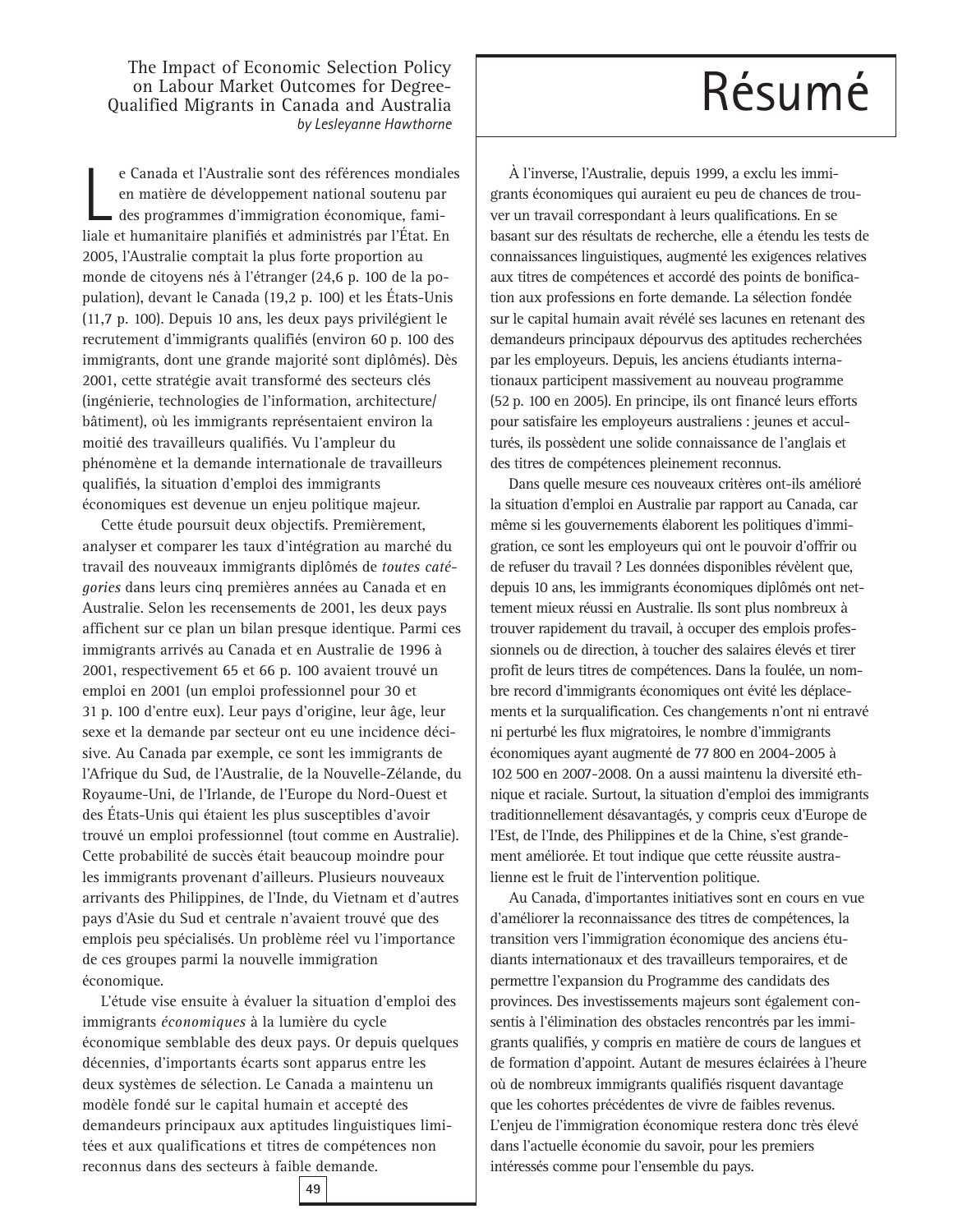The Impact of Economic Selection Policy on Labour Market Outcomes for Degree-Qualified Migrants in Canada and Australia

*by Lesleyanne Hawthorne*

# Résumé

Le Canada et l'Australie sont des références mondiales en matière de développement national soutenu par des programmes d'immigration économique, familiale et humanitaire planifiés et administrés par l'État. En 2005, l'Australie comptait la plus forte proportion au monde de citoyens nés à l'étranger (24,6 p. 100 de la population), devant le Canada (19,2 p. 100) et les États-Unis (11,7 p. 100). Depuis 10 ans, les deux pays privilégient le recrutement d'immigrants qualifiés (environ 60 p. 100 des immigrants, dont une grande majorité sont diplômés). Dès 2001, cette stratégie avait transformé des secteurs clés (ingénierie, technologies de l'information, architecture/bâtiment), où les immigrants représentaient environ la moitié des travailleurs qualifiés. Vu l'ampleur du phénomène et la demande internationale de travailleurs qualifiés, la situation d'emploi des immigrants économiques est devenue un enjeu politique majeur.

Cette étude poursuit deux objectifs. Premièrement, analyser et comparer les taux d'intégration au marché du travail des nouveaux immigrants diplômés de *toutes catégories* dans leurs cinq premières années au Canada et en Australie. Selon les recensements de 2001, les deux pays affichent sur ce plan un bilan presque identique. Parmi ces immigrants arrivés au Canada et en Australie de 1996 à 2001, respectivement 65 et 66 p. 100 avaient trouvé un emploi en 2001 (un emploi professionnel pour 30 et 31 p. 100 d'entre eux). Leur pays d'origine, leur âge, leur sexe et la demande par secteur ont eu une incidence décisive. Au Canada par exemple, ce sont les immigrants de l'Afrique du Sud, de l'Australie, de la Nouvelle-Zélande, du Royaume-Uni, de l'Irlande, de l'Europe du Nord-Ouest et des États-Unis qui étaient les plus susceptibles d'avoir trouvé un emploi professionnel (tout comme en Australie). Cette probabilité de succès était beaucoup moindre pour les immigrants provenant d'ailleurs. Plusieurs nouveaux arrivants des Philippines, de l'Inde, du Vietnam et d'autres pays d'Asie du Sud et centrale n'avaient trouvé que des emplois peu spécialisés. Un problème réel vu l'importance de ces groupes parmi la nouvelle immigration économique.

L'étude vise ensuite à évaluer la situation d'emploi des immigrants *économiques* à la lumière du cycle économique semblable des deux pays. Or depuis quelques décennies, d'importants écarts sont apparus entre les deux systèmes de sélection. Le Canada a maintenu un modèle fondé sur le capital humain et accepté des demandeurs principaux aux aptitudes linguistiques limitées et aux qualifications et titres de compétences non reconnus dans des secteurs à faible demande.

À l'inverse, l'Australie, depuis 1999, a exclu les immigrants économiques qui auraient eu peu de chances de trouver un travail correspondant à leurs qualifications. En se basant sur des résultats de recherche, elle a étendu les tests de connaissances linguistiques, augmenté les exigences relatives aux titres de compétences et accordé des points de bonification aux professions en forte demande. La sélection fondée sur le capital humain avait révélé ses lacunes en retenant des demandeurs principaux dépourvus des aptitudes recherchées par les employeurs. Depuis, les anciens étudiants internationaux participent massivement au nouveau programme (52 p. 100 en 2005). En principe, ils ont financé leurs efforts pour satisfaire les employeurs australiens : jeunes et acculturés, ils possèdent une solide connaissance de l'anglais et des titres de compétences pleinement reconnus.

Dans quelle mesure ces nouveaux critères ont-ils amélioré la situation d'emploi en Australie par rapport au Canada, car même si les gouvernements élaborent les politiques d'immigration, ce sont les employeurs qui ont le pouvoir d'offrir ou de refuser du travail ? Les données disponibles révèlent que, depuis 10 ans, les immigrants économiques diplômés ont nettement mieux réussi en Australie. Ils sont plus nombreux à trouver rapidement du travail, à occuper des emplois professionnels ou de direction, à toucher des salaires élevés et tirer profit de leurs titres de compétences. Dans la foulée, un nombre record d'immigrants économiques ont évité les déplacements et la surqualification. Ces changements n'ont ni entravé ni perturbé les flux migratoires, le nombre d'immigrants économiques ayant augmenté de 77 800 en 2004-2005 à 102 500 en 2007-2008. On a aussi maintenu la diversité ethnique et raciale. Surtout, la situation d'emploi des immigrants traditionnellement désavantagés, y compris ceux d'Europe de l'Est, de l'Inde, des Philippines et de la Chine, s'est grandement améliorée. Et tout indique que cette réussite australienne est le fruit de l'intervention politique.

Au Canada, d'importantes initiatives sont en cours en vue d'améliorer la reconnaissance des titres de compétences, la transition vers l'immigration économique des anciens étudiants internationaux et des travailleurs temporaires, et de permettre l'expansion du Programme des candidats des provinces. Des investissements majeurs sont également consentis à l'élimination des obstacles rencontrés par les immigrants qualifiés, y compris en matière de cours de langues et de formation d'appoint. Autant de mesures éclairées à l'heure où de nombreux immigrants qualifiés risquent davantage que les cohortes précédentes de vivre de faibles revenus. L'enjeu de l'immigration économique restera donc très élevé dans l'actuelle économie du savoir, pour les premiers intéressés comme pour l'ensemble du pays.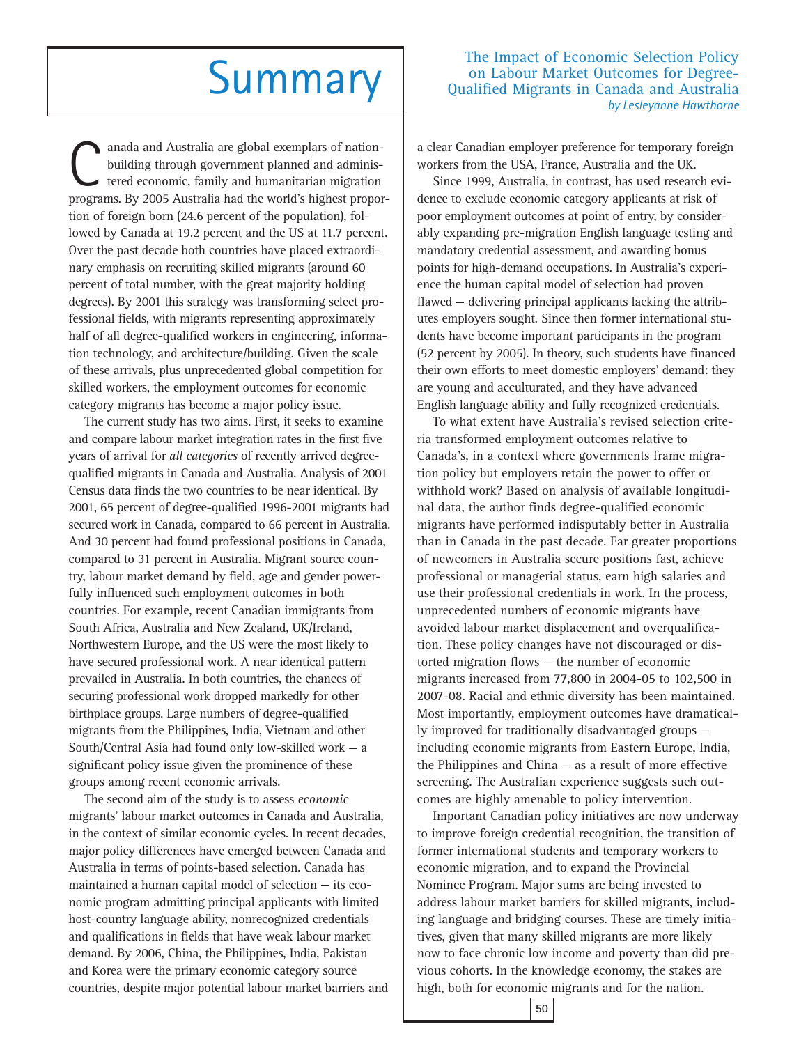# Summary

## The Impact of Economic Selection Policy on Labour Market Outcomes for Degree-Qualified Migrants in Canada and Australia

*by Lesleyanne Hawthorne*

Canada and Australia are global exemplars of nation-building through government planned and administered economic, family and humanitarian migration programs. By 2005 Australia had the world's highest proportion of foreign born (24.6 percent of the population), followed by Canada at 19.2 percent and the US at 11.7 percent. Over the past decade both countries have placed extraordinary emphasis on recruiting skilled migrants (around 60 percent of total number, with the great majority holding degrees). By 2001 this strategy was transforming select professional fields, with migrants representing approximately half of all degree-qualified workers in engineering, information technology, and architecture/building. Given the scale of these arrivals, plus unprecedented global competition for skilled workers, the employment outcomes for economic category migrants has become a major policy issue.

The current study has two aims. First, it seeks to examine and compare labour market integration rates in the first five years of arrival for *all categories* of recently arrived degree-qualified migrants in Canada and Australia. Analysis of 2001 Census data finds the two countries to be near identical. By 2001, 65 percent of degree-qualified 1996-2001 migrants had secured work in Canada, compared to 66 percent in Australia. And 30 percent had found professional positions in Canada, compared to 31 percent in Australia. Migrant source country, labour market demand by field, age and gender powerfully influenced such employment outcomes in both countries. For example, recent Canadian immigrants from South Africa, Australia and New Zealand, UK/Ireland, Northwestern Europe, and the US were the most likely to have secured professional work. A near identical pattern prevailed in Australia. In both countries, the chances of securing professional work dropped markedly for other birthplace groups. Large numbers of degree-qualified migrants from the Philippines, India, Vietnam and other South/Central Asia had found only low-skilled work — a significant policy issue given the prominence of these groups among recent economic arrivals.

The second aim of the study is to assess *economic* migrants' labour market outcomes in Canada and Australia, in the context of similar economic cycles. In recent decades, major policy differences have emerged between Canada and Australia in terms of points-based selection. Canada has maintained a human capital model of selection — its economic program admitting principal applicants with limited host-country language ability, nonrecognized credentials and qualifications in fields that have weak labour market demand. By 2006, China, the Philippines, India, Pakistan and Korea were the primary economic category source countries, despite major potential labour market barriers and a clear Canadian employer preference for temporary foreign workers from the USA, France, Australia and the UK.

Since 1999, Australia, in contrast, has used research evidence to exclude economic category applicants at risk of poor employment outcomes at point of entry, by considerably expanding pre-migration English language testing and mandatory credential assessment, and awarding bonus points for high-demand occupations. In Australia's experience the human capital model of selection had proven flawed — delivering principal applicants lacking the attributes employers sought. Since then former international students have become important participants in the program (52 percent by 2005). In theory, such students have financed their own efforts to meet domestic employers' demand: they are young and acculturated, and they have advanced English language ability and fully recognized credentials.

To what extent have Australia's revised selection criteria transformed employment outcomes relative to Canada's, in a context where governments frame migration policy but employers retain the power to offer or withhold work? Based on analysis of available longitudinal data, the author finds degree-qualified economic migrants have performed indisputably better in Australia than in Canada in the past decade. Far greater proportions of newcomers in Australia secure positions fast, achieve professional or managerial status, earn high salaries and use their professional credentials in work. In the process, unprecedented numbers of economic migrants have avoided labour market displacement and overqualification. These policy changes have not discouraged or distorted migration flows — the number of economic migrants increased from 77,800 in 2004-05 to 102,500 in 2007-08. Racial and ethnic diversity has been maintained. Most importantly, employment outcomes have dramatically improved for traditionally disadvantaged groups — including economic migrants from Eastern Europe, India, the Philippines and China — as a result of more effective screening. The Australian experience suggests such outcomes are highly amenable to policy intervention.

Important Canadian policy initiatives are now underway to improve foreign credential recognition, the transition of former international students and temporary workers to economic migration, and to expand the Provincial Nominee Program. Major sums are being invested to address labour market barriers for skilled migrants, including language and bridging courses. These are timely initiatives, given that many skilled migrants are more likely now to face chronic low income and poverty than did previous cohorts. In the knowledge economy, the stakes are high, both for economic migrants and for the nation.